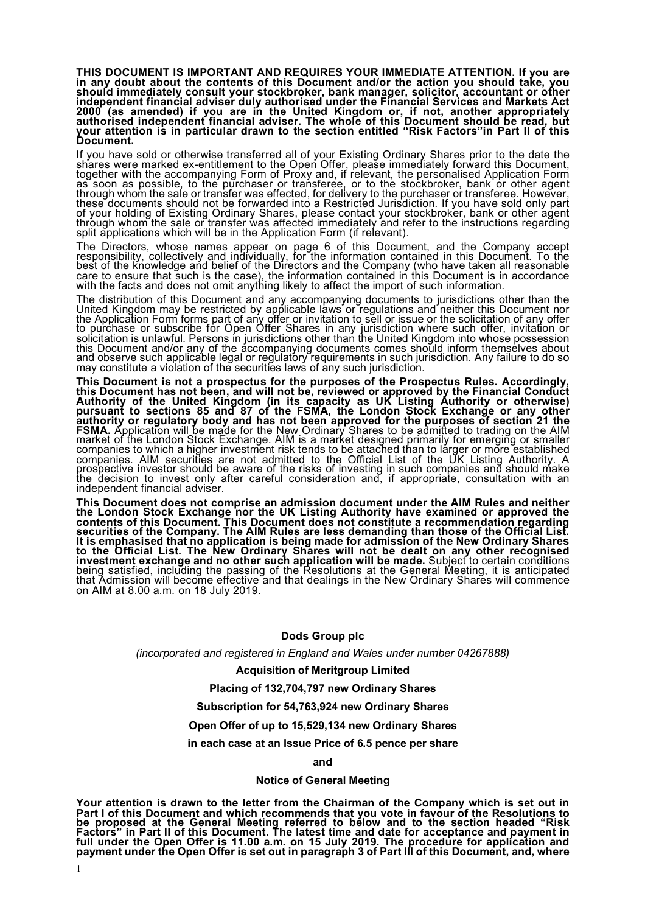**THIS DOCUMENT IS IMPORTANT AND REQUIRES YOUR IMMEDIATE ATTENTION. If you are in any doubt about the contents of this Document and/or the action you should take, you should immediately consult your stockbroker, bank manager, solicitor, accountant or other independent financial adviser duly authorised under the Financial Services and Markets Act 2000 (as amended) if you are in the United Kingdom or, if not, another appropriately authorised independent financial adviser. The whole of this Document should be read, but your attention is in particular drawn to the section entitled "Risk Factors"in Part II of this Document.**

If you have sold or otherwise transferred all of your Existing Ordinary Shares prior to the date the shares were marked ex-entitlement to the Open Offer, please immediately forward this Document, together with the accompanying Form of Proxy and, if relevant, the personalised Application Form as soon as possible, to the purchaser or transferee, or to the stockbroker, bank or other agent through whom the sale or transfer was effected, for delivery to the purchaser or transferee. However, these documents should not be forwarded into a Restricted Jurisdiction. If you have sold only part of your holding of Existing Ordinary Shares, please contact your stockbroker, bank or other agent through whom the sale or transfer was affected immediately and refer to the instructions regarding split applications which will be in the Application Form (if relevant).

The Directors, whose names appear on page 6 of this Document, and the Company accept responsibility, collectively and individually, for the information contained in this Document. To the best of the knowledge and belief of the Directors and the Company (who have taken all reasonable care to ensure that such is the case), the information contained in this Document is in accordance with the facts and does not omit anything likely to affect the import of such information.

The distribution of this Document and any accompanying documents to jurisdictions other than the United Kingdom may be restricted by applicable laws or regulations and neither this Document nor the Application Form forms part of any offer or invitation to sell or issue or the solicitation of any offer to purchase or subscribe for Open Offer Shares in any jurisdiction where such offer, invitation or solicitation is unlawful. Persons in jurisdictions other than the United Kingdom into whose possession this Document and/or any of the accompanying documents comes should inform themselves about and observe such applicable legal or regulatory requirements in such jurisdiction. Any failure to do so may constitute a violation of the securities laws of any such jurisdiction.

**This Document is not a prospectus for the purposes of the Prospectus Rules. Accordingly, this Document has not been, and will not be, reviewed or approved by the Financial Conduct Authority of the United Kingdom (in its capacity as UK Listing Authority or otherwise) pursuant to sections 85 and 87 of the FSMA, the London Stock Exchange or any other authority or regulatory body and has not been approved for the purposes of section 21 the FSMA.** Application will be made for the New Ordinary Shares to be admitted to trading on the AIM market of the London Stock Exchange. AIM is a market designed primarily for emerging or smaller companies to which a higher investment risk tends to be attached than to larger or more established companies. AIM securities are not admitted to the Official List of the UK Listing Authority. A prospective investor should be aware of the risks of investing in such companies and should make the decision to invest only after careful consideration and, if appropriate, consultation with an independent financial adviser.

**This Document does not comprise an admission document under the AIM Rules and neither the London Stock Exchange nor the UK Listing Authority have examined or approved the contents of this Document. This Document does not constitute a recommendation regarding securities of the Company. The AIM Rules are less demanding than those of the Official List. It is emphasised that no application is being made for admission of the New Ordinary Shares to the Official List. The New Ordinary Shares will not be dealt on any other recognised investment exchange and no other such application will be made.** Subject to certain conditions being satisfied, including the passing of the Resolutions at the General Meeting, it is anticipated that Admission will become effective and that dealings in the New Ordinary Shares will commence on AIM at 8.00 a.m. on 18 July 2019.

**Dods Group plc**

*(incorporated and registered in England and Wales under number 04267888)*

**Acquisition of Meritgroup Limited**

**Placing of 132,704,797 new Ordinary Shares**

**Subscription for 54,763,924 new Ordinary Shares**

**Open Offer of up to 15,529,134 new Ordinary Shares**

**in each case at an Issue Price of 6.5 pence per share**

**and**

**Notice of General Meeting**

**Your attention is drawn to the letter from the Chairman of the Company which is set out in Part I of this Document and which recommends that you vote in favour of the Resolutions to be proposed at the General Meeting referred to below and to the section headed "Risk Factors" in Part II of this Document. The latest time and date for acceptance and payment in full under the Open Offer is 11.00 a.m. on 15 July 2019. The procedure for application and payment under the Open Offer is set out in paragraph 3 of Part III of this Document, and, where**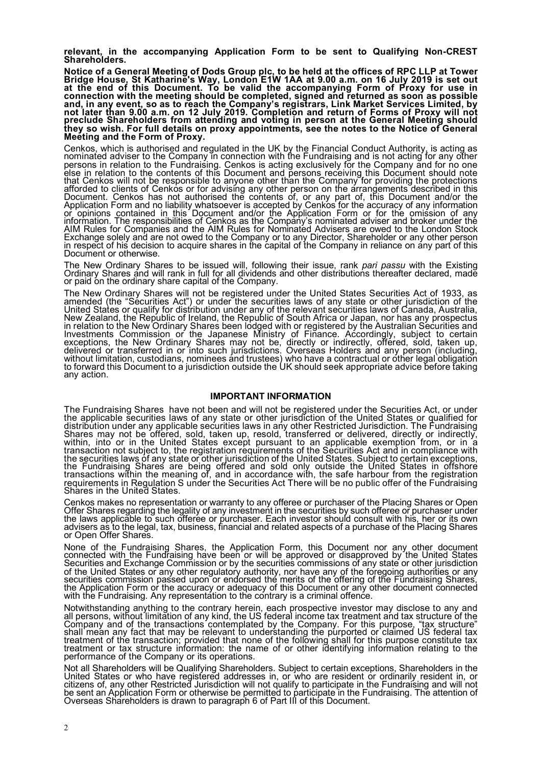**relevant, in the accompanying Application Form to be sent to Qualifying Non-CREST Shareholders.**

**Notice of a General Meeting of Dods Group plc, to be held at the offices of RPC LLP at Tower Bridge House, St Katharine's Way, London E1W 1AA at 9.00 a.m. on 16 July 2019 is set out at the end of this Document. To be valid the accompanying Form of Proxy for use in connection with the meeting should be completed, signed and returned as soon as possible and, in any event, so as to reach the Company's registrars, Link Market Services Limited, by not later than 9.00 a.m. on 12 July 2019. Completion and return of Forms of Proxy will not preclude Shareholders from attending and voting in person at the General Meeting should they so wish. For full details on proxy appointments, see the notes to the Notice of General Meeting and the Form of Proxy.**

Cenkos, which is authorised and regulated in the UK by the Financial Conduct Authority, is acting as nominated adviser to the Company in connection with the Fundraising and is not acting for any other persons in relation to the Fundraising. Cenkos is acting exclusively for the Company and for no one else in relation to the contents of this Document and persons receiving this Document should note that Cenkos will not be responsible to anyone other than the Company for providing the protections afforded to clients of Cenkos or for advising any other person on the arrangements described in this Document. Cenkos has not authorised the contents of, or any part of, this Document and/or the Application Form and no liability whatsoever is accepted by Cenkos for the accuracy of any information or opinions contained in this Document and/or the Application Form or for the omission of any information. The responsibilities of Cenkos as the Company's nominated adviser and broker under the AIM Rules for Companies and the AIM Rules for Nominated Advisers are owed to the London Stock Exchange solely and are not owed to the Company or to any Director, Shareholder or any other person in respect of his decision to acquire shares in the capital of the Company in reliance on any part of this Document or otherwise.

The New Ordinary Shares to be issued will, following their issue, rank *pari passu* with the Existing Ordinary Shares and will rank in full for all dividends and other distributions thereafter declared, made or paid on the ordinary share capital of the Company.

The New Ordinary Shares will not be registered under the United States Securities Act of 1933, as amended (the "Securities Act") or under the securities laws of any state or other jurisdiction of the United States or qualify for distribution under any of the relevant securities laws of Canada, Australia, New Zealand, the Republic of Ireland, the Republic of South Africa or Japan, nor has any prospectus in relation to the New Ordinary Shares been lodged with or registered by the Australian Securities and Investments Commission or the Japanese Ministry of Finance. Accordingly, subject to certain exceptions, the New Ordinary Shares may not be, directly or indirectly, offered, sold, taken up, delivered or transferred in or into such jurisdictions. Overseas Holders and any person (including, without limitation, custodians, nominees and trustees) who have a contractual or other legal obligation to forward this Document to a jurisdiction outside the UK should seek appropriate advice before taking any action.

## IMPORTANT INFORMATION

The Fundraising Shares have not been and will not be registered under the Securities Act, or under the applicable securities laws of any state or other jurisdiction of the United States or qualified for distribution under any applicable securities laws in any other Restricted Jurisdiction. The Fundraising Shares may not be offered, sold, taken up, resold, transferred or delivered, directly or indirectly, within, into or in the United States except pursuant to an applicable exemption from, or in a transaction not subject to, the registration requirements of the Securities Act and in compliance with the securities laws of any state or other jurisdiction of the United States. Subject to certain exceptions, the Fundraising Shares are being offered and sold only outside the United States in offshore transactions within the meaning of, and in accordance with, the safe harbour from the registration requirements in Regulation S under the Securities Act There will be no public offer of the Fundraising Shares in the United States.

Cenkos makes no representation or warranty to any offeree or purchaser of the Placing Shares or Open Offer Shares regarding the legality of any investment in the securities by such offeree or purchaser under the laws applicable to such offeree or purchaser. Each investor should consult with his, her or its own advisers as to the legal, tax, business, financial and related aspects of a purchase of the Placing Shares or Open Offer Shares.

None of the Fundraising Shares, the Application Form, this Document nor any other document connected with the Fundraising have been or will be approved or disapproved by the United States Securities and Exchange Commission or by the securities commissions of any state or other jurisdiction of the United States or any other regulatory authority, nor have any of the foregoing authorities or any securities commission passed upon or endorsed the merits of the offering of the Fundraising Shares, the Application Form or the accuracy or adequacy of this Document or any other document connected with the Fundraising. Any representation to the contrary is a criminal offence.

Notwithstanding anything to the contrary herein, each prospective investor may disclose to any and all persons, without limitation of any kind, the US federal income tax treatment and tax structure of the Company and of the transactions contemplated by the Company. For this purpose, "tax structure" shall mean any fact that may be relevant to understanding the purported or claimed US federal tax treatment of the transaction; provided that none of the following shall for this purpose constitute tax treatment or tax structure information: the name of or other identifying information relating to the performance of the Company or its operations.

Not all Shareholders will be Qualifying Shareholders. Subject to certain exceptions, Shareholders in the United States or who have registered addresses in, or who are resident or ordinarily resident in, or citizens of, any other Restricted Jurisdiction will not qualify to participate in the Fundraising and will not be sent an Application Form or otherwise be permitted to participate in the Fundraising. The attention of Overseas Shareholders is drawn to paragraph 6 of Part III of this Document.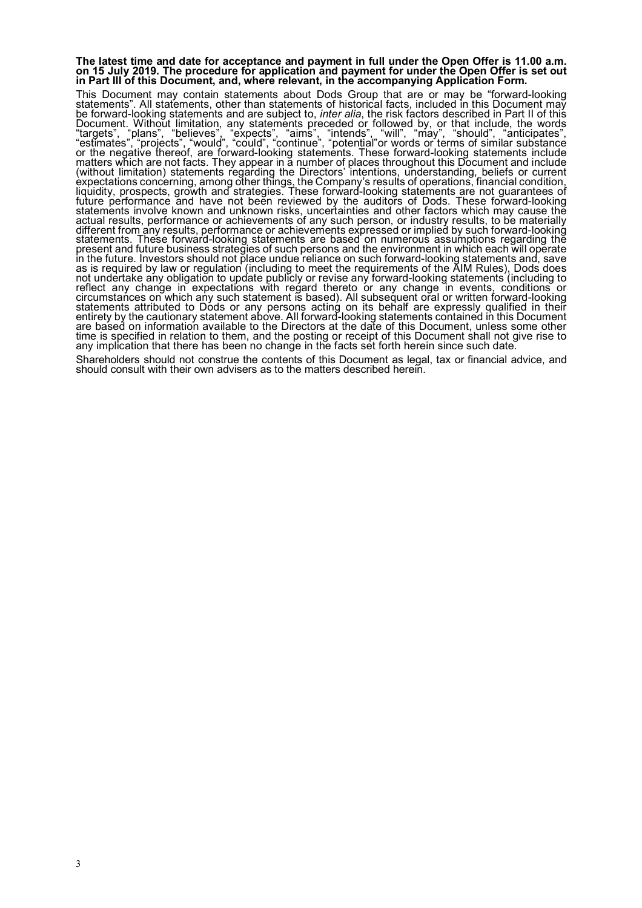**The latest time and date for acceptance and payment in full under the Open Offer is 11.00 a.m. on 15 July 2019. The procedure for application and payment for under the Open Offer is set out in Part III of this Document, and, where relevant, in the accompanying Application Form.**

This Document may contain statements about Dods Group that are or may be "forward-looking statements". All statements, other than statements of historical facts, included in this Document may be forward-looking statements and are subject to, *inter alia*, the risk factors described in Part II of this Document. Without limitation, any statements preceded or followed by, or that include, the words "targets", "plans", "believes", "expects", "aims", "intends", "will", "may", "should", "anticipates", "estimates", "projects", "would", "could", "continue", "potential"or words or terms of similar substance or the negative thereof, are forward-looking statements. These forward-looking statements include matters which are not facts. They appear in a number of places throughout this Document and include (without limitation) statements regarding the Directors' intentions, understanding, beliefs or current expectations concerning, among other things, the Company's results of operations, financial condition, liquidity, prospects, growth and strategies. These forward-looking statements are not guarantees of future performance and have not been reviewed by the auditors of Dods. These forward-looking statements involve known and unknown risks, uncertainties and other factors which may cause the actual results, performance or achievements of any such person, or industry results, to be materially different from any results, performance or achievements expressed or implied by such forward-looking statements. These forward-looking statements are based on numerous assumptions regarding the present and future business strategies of such persons and the environment in which each will operate in the future. Investors should not place undue reliance on such forward-looking statements and, save as is required by law or regulation (including to meet the requirements of the AIM Rules), Dods does not undertake any obligation to update publicly or revise any forward-looking statements (including to reflect any change in expectations with regard thereto or any change in events, conditions or circumstances on which any such statement is based). All subsequent oral or written forward-looking statements attributed to Dods or any persons acting on its behalf are expressly qualified in their entirety by the cautionary statement above. All forward-looking statements contained in this Document are based on information available to the Directors at the date of this Document, unless some other time is specified in relation to them, and the posting or receipt of this Document shall not give rise to any implication that there has been no change in the facts set forth herein since such date.

Shareholders should not construe the contents of this Document as legal, tax or financial advice, and should consult with their own advisers as to the matters described herein.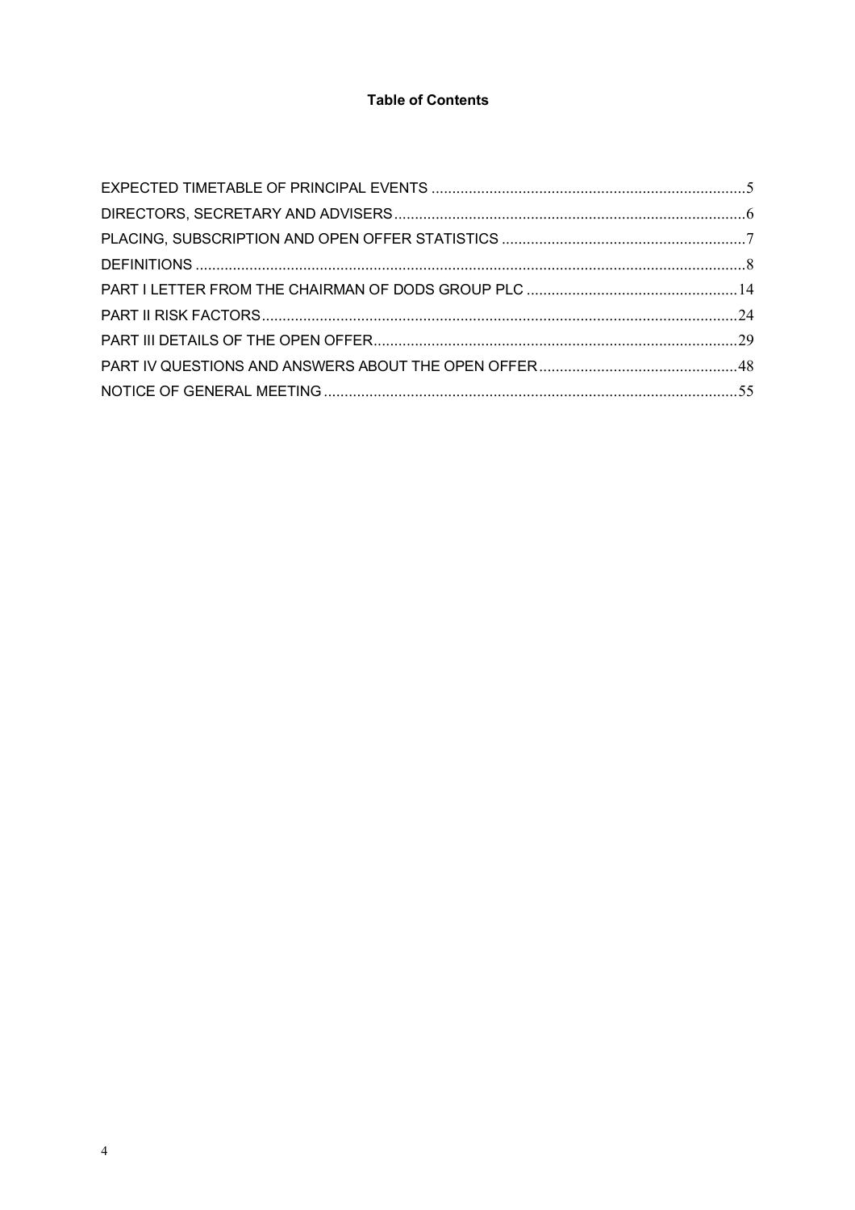**Table of Contents**

EXPECTED TIMETABLE OF PRINCIPAL EVENTS ....................5
DIRECTORS, SECRETARY AND ADVISERS ....................6
PLACING, SUBSCRIPTION AND OPEN OFFER STATISTICS ....................7
DEFINITIONS ....................8
PART I LETTER FROM THE CHAIRMAN OF DODS GROUP PLC ....................14
PART II RISK FACTORS ....................24
PART III DETAILS OF THE OPEN OFFER ....................29
PART IV QUESTIONS AND ANSWERS ABOUT THE OPEN OFFER ....................48
NOTICE OF GENERAL MEETING ....................55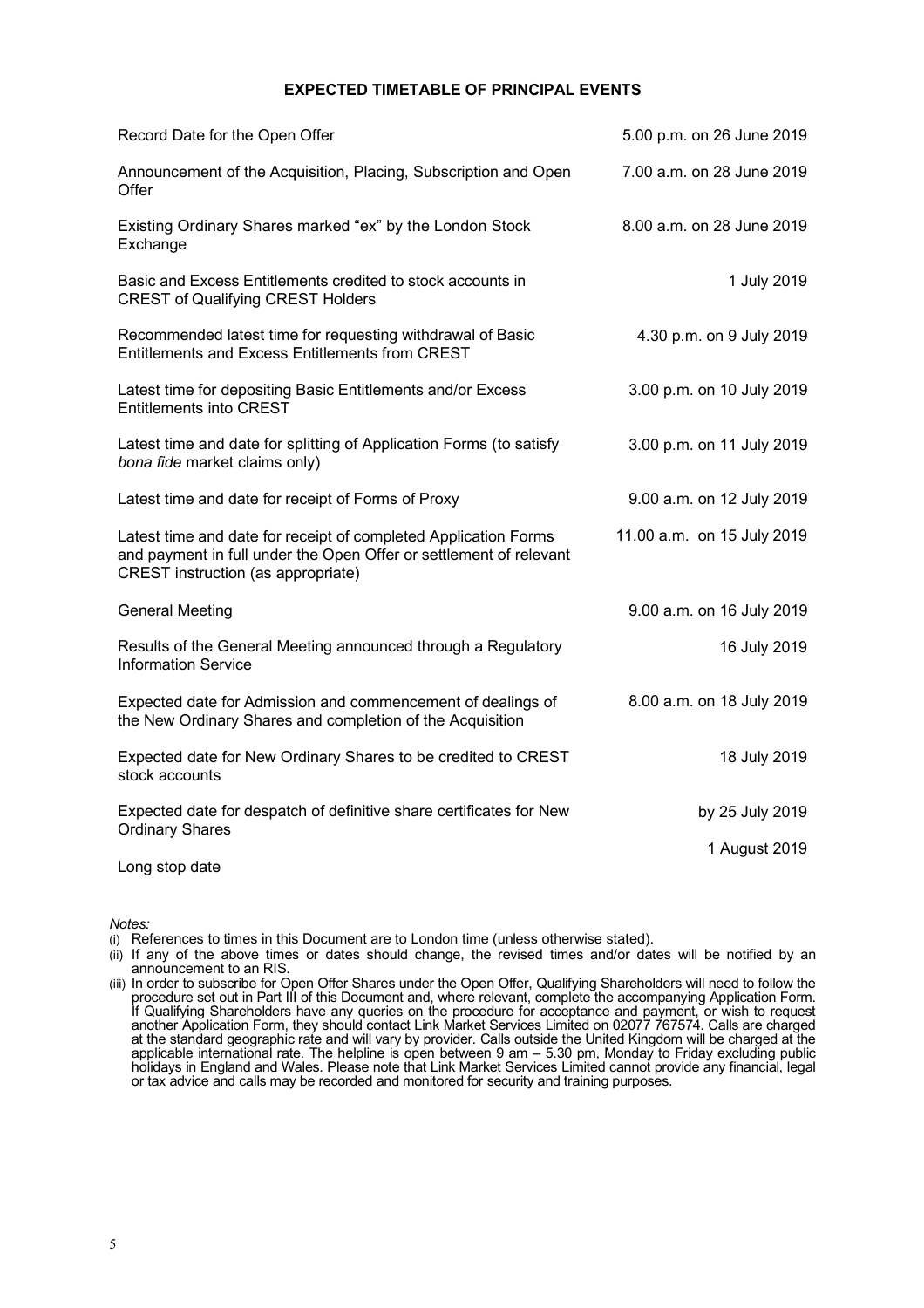## EXPECTED TIMETABLE OF PRINCIPAL EVENTS

| Event | Time and date |
|---|---|
| Record Date for the Open Offer | 5.00 p.m. on 26 June 2019 |
| Announcement of the Acquisition, Placing, Subscription and Open Offer | 7.00 a.m. on 28 June 2019 |
| Existing Ordinary Shares marked "ex" by the London Stock Exchange | 8.00 a.m. on 28 June 2019 |
| Basic and Excess Entitlements credited to stock accounts in CREST of Qualifying CREST Holders | 1 July 2019 |
| Recommended latest time for requesting withdrawal of Basic Entitlements and Excess Entitlements from CREST | 4.30 p.m. on 9 July 2019 |
| Latest time for depositing Basic Entitlements and/or Excess Entitlements into CREST | 3.00 p.m. on 10 July 2019 |
| Latest time and date for splitting of Application Forms (to satisfy *bona fide* market claims only) | 3.00 p.m. on 11 July 2019 |
| Latest time and date for receipt of Forms of Proxy | 9.00 a.m. on 12 July 2019 |
| Latest time and date for receipt of completed Application Forms and payment in full under the Open Offer or settlement of relevant CREST instruction (as appropriate) | 11.00 a.m. on 15 July 2019 |
| General Meeting | 9.00 a.m. on 16 July 2019 |
| Results of the General Meeting announced through a Regulatory Information Service | 16 July 2019 |
| Expected date for Admission and commencement of dealings of the New Ordinary Shares and completion of the Acquisition | 8.00 a.m. on 18 July 2019 |
| Expected date for New Ordinary Shares to be credited to CREST stock accounts | 18 July 2019 |
| Expected date for despatch of definitive share certificates for New Ordinary Shares | by 25 July 2019 |
| Long stop date | 1 August 2019 |

*Notes:*

(i) References to times in this Document are to London time (unless otherwise stated).

(ii) If any of the above times or dates should change, the revised times and/or dates will be notified by an announcement to an RIS.

(iii) In order to subscribe for Open Offer Shares under the Open Offer, Qualifying Shareholders will need to follow the procedure set out in Part III of this Document and, where relevant, complete the accompanying Application Form. If Qualifying Shareholders have any queries on the procedure for acceptance and payment, or wish to request another Application Form, they should contact Link Market Services Limited on 02077 767574. Calls are charged at the standard geographic rate and will vary by provider. Calls outside the United Kingdom will be charged at the applicable international rate. The helpline is open between 9 am – 5.30 pm, Monday to Friday excluding public holidays in England and Wales. Please note that Link Market Services Limited cannot provide any financial, legal or tax advice and calls may be recorded and monitored for security and training purposes.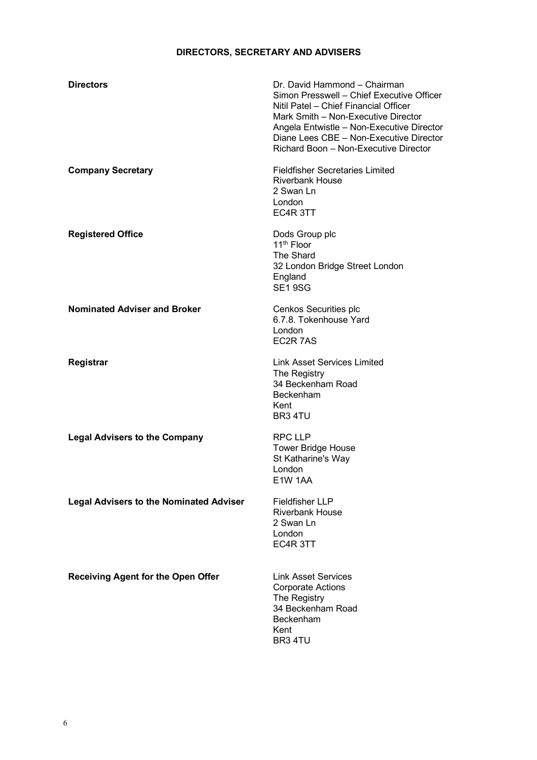# DIRECTORS, SECRETARY AND ADVISERS

| | |
|---|---|
| **Directors** | Dr. David Hammond – Chairman<br>Simon Presswell – Chief Executive Officer<br>Nitil Patel – Chief Financial Officer<br>Mark Smith – Non-Executive Director<br>Angela Entwistle – Non-Executive Director<br>Diane Lees CBE – Non-Executive Director<br>Richard Boon – Non-Executive Director |
| **Company Secretary** | Fieldfisher Secretaries Limited<br>Riverbank House<br>2 Swan Ln<br>London<br>EC4R 3TT |
| **Registered Office** | Dods Group plc<br>11th Floor<br>The Shard<br>32 London Bridge Street London<br>England<br>SE1 9SG |
| **Nominated Adviser and Broker** | Cenkos Securities plc<br>6.7.8. Tokenhouse Yard<br>London<br>EC2R 7AS |
| **Registrar** | Link Asset Services Limited<br>The Registry<br>34 Beckenham Road<br>Beckenham<br>Kent<br>BR3 4TU |
| **Legal Advisers to the Company** | RPC LLP<br>Tower Bridge House<br>St Katharine's Way<br>London<br>E1W 1AA |
| **Legal Advisers to the Nominated Adviser** | Fieldfisher LLP<br>Riverbank House<br>2 Swan Ln<br>London<br>EC4R 3TT |
| **Receiving Agent for the Open Offer** | Link Asset Services<br>Corporate Actions<br>The Registry<br>34 Beckenham Road<br>Beckenham<br>Kent<br>BR3 4TU |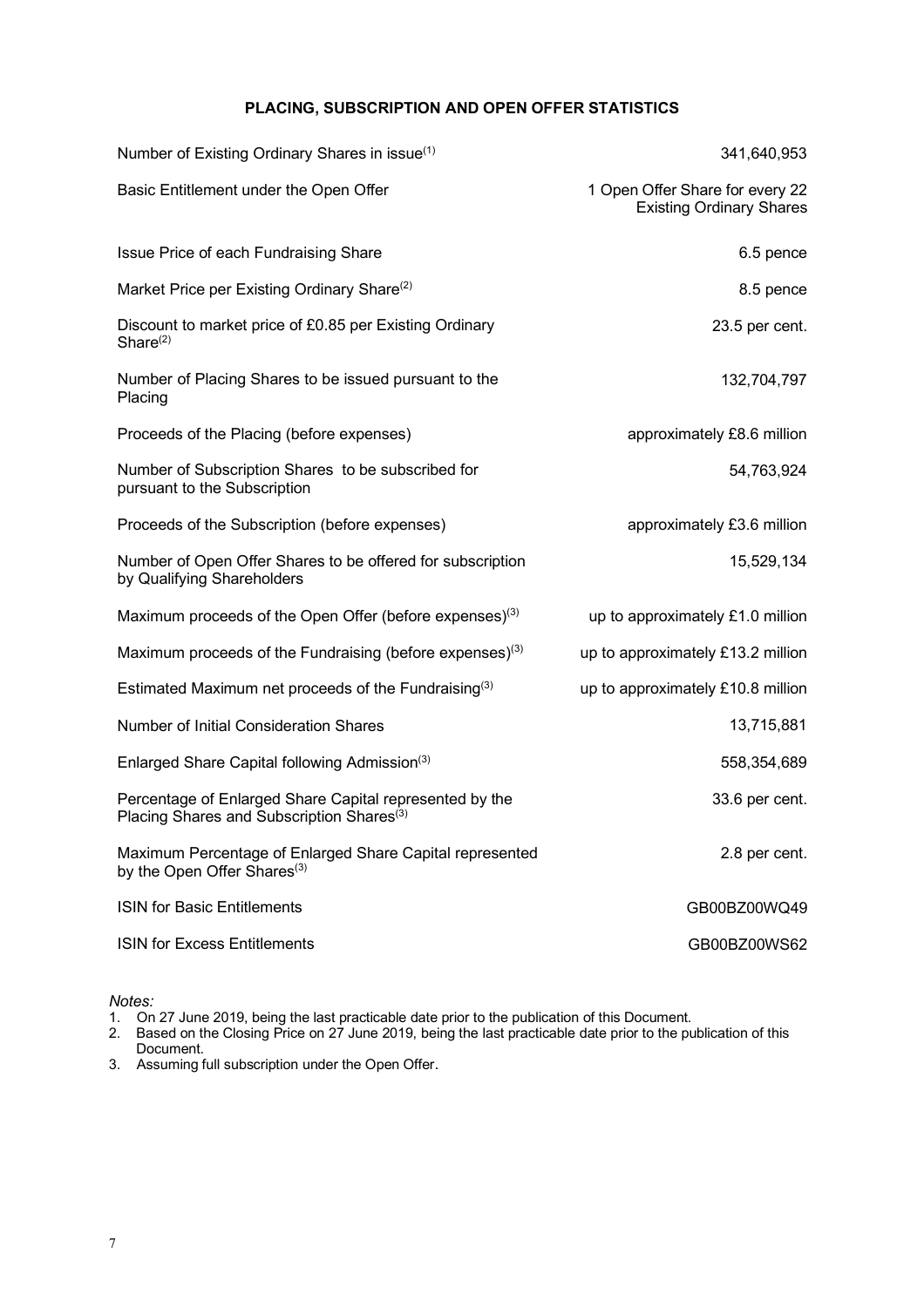## PLACING, SUBSCRIPTION AND OPEN OFFER STATISTICS

| | |
|---|---|
| Number of Existing Ordinary Shares in issue(1) | 341,640,953 |
| Basic Entitlement under the Open Offer | 1 Open Offer Share for every 22 Existing Ordinary Shares |
| Issue Price of each Fundraising Share | 6.5 pence |
| Market Price per Existing Ordinary Share(2) | 8.5 pence |
| Discount to market price of £0.85 per Existing Ordinary Share(2) | 23.5 per cent. |
| Number of Placing Shares to be issued pursuant to the Placing | 132,704,797 |
| Proceeds of the Placing (before expenses) | approximately £8.6 million |
| Number of Subscription Shares to be subscribed for pursuant to the Subscription | 54,763,924 |
| Proceeds of the Subscription (before expenses) | approximately £3.6 million |
| Number of Open Offer Shares to be offered for subscription by Qualifying Shareholders | 15,529,134 |
| Maximum proceeds of the Open Offer (before expenses)(3) | up to approximately £1.0 million |
| Maximum proceeds of the Fundraising (before expenses)(3) | up to approximately £13.2 million |
| Estimated Maximum net proceeds of the Fundraising(3) | up to approximately £10.8 million |
| Number of Initial Consideration Shares | 13,715,881 |
| Enlarged Share Capital following Admission(3) | 558,354,689 |
| Percentage of Enlarged Share Capital represented by the Placing Shares and Subscription Shares(3) | 33.6 per cent. |
| Maximum Percentage of Enlarged Share Capital represented by the Open Offer Shares(3) | 2.8 per cent. |
| ISIN for Basic Entitlements | GB00BZ00WQ49 |
| ISIN for Excess Entitlements | GB00BZ00WS62 |

*Notes:*

1. On 27 June 2019, being the last practicable date prior to the publication of this Document.
2. Based on the Closing Price on 27 June 2019, being the last practicable date prior to the publication of this Document.
3. Assuming full subscription under the Open Offer.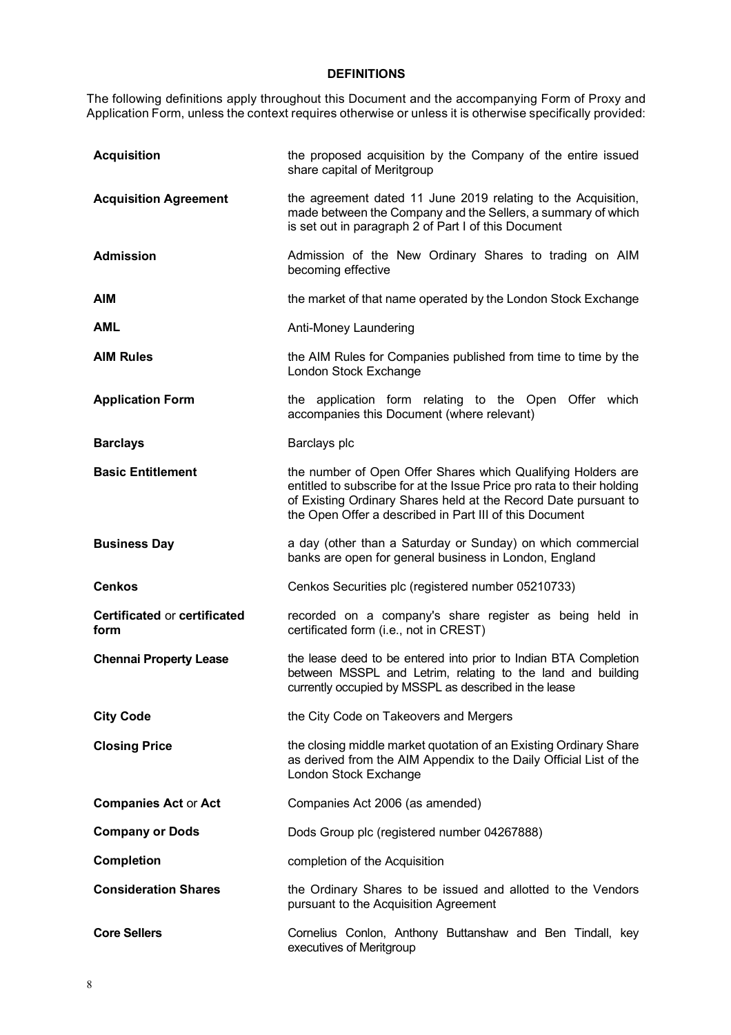# DEFINITIONS

The following definitions apply throughout this Document and the accompanying Form of Proxy and Application Form, unless the context requires otherwise or unless it is otherwise specifically provided:

| | |
|---|---|
| **Acquisition** | the proposed acquisition by the Company of the entire issued share capital of Meritgroup |
| **Acquisition Agreement** | the agreement dated 11 June 2019 relating to the Acquisition, made between the Company and the Sellers, a summary of which is set out in paragraph 2 of Part I of this Document |
| **Admission** | Admission of the New Ordinary Shares to trading on AIM becoming effective |
| **AIM** | the market of that name operated by the London Stock Exchange |
| **AML** | Anti-Money Laundering |
| **AIM Rules** | the AIM Rules for Companies published from time to time by the London Stock Exchange |
| **Application Form** | the application form relating to the Open Offer which accompanies this Document (where relevant) |
| **Barclays** | Barclays plc |
| **Basic Entitlement** | the number of Open Offer Shares which Qualifying Holders are entitled to subscribe for at the Issue Price pro rata to their holding of Existing Ordinary Shares held at the Record Date pursuant to the Open Offer a described in Part III of this Document |
| **Business Day** | a day (other than a Saturday or Sunday) on which commercial banks are open for general business in London, England |
| **Cenkos** | Cenkos Securities plc (registered number 05210733) |
| **Certificated** or **certificated form** | recorded on a company's share register as being held in certificated form (i.e., not in CREST) |
| **Chennai Property Lease** | the lease deed to be entered into prior to Indian BTA Completion between MSSPL and Letrim, relating to the land and building currently occupied by MSSPL as described in the lease |
| **City Code** | the City Code on Takeovers and Mergers |
| **Closing Price** | the closing middle market quotation of an Existing Ordinary Share as derived from the AIM Appendix to the Daily Official List of the London Stock Exchange |
| **Companies Act** or **Act** | Companies Act 2006 (as amended) |
| **Company or Dods** | Dods Group plc (registered number 04267888) |
| **Completion** | completion of the Acquisition |
| **Consideration Shares** | the Ordinary Shares to be issued and allotted to the Vendors pursuant to the Acquisition Agreement |
| **Core Sellers** | Cornelius Conlon, Anthony Buttanshaw and Ben Tindall, key executives of Meritgroup |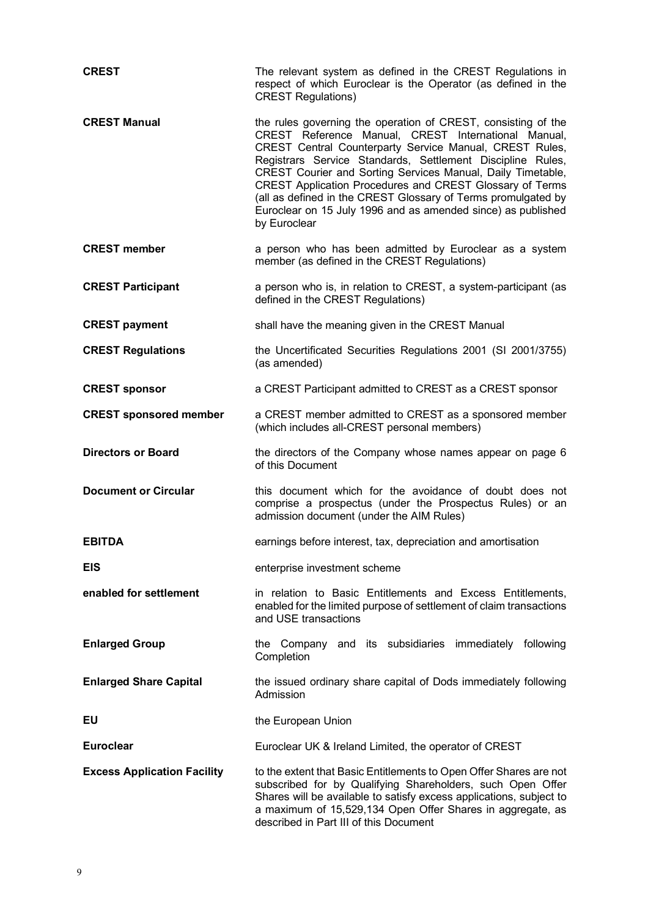| | |
|---|---|
| **CREST** | The relevant system as defined in the CREST Regulations in respect of which Euroclear is the Operator (as defined in the CREST Regulations) |
| **CREST Manual** | the rules governing the operation of CREST, consisting of the CREST Reference Manual, CREST International Manual, CREST Central Counterparty Service Manual, CREST Rules, Registrars Service Standards, Settlement Discipline Rules, CREST Courier and Sorting Services Manual, Daily Timetable, CREST Application Procedures and CREST Glossary of Terms (all as defined in the CREST Glossary of Terms promulgated by Euroclear on 15 July 1996 and as amended since) as published by Euroclear |
| **CREST member** | a person who has been admitted by Euroclear as a system member (as defined in the CREST Regulations) |
| **CREST Participant** | a person who is, in relation to CREST, a system-participant (as defined in the CREST Regulations) |
| **CREST payment** | shall have the meaning given in the CREST Manual |
| **CREST Regulations** | the Uncertificated Securities Regulations 2001 (SI 2001/3755) (as amended) |
| **CREST sponsor** | a CREST Participant admitted to CREST as a CREST sponsor |
| **CREST sponsored member** | a CREST member admitted to CREST as a sponsored member (which includes all-CREST personal members) |
| **Directors or Board** | the directors of the Company whose names appear on page 6 of this Document |
| **Document or Circular** | this document which for the avoidance of doubt does not comprise a prospectus (under the Prospectus Rules) or an admission document (under the AIM Rules) |
| **EBITDA** | earnings before interest, tax, depreciation and amortisation |
| **EIS** | enterprise investment scheme |
| **enabled for settlement** | in relation to Basic Entitlements and Excess Entitlements, enabled for the limited purpose of settlement of claim transactions and USE transactions |
| **Enlarged Group** | the Company and its subsidiaries immediately following Completion |
| **Enlarged Share Capital** | the issued ordinary share capital of Dods immediately following Admission |
| **EU** | the European Union |
| **Euroclear** | Euroclear UK & Ireland Limited, the operator of CREST |
| **Excess Application Facility** | to the extent that Basic Entitlements to Open Offer Shares are not subscribed for by Qualifying Shareholders, such Open Offer Shares will be available to satisfy excess applications, subject to a maximum of 15,529,134 Open Offer Shares in aggregate, as described in Part III of this Document |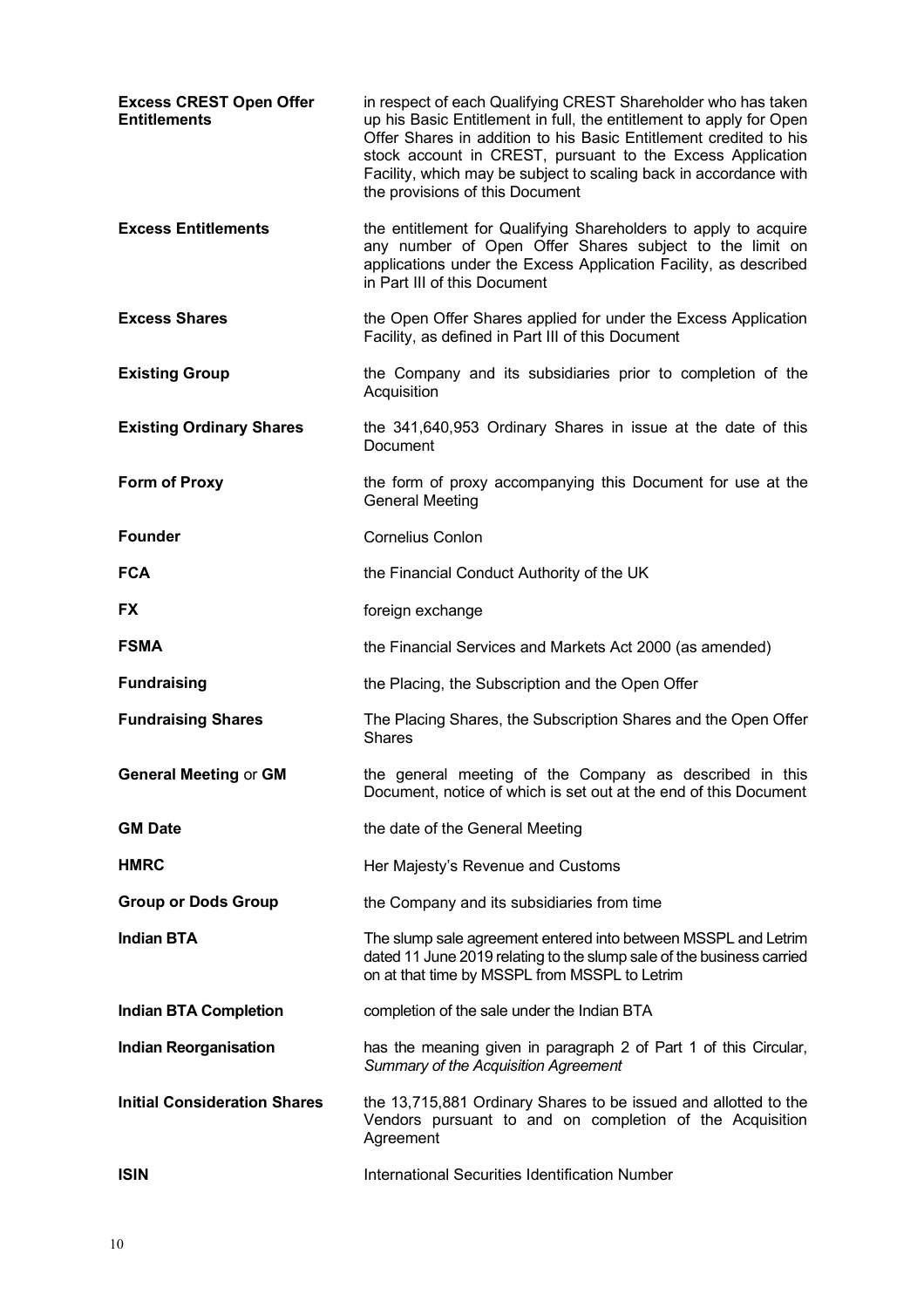| | |
|---|---|
| **Excess CREST Open Offer Entitlements** | in respect of each Qualifying CREST Shareholder who has taken up his Basic Entitlement in full, the entitlement to apply for Open Offer Shares in addition to his Basic Entitlement credited to his stock account in CREST, pursuant to the Excess Application Facility, which may be subject to scaling back in accordance with the provisions of this Document |
| **Excess Entitlements** | the entitlement for Qualifying Shareholders to apply to acquire any number of Open Offer Shares subject to the limit on applications under the Excess Application Facility, as described in Part III of this Document |
| **Excess Shares** | the Open Offer Shares applied for under the Excess Application Facility, as defined in Part III of this Document |
| **Existing Group** | the Company and its subsidiaries prior to completion of the Acquisition |
| **Existing Ordinary Shares** | the 341,640,953 Ordinary Shares in issue at the date of this Document |
| **Form of Proxy** | the form of proxy accompanying this Document for use at the General Meeting |
| **Founder** | Cornelius Conlon |
| **FCA** | the Financial Conduct Authority of the UK |
| **FX** | foreign exchange |
| **FSMA** | the Financial Services and Markets Act 2000 (as amended) |
| **Fundraising** | the Placing, the Subscription and the Open Offer |
| **Fundraising Shares** | The Placing Shares, the Subscription Shares and the Open Offer Shares |
| **General Meeting** or **GM** | the general meeting of the Company as described in this Document, notice of which is set out at the end of this Document |
| **GM Date** | the date of the General Meeting |
| **HMRC** | Her Majesty's Revenue and Customs |
| **Group or Dods Group** | the Company and its subsidiaries from time |
| **Indian BTA** | The slump sale agreement entered into between MSSPL and Letrim dated 11 June 2019 relating to the slump sale of the business carried on at that time by MSSPL from MSSPL to Letrim |
| **Indian BTA Completion** | completion of the sale under the Indian BTA |
| **Indian Reorganisation** | has the meaning given in paragraph 2 of Part 1 of this Circular, *Summary of the Acquisition Agreement* |
| **Initial Consideration Shares** | the 13,715,881 Ordinary Shares to be issued and allotted to the Vendors pursuant to and on completion of the Acquisition Agreement |
| **ISIN** | International Securities Identification Number |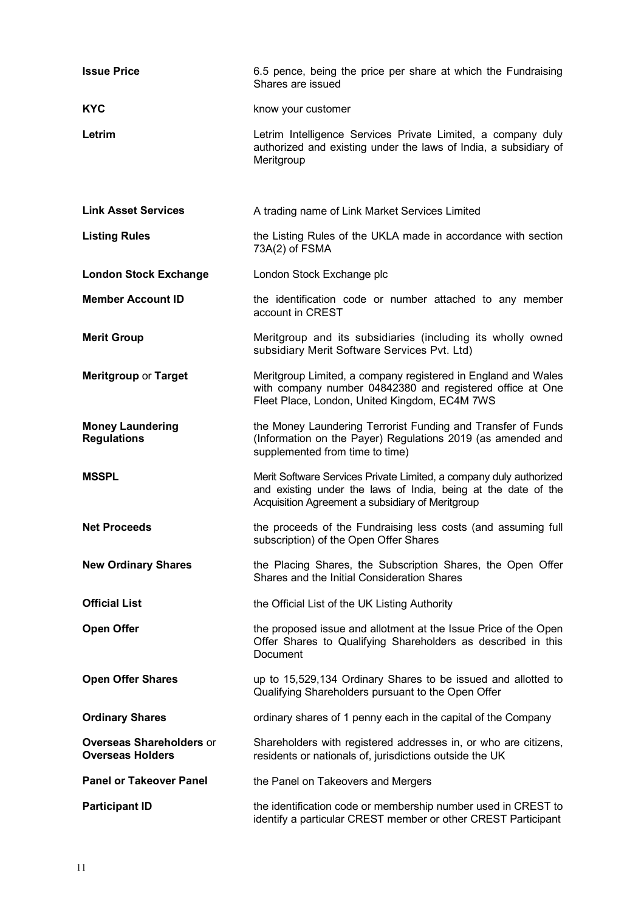| | |
|---|---|
| **Issue Price** | 6.5 pence, being the price per share at which the Fundraising Shares are issued |
| **KYC** | know your customer |
| **Letrim** | Letrim Intelligence Services Private Limited, a company duly authorized and existing under the laws of India, a subsidiary of Meritgroup |
| **Link Asset Services** | A trading name of Link Market Services Limited |
| **Listing Rules** | the Listing Rules of the UKLA made in accordance with section 73A(2) of FSMA |
| **London Stock Exchange** | London Stock Exchange plc |
| **Member Account ID** | the identification code or number attached to any member account in CREST |
| **Merit Group** | Meritgroup and its subsidiaries (including its wholly owned subsidiary Merit Software Services Pvt. Ltd) |
| **Meritgroup** or **Target** | Meritgroup Limited, a company registered in England and Wales with company number 04842380 and registered office at One Fleet Place, London, United Kingdom, EC4M 7WS |
| **Money Laundering Regulations** | the Money Laundering Terrorist Funding and Transfer of Funds (Information on the Payer) Regulations 2019 (as amended and supplemented from time to time) |
| **MSSPL** | Merit Software Services Private Limited, a company duly authorized and existing under the laws of India, being at the date of the Acquisition Agreement a subsidiary of Meritgroup |
| **Net Proceeds** | the proceeds of the Fundraising less costs (and assuming full subscription) of the Open Offer Shares |
| **New Ordinary Shares** | the Placing Shares, the Subscription Shares, the Open Offer Shares and the Initial Consideration Shares |
| **Official List** | the Official List of the UK Listing Authority |
| **Open Offer** | the proposed issue and allotment at the Issue Price of the Open Offer Shares to Qualifying Shareholders as described in this Document |
| **Open Offer Shares** | up to 15,529,134 Ordinary Shares to be issued and allotted to Qualifying Shareholders pursuant to the Open Offer |
| **Ordinary Shares** | ordinary shares of 1 penny each in the capital of the Company |
| **Overseas Shareholders** or **Overseas Holders** | Shareholders with registered addresses in, or who are citizens, residents or nationals of, jurisdictions outside the UK |
| **Panel or Takeover Panel** | the Panel on Takeovers and Mergers |
| **Participant ID** | the identification code or membership number used in CREST to identify a particular CREST member or other CREST Participant |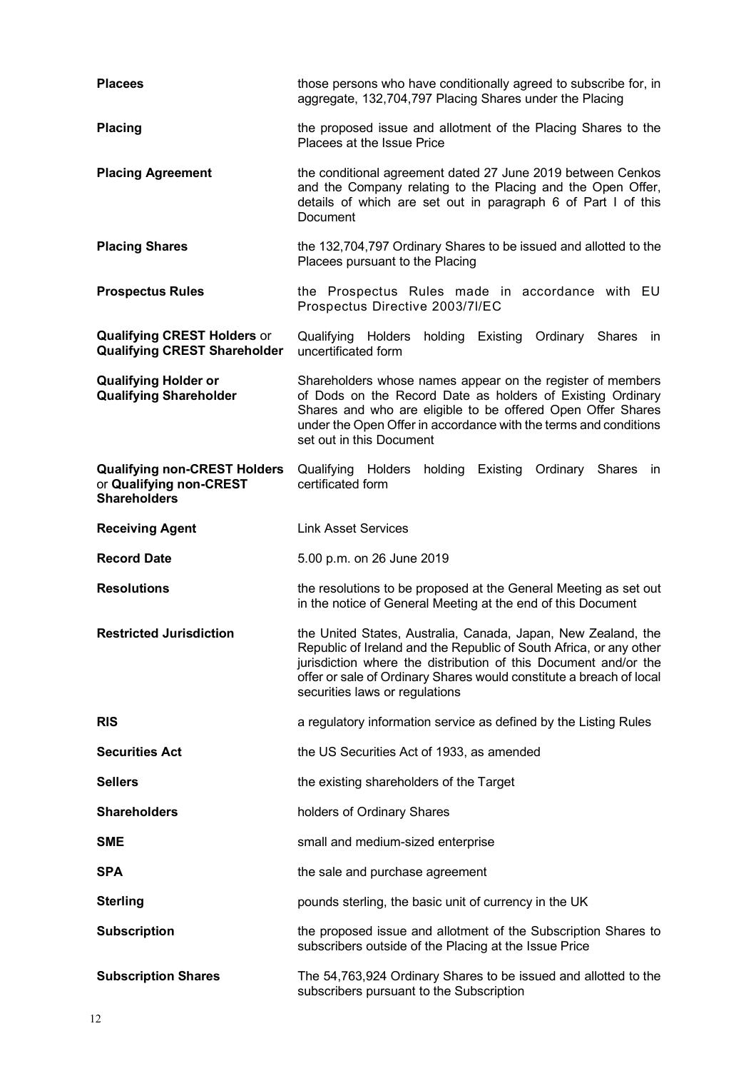| | |
|---|---|
| **Placees** | those persons who have conditionally agreed to subscribe for, in aggregate, 132,704,797 Placing Shares under the Placing |
| **Placing** | the proposed issue and allotment of the Placing Shares to the Placees at the Issue Price |
| **Placing Agreement** | the conditional agreement dated 27 June 2019 between Cenkos and the Company relating to the Placing and the Open Offer, details of which are set out in paragraph 6 of Part I of this Document |
| **Placing Shares** | the 132,704,797 Ordinary Shares to be issued and allotted to the Placees pursuant to the Placing |
| **Prospectus Rules** | the Prospectus Rules made in accordance with EU Prospectus Directive 2003/7l/EC |
| **Qualifying CREST Holders** or **Qualifying CREST Shareholder** | Qualifying Holders holding Existing Ordinary Shares in uncertificated form |
| **Qualifying Holder or Qualifying Shareholder** | Shareholders whose names appear on the register of members of Dods on the Record Date as holders of Existing Ordinary Shares and who are eligible to be offered Open Offer Shares under the Open Offer in accordance with the terms and conditions set out in this Document |
| **Qualifying non-CREST Holders** or **Qualifying non-CREST Shareholders** | Qualifying Holders holding Existing Ordinary Shares in certificated form |
| **Receiving Agent** | Link Asset Services |
| **Record Date** | 5.00 p.m. on 26 June 2019 |
| **Resolutions** | the resolutions to be proposed at the General Meeting as set out in the notice of General Meeting at the end of this Document |
| **Restricted Jurisdiction** | the United States, Australia, Canada, Japan, New Zealand, the Republic of Ireland and the Republic of South Africa, or any other jurisdiction where the distribution of this Document and/or the offer or sale of Ordinary Shares would constitute a breach of local securities laws or regulations |
| **RIS** | a regulatory information service as defined by the Listing Rules |
| **Securities Act** | the US Securities Act of 1933, as amended |
| **Sellers** | the existing shareholders of the Target |
| **Shareholders** | holders of Ordinary Shares |
| **SME** | small and medium-sized enterprise |
| **SPA** | the sale and purchase agreement |
| **Sterling** | pounds sterling, the basic unit of currency in the UK |
| **Subscription** | the proposed issue and allotment of the Subscription Shares to subscribers outside of the Placing at the Issue Price |
| **Subscription Shares** | The 54,763,924 Ordinary Shares to be issued and allotted to the subscribers pursuant to the Subscription |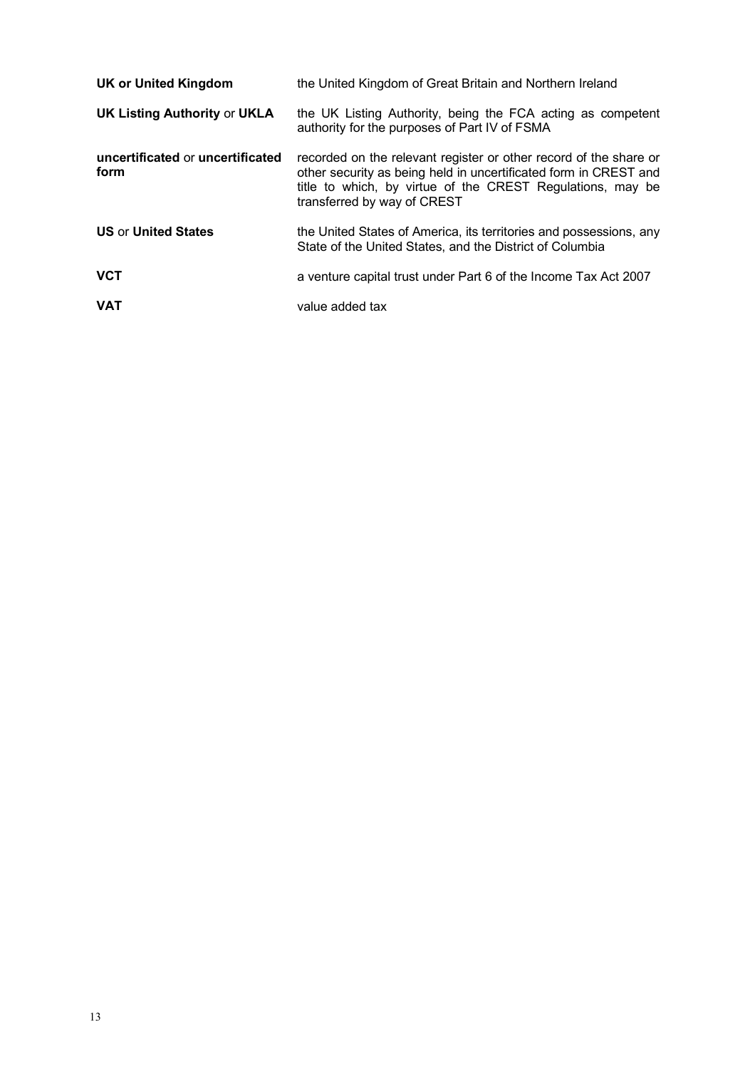| | |
|---|---|
| **UK or United Kingdom** | the United Kingdom of Great Britain and Northern Ireland |
| **UK Listing Authority** or **UKLA** | the UK Listing Authority, being the FCA acting as competent authority for the purposes of Part IV of FSMA |
| **uncertificated** or **uncertificated form** | recorded on the relevant register or other record of the share or other security as being held in uncertificated form in CREST and title to which, by virtue of the CREST Regulations, may be transferred by way of CREST |
| **US** or **United States** | the United States of America, its territories and possessions, any State of the United States, and the District of Columbia |
| **VCT** | a venture capital trust under Part 6 of the Income Tax Act 2007 |
| **VAT** | value added tax |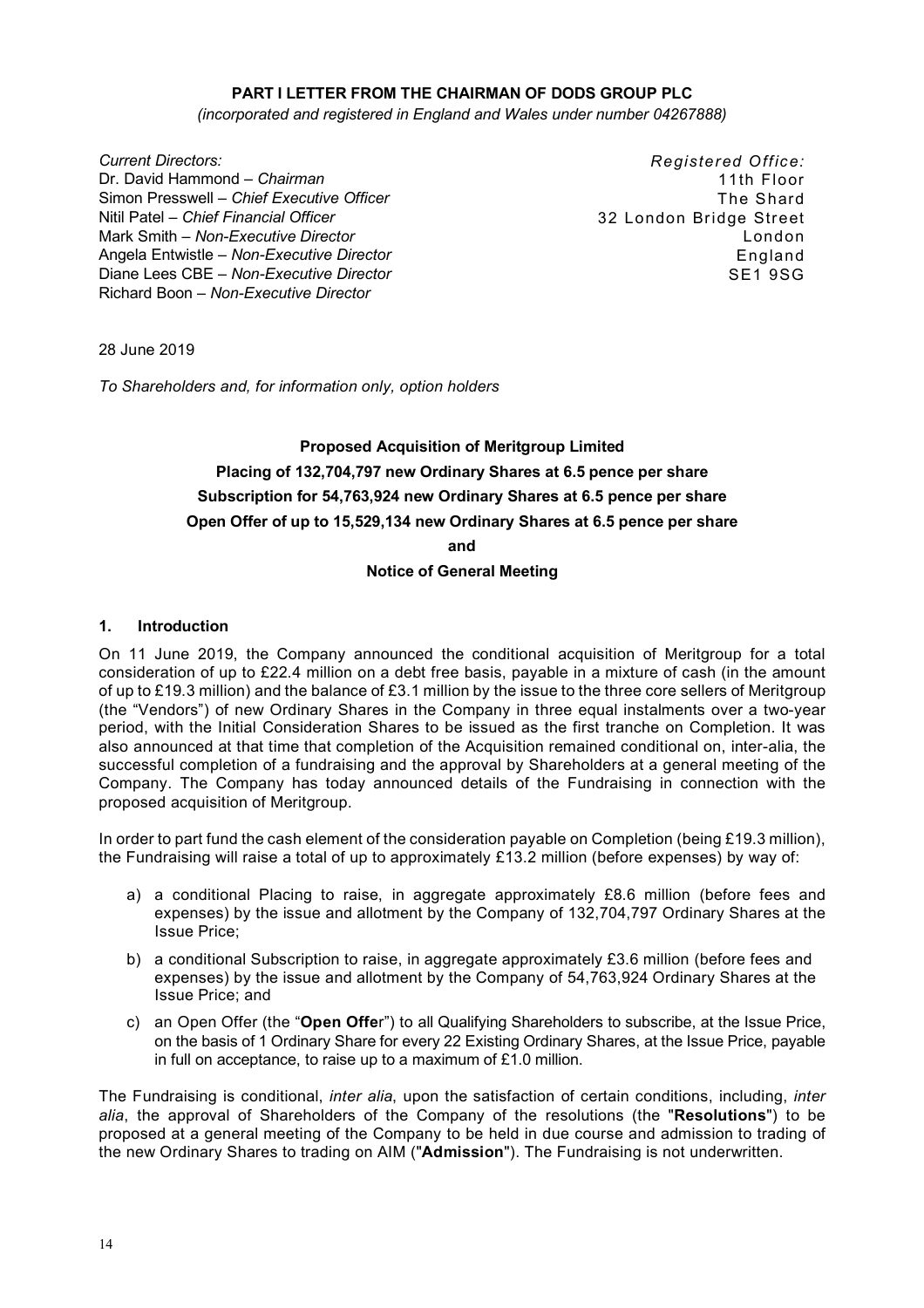**PART I LETTER FROM THE CHAIRMAN OF DODS GROUP PLC**

*(incorporated and registered in England and Wales under number 04267888)*

*Current Directors:*
Dr. David Hammond – *Chairman*
Simon Presswell – *Chief Executive Officer*
Nitil Patel – *Chief Financial Officer*
Mark Smith – *Non-Executive Director*
Angela Entwistle – *Non-Executive Director*
Diane Lees CBE – *Non-Executive Director*
Richard Boon – *Non-Executive Director*

*Registered Office:*
11th Floor
The Shard
32 London Bridge Street
London
England
SE1 9SG

28 June 2019

*To Shareholders and, for information only, option holders*

**Proposed Acquisition of Meritgroup Limited**

**Placing of 132,704,797 new Ordinary Shares at 6.5 pence per share**

**Subscription for 54,763,924 new Ordinary Shares at 6.5 pence per share**

**Open Offer of up to 15,529,134 new Ordinary Shares at 6.5 pence per share**

**and**

**Notice of General Meeting**

## 1. Introduction

On 11 June 2019, the Company announced the conditional acquisition of Meritgroup for a total consideration of up to £22.4 million on a debt free basis, payable in a mixture of cash (in the amount of up to £19.3 million) and the balance of £3.1 million by the issue to the three core sellers of Meritgroup (the "Vendors") of new Ordinary Shares in the Company in three equal instalments over a two-year period, with the Initial Consideration Shares to be issued as the first tranche on Completion. It was also announced at that time that completion of the Acquisition remained conditional on, inter-alia, the successful completion of a fundraising and the approval by Shareholders at a general meeting of the Company. The Company has today announced details of the Fundraising in connection with the proposed acquisition of Meritgroup.

In order to part fund the cash element of the consideration payable on Completion (being £19.3 million), the Fundraising will raise a total of up to approximately £13.2 million (before expenses) by way of:

a) a conditional Placing to raise, in aggregate approximately £8.6 million (before fees and expenses) by the issue and allotment by the Company of 132,704,797 Ordinary Shares at the Issue Price;

b) a conditional Subscription to raise, in aggregate approximately £3.6 million (before fees and expenses) by the issue and allotment by the Company of 54,763,924 Ordinary Shares at the Issue Price; and

c) an Open Offer (the "**Open Offer**") to all Qualifying Shareholders to subscribe, at the Issue Price, on the basis of 1 Ordinary Share for every 22 Existing Ordinary Shares, at the Issue Price, payable in full on acceptance, to raise up to a maximum of £1.0 million.

The Fundraising is conditional, *inter alia*, upon the satisfaction of certain conditions, including, *inter alia*, the approval of Shareholders of the Company of the resolutions (the "**Resolutions**") to be proposed at a general meeting of the Company to be held in due course and admission to trading of the new Ordinary Shares to trading on AIM ("**Admission**"). The Fundraising is not underwritten.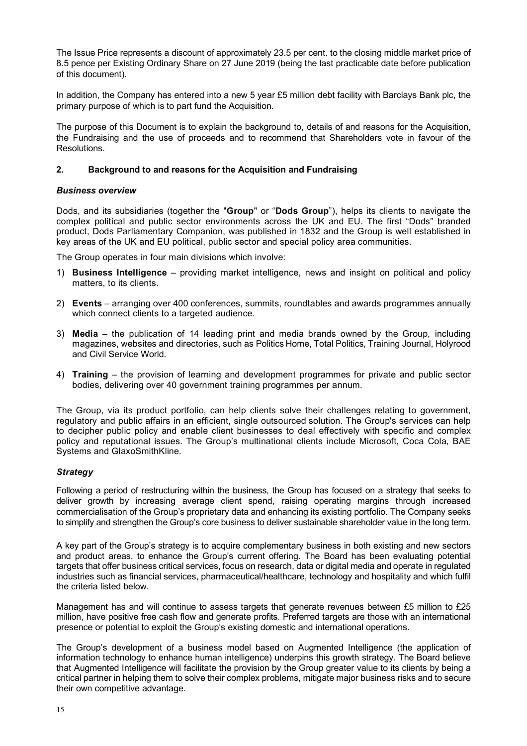The Issue Price represents a discount of approximately 23.5 per cent. to the closing middle market price of 8.5 pence per Existing Ordinary Share on 27 June 2019 (being the last practicable date before publication of this document).

In addition, the Company has entered into a new 5 year £5 million debt facility with Barclays Bank plc, the primary purpose of which is to part fund the Acquisition.

The purpose of this Document is to explain the background to, details of and reasons for the Acquisition, the Fundraising and the use of proceeds and to recommend that Shareholders vote in favour of the Resolutions.

## 2. Background to and reasons for the Acquisition and Fundraising

### *Business overview*

Dods, and its subsidiaries (together the "**Group**" or "**Dods Group**"), helps its clients to navigate the complex political and public sector environments across the UK and EU. The first "Dods" branded product, Dods Parliamentary Companion, was published in 1832 and the Group is well established in key areas of the UK and EU political, public sector and special policy area communities.

The Group operates in four main divisions which involve:

1) **Business Intelligence** – providing market intelligence, news and insight on political and policy matters, to its clients.
2) **Events** – arranging over 400 conferences, summits, roundtables and awards programmes annually which connect clients to a targeted audience.
3) **Media** – the publication of 14 leading print and media brands owned by the Group, including magazines, websites and directories, such as Politics Home, Total Politics, Training Journal, Holyrood and Civil Service World.
4) **Training** – the provision of learning and development programmes for private and public sector bodies, delivering over 40 government training programmes per annum.

The Group, via its product portfolio, can help clients solve their challenges relating to government, regulatory and public affairs in an efficient, single outsourced solution. The Group's services can help to decipher public policy and enable client businesses to deal effectively with specific and complex policy and reputational issues. The Group's multinational clients include Microsoft, Coca Cola, BAE Systems and GlaxoSmithKline.

### *Strategy*

Following a period of restructuring within the business, the Group has focused on a strategy that seeks to deliver growth by increasing average client spend, raising operating margins through increased commercialisation of the Group's proprietary data and enhancing its existing portfolio. The Company seeks to simplify and strengthen the Group's core business to deliver sustainable shareholder value in the long term.

A key part of the Group's strategy is to acquire complementary business in both existing and new sectors and product areas, to enhance the Group's current offering. The Board has been evaluating potential targets that offer business critical services, focus on research, data or digital media and operate in regulated industries such as financial services, pharmaceutical/healthcare, technology and hospitality and which fulfil the criteria listed below.

Management has and will continue to assess targets that generate revenues between £5 million to £25 million, have positive free cash flow and generate profits. Preferred targets are those with an international presence or potential to exploit the Group's existing domestic and international operations.

The Group's development of a business model based on Augmented Intelligence (the application of information technology to enhance human intelligence) underpins this growth strategy. The Board believe that Augmented Intelligence will facilitate the provision by the Group greater value to its clients by being a critical partner in helping them to solve their complex problems, mitigate major business risks and to secure their own competitive advantage.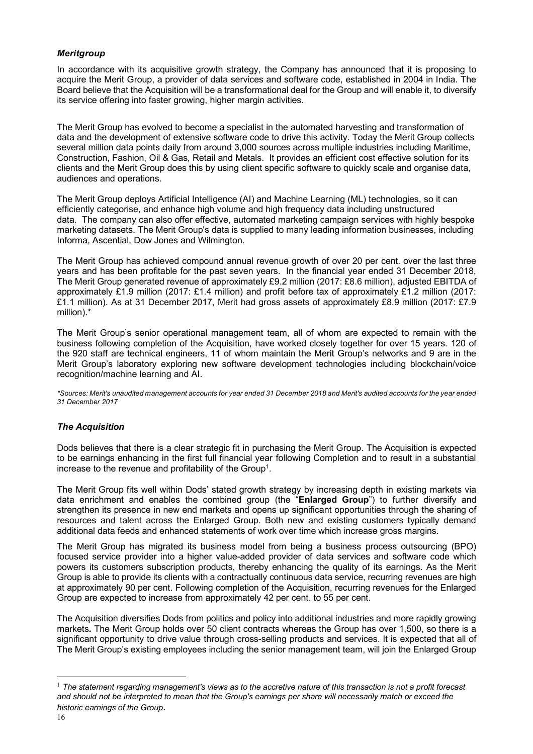### *Meritgroup*

In accordance with its acquisitive growth strategy, the Company has announced that it is proposing to acquire the Merit Group, a provider of data services and software code, established in 2004 in India. The Board believe that the Acquisition will be a transformational deal for the Group and will enable it, to diversify its service offering into faster growing, higher margin activities.

The Merit Group has evolved to become a specialist in the automated harvesting and transformation of data and the development of extensive software code to drive this activity. Today the Merit Group collects several million data points daily from around 3,000 sources across multiple industries including Maritime, Construction, Fashion, Oil & Gas, Retail and Metals. It provides an efficient cost effective solution for its clients and the Merit Group does this by using client specific software to quickly scale and organise data, audiences and operations.

The Merit Group deploys Artificial Intelligence (AI) and Machine Learning (ML) technologies, so it can efficiently categorise, and enhance high volume and high frequency data including unstructured data. The company can also offer effective, automated marketing campaign services with highly bespoke marketing datasets. The Merit Group's data is supplied to many leading information businesses, including Informa, Ascential, Dow Jones and Wilmington.

The Merit Group has achieved compound annual revenue growth of over 20 per cent. over the last three years and has been profitable for the past seven years. In the financial year ended 31 December 2018, The Merit Group generated revenue of approximately £9.2 million (2017: £8.6 million), adjusted EBITDA of approximately £1.9 million (2017: £1.4 million) and profit before tax of approximately £1.2 million (2017: £1.1 million). As at 31 December 2017, Merit had gross assets of approximately £8.9 million (2017: £7.9 million).*

The Merit Group's senior operational management team, all of whom are expected to remain with the business following completion of the Acquisition, have worked closely together for over 15 years. 120 of the 920 staff are technical engineers, 11 of whom maintain the Merit Group's networks and 9 are in the Merit Group's laboratory exploring new software development technologies including blockchain/voice recognition/machine learning and AI.

*\*Sources: Merit's unaudited management accounts for year ended 31 December 2018 and Merit's audited accounts for the year ended 31 December 2017*

### *The Acquisition*

Dods believes that there is a clear strategic fit in purchasing the Merit Group. The Acquisition is expected to be earnings enhancing in the first full financial year following Completion and to result in a substantial increase to the revenue and profitability of the Group[1].

The Merit Group fits well within Dods' stated growth strategy by increasing depth in existing markets via data enrichment and enables the combined group (the "**Enlarged Group**") to further diversify and strengthen its presence in new end markets and opens up significant opportunities through the sharing of resources and talent across the Enlarged Group. Both new and existing customers typically demand additional data feeds and enhanced statements of work over time which increase gross margins.

The Merit Group has migrated its business model from being a business process outsourcing (BPO) focused service provider into a higher value-added provider of data services and software code which powers its customers subscription products, thereby enhancing the quality of its earnings. As the Merit Group is able to provide its clients with a contractually continuous data service, recurring revenues are high at approximately 90 per cent. Following completion of the Acquisition, recurring revenues for the Enlarged Group are expected to increase from approximately 42 per cent. to 55 per cent.

The Acquisition diversifies Dods from politics and policy into additional industries and more rapidly growing markets**.** The Merit Group holds over 50 client contracts whereas the Group has over 1,500, so there is a significant opportunity to drive value through cross-selling products and services. It is expected that all of The Merit Group's existing employees including the senior management team, will join the Enlarged Group

---

[1] *The statement regarding management's views as to the accretive nature of this transaction is not a profit forecast and should not be interpreted to mean that the Group's earnings per share will necessarily match or exceed the historic earnings of the Group*.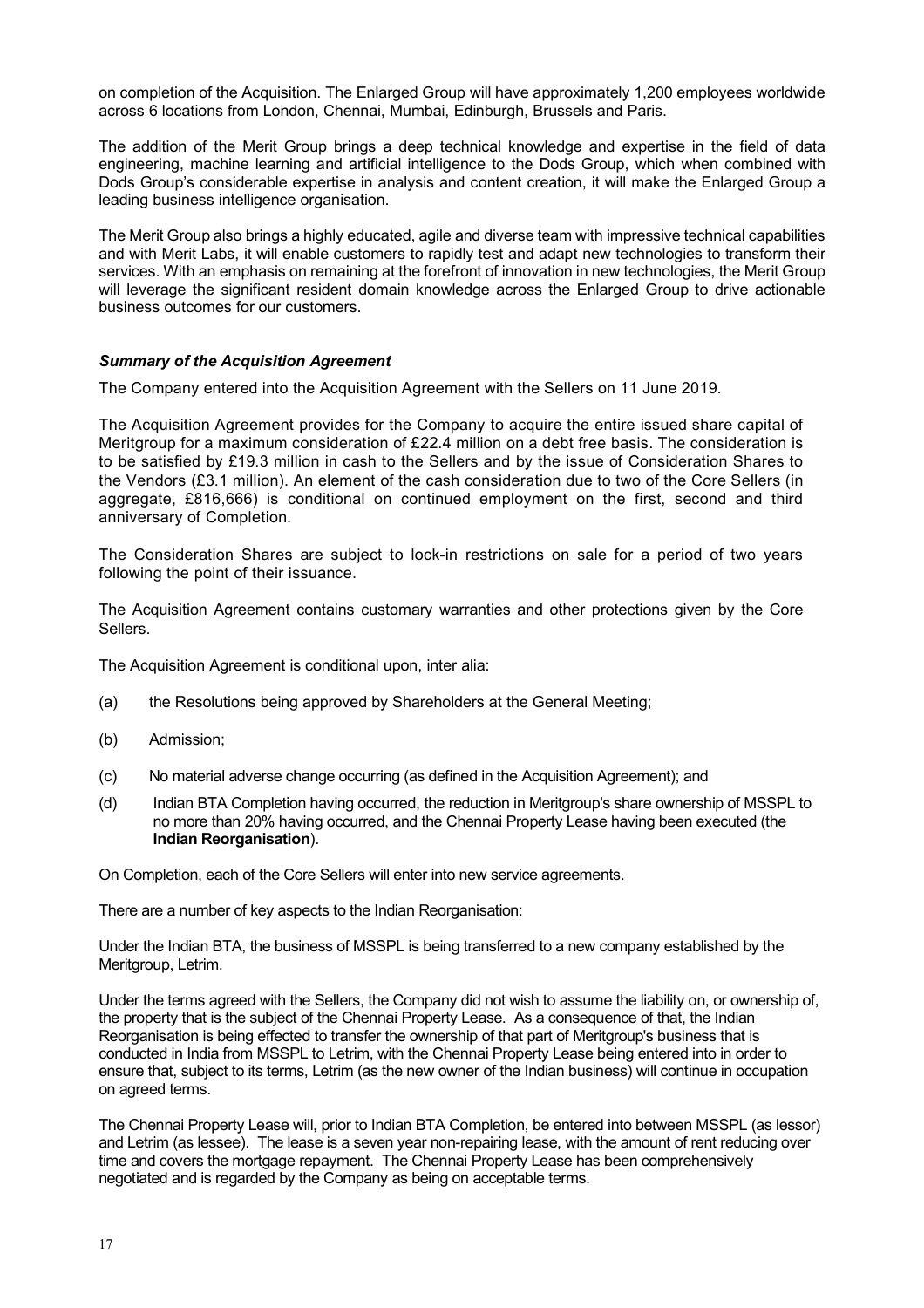on completion of the Acquisition. The Enlarged Group will have approximately 1,200 employees worldwide across 6 locations from London, Chennai, Mumbai, Edinburgh, Brussels and Paris.

The addition of the Merit Group brings a deep technical knowledge and expertise in the field of data engineering, machine learning and artificial intelligence to the Dods Group, which when combined with Dods Group's considerable expertise in analysis and content creation, it will make the Enlarged Group a leading business intelligence organisation.

The Merit Group also brings a highly educated, agile and diverse team with impressive technical capabilities and with Merit Labs, it will enable customers to rapidly test and adapt new technologies to transform their services. With an emphasis on remaining at the forefront of innovation in new technologies, the Merit Group will leverage the significant resident domain knowledge across the Enlarged Group to drive actionable business outcomes for our customers.

***Summary of the Acquisition Agreement***

The Company entered into the Acquisition Agreement with the Sellers on 11 June 2019.

The Acquisition Agreement provides for the Company to acquire the entire issued share capital of Meritgroup for a maximum consideration of £22.4 million on a debt free basis. The consideration is to be satisfied by £19.3 million in cash to the Sellers and by the issue of Consideration Shares to the Vendors (£3.1 million). An element of the cash consideration due to two of the Core Sellers (in aggregate, £816,666) is conditional on continued employment on the first, second and third anniversary of Completion.

The Consideration Shares are subject to lock-in restrictions on sale for a period of two years following the point of their issuance.

The Acquisition Agreement contains customary warranties and other protections given by the Core Sellers.

The Acquisition Agreement is conditional upon, inter alia:

(a) the Resolutions being approved by Shareholders at the General Meeting;

(b) Admission;

(c) No material adverse change occurring (as defined in the Acquisition Agreement); and

(d) Indian BTA Completion having occurred, the reduction in Meritgroup's share ownership of MSSPL to no more than 20% having occurred, and the Chennai Property Lease having been executed (the **Indian Reorganisation**).

On Completion, each of the Core Sellers will enter into new service agreements.

There are a number of key aspects to the Indian Reorganisation:

Under the Indian BTA, the business of MSSPL is being transferred to a new company established by the Meritgroup, Letrim.

Under the terms agreed with the Sellers, the Company did not wish to assume the liability on, or ownership of, the property that is the subject of the Chennai Property Lease. As a consequence of that, the Indian Reorganisation is being effected to transfer the ownership of that part of Meritgroup's business that is conducted in India from MSSPL to Letrim, with the Chennai Property Lease being entered into in order to ensure that, subject to its terms, Letrim (as the new owner of the Indian business) will continue in occupation on agreed terms.

The Chennai Property Lease will, prior to Indian BTA Completion, be entered into between MSSPL (as lessor) and Letrim (as lessee). The lease is a seven year non-repairing lease, with the amount of rent reducing over time and covers the mortgage repayment. The Chennai Property Lease has been comprehensively negotiated and is regarded by the Company as being on acceptable terms.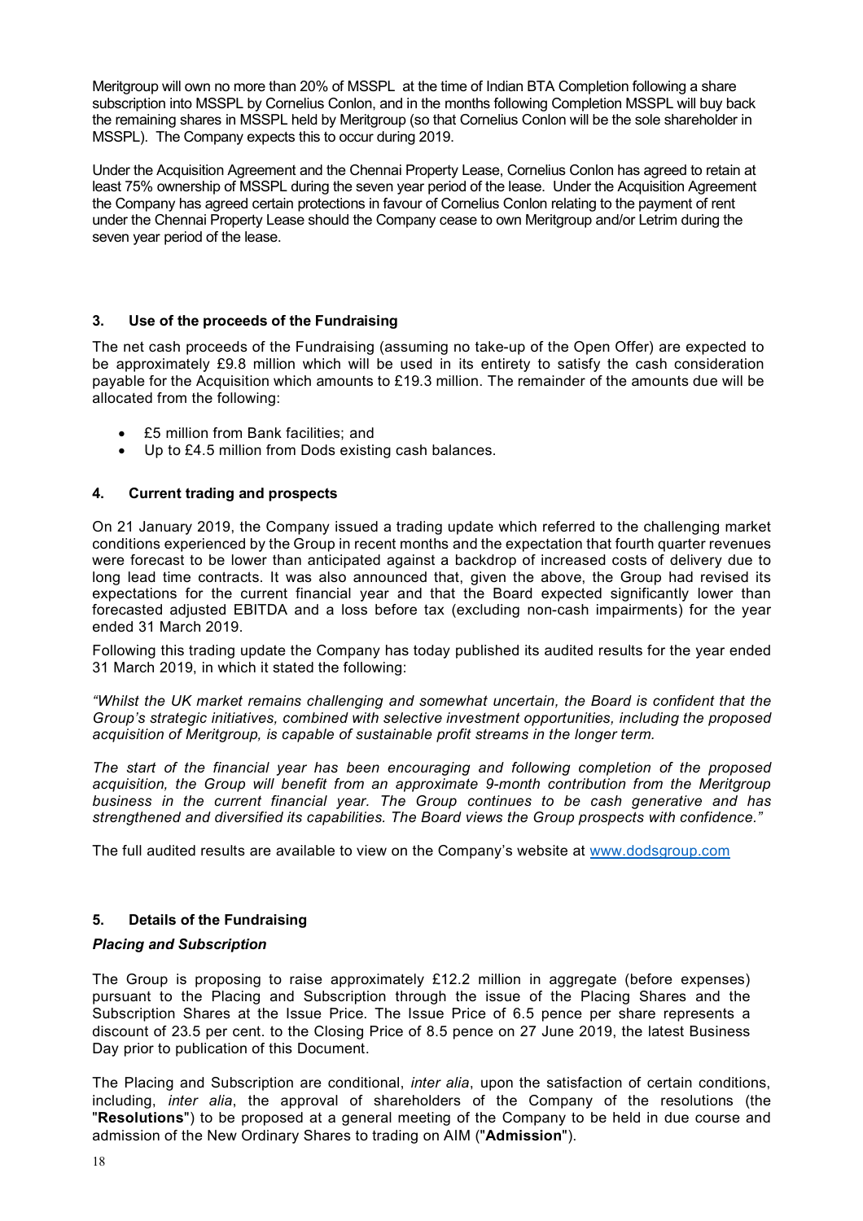Meritgroup will own no more than 20% of MSSPL at the time of Indian BTA Completion following a share subscription into MSSPL by Cornelius Conlon, and in the months following Completion MSSPL will buy back the remaining shares in MSSPL held by Meritgroup (so that Cornelius Conlon will be the sole shareholder in MSSPL). The Company expects this to occur during 2019.

Under the Acquisition Agreement and the Chennai Property Lease, Cornelius Conlon has agreed to retain at least 75% ownership of MSSPL during the seven year period of the lease. Under the Acquisition Agreement the Company has agreed certain protections in favour of Cornelius Conlon relating to the payment of rent under the Chennai Property Lease should the Company cease to own Meritgroup and/or Letrim during the seven year period of the lease.

## 3. Use of the proceeds of the Fundraising

The net cash proceeds of the Fundraising (assuming no take-up of the Open Offer) are expected to be approximately £9.8 million which will be used in its entirety to satisfy the cash consideration payable for the Acquisition which amounts to £19.3 million. The remainder of the amounts due will be allocated from the following:

- £5 million from Bank facilities; and
- Up to £4.5 million from Dods existing cash balances.

## 4. Current trading and prospects

On 21 January 2019, the Company issued a trading update which referred to the challenging market conditions experienced by the Group in recent months and the expectation that fourth quarter revenues were forecast to be lower than anticipated against a backdrop of increased costs of delivery due to long lead time contracts. It was also announced that, given the above, the Group had revised its expectations for the current financial year and that the Board expected significantly lower than forecasted adjusted EBITDA and a loss before tax (excluding non-cash impairments) for the year ended 31 March 2019.

Following this trading update the Company has today published its audited results for the year ended 31 March 2019, in which it stated the following:

*"Whilst the UK market remains challenging and somewhat uncertain, the Board is confident that the Group's strategic initiatives, combined with selective investment opportunities, including the proposed acquisition of Meritgroup, is capable of sustainable profit streams in the longer term.*

*The start of the financial year has been encouraging and following completion of the proposed acquisition, the Group will benefit from an approximate 9-month contribution from the Meritgroup business in the current financial year. The Group continues to be cash generative and has strengthened and diversified its capabilities. The Board views the Group prospects with confidence."*

The full audited results are available to view on the Company's website at www.dodsgroup.com

## 5. Details of the Fundraising

### *Placing and Subscription*

The Group is proposing to raise approximately £12.2 million in aggregate (before expenses) pursuant to the Placing and Subscription through the issue of the Placing Shares and the Subscription Shares at the Issue Price. The Issue Price of 6.5 pence per share represents a discount of 23.5 per cent. to the Closing Price of 8.5 pence on 27 June 2019, the latest Business Day prior to publication of this Document.

The Placing and Subscription are conditional, *inter alia*, upon the satisfaction of certain conditions, including, *inter alia*, the approval of shareholders of the Company of the resolutions (the "**Resolutions**") to be proposed at a general meeting of the Company to be held in due course and admission of the New Ordinary Shares to trading on AIM ("**Admission**").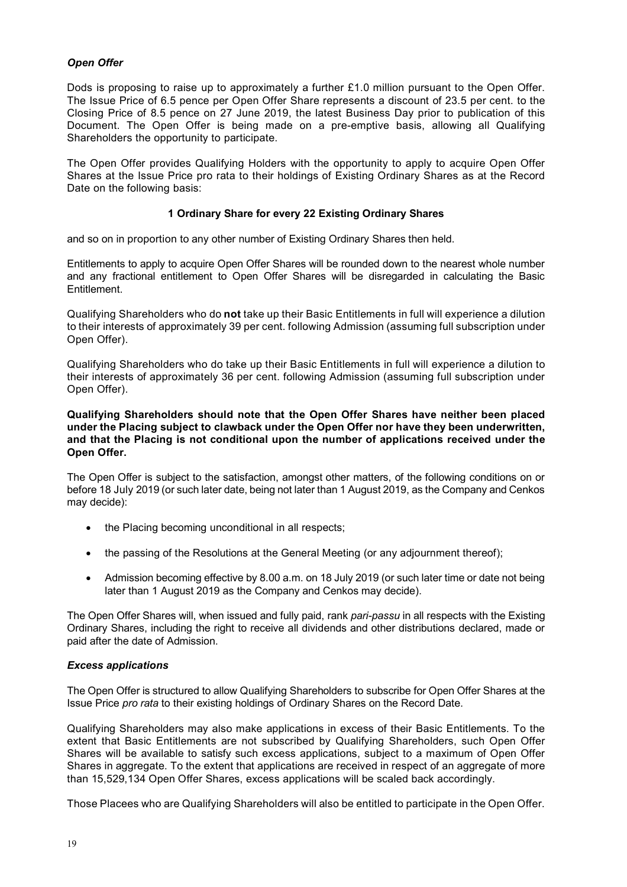### *Open Offer*

Dods is proposing to raise up to approximately a further £1.0 million pursuant to the Open Offer. The Issue Price of 6.5 pence per Open Offer Share represents a discount of 23.5 per cent. to the Closing Price of 8.5 pence on 27 June 2019, the latest Business Day prior to publication of this Document. The Open Offer is being made on a pre-emptive basis, allowing all Qualifying Shareholders the opportunity to participate.

The Open Offer provides Qualifying Holders with the opportunity to apply to acquire Open Offer Shares at the Issue Price pro rata to their holdings of Existing Ordinary Shares as at the Record Date on the following basis:

**1 Ordinary Share for every 22 Existing Ordinary Shares**

and so on in proportion to any other number of Existing Ordinary Shares then held.

Entitlements to apply to acquire Open Offer Shares will be rounded down to the nearest whole number and any fractional entitlement to Open Offer Shares will be disregarded in calculating the Basic Entitlement.

Qualifying Shareholders who do **not** take up their Basic Entitlements in full will experience a dilution to their interests of approximately 39 per cent. following Admission (assuming full subscription under Open Offer).

Qualifying Shareholders who do take up their Basic Entitlements in full will experience a dilution to their interests of approximately 36 per cent. following Admission (assuming full subscription under Open Offer).

**Qualifying Shareholders should note that the Open Offer Shares have neither been placed under the Placing subject to clawback under the Open Offer nor have they been underwritten, and that the Placing is not conditional upon the number of applications received under the Open Offer.**

The Open Offer is subject to the satisfaction, amongst other matters, of the following conditions on or before 18 July 2019 (or such later date, being not later than 1 August 2019, as the Company and Cenkos may decide):

- the Placing becoming unconditional in all respects;
- the passing of the Resolutions at the General Meeting (or any adjournment thereof);
- Admission becoming effective by 8.00 a.m. on 18 July 2019 (or such later time or date not being later than 1 August 2019 as the Company and Cenkos may decide).

The Open Offer Shares will, when issued and fully paid, rank *pari-passu* in all respects with the Existing Ordinary Shares, including the right to receive all dividends and other distributions declared, made or paid after the date of Admission.

### *Excess applications*

The Open Offer is structured to allow Qualifying Shareholders to subscribe for Open Offer Shares at the Issue Price *pro rata* to their existing holdings of Ordinary Shares on the Record Date.

Qualifying Shareholders may also make applications in excess of their Basic Entitlements. To the extent that Basic Entitlements are not subscribed by Qualifying Shareholders, such Open Offer Shares will be available to satisfy such excess applications, subject to a maximum of Open Offer Shares in aggregate. To the extent that applications are received in respect of an aggregate of more than 15,529,134 Open Offer Shares, excess applications will be scaled back accordingly.

Those Placees who are Qualifying Shareholders will also be entitled to participate in the Open Offer.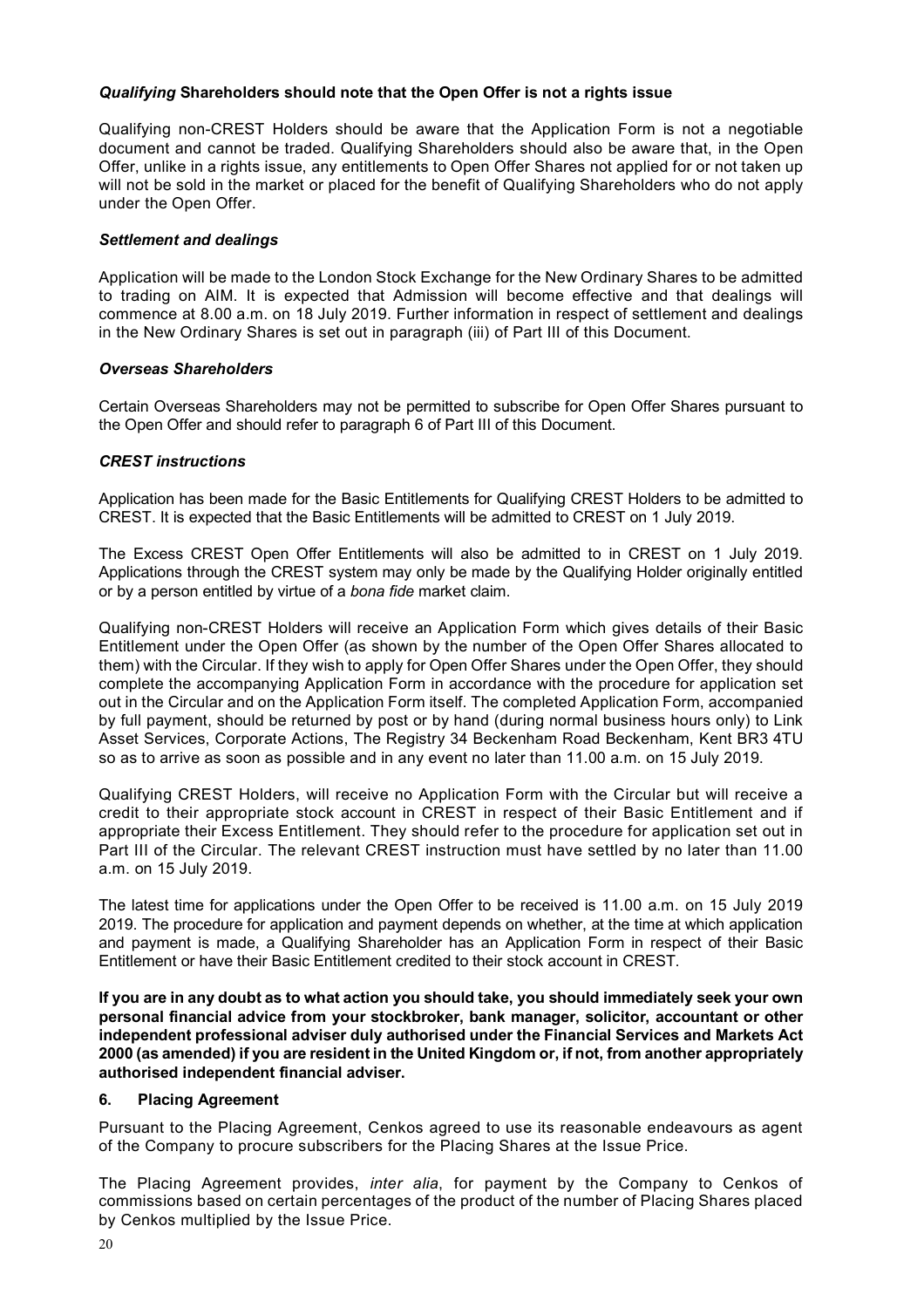### *Qualifying* **Shareholders should note that the Open Offer is not a rights issue**

Qualifying non-CREST Holders should be aware that the Application Form is not a negotiable document and cannot be traded. Qualifying Shareholders should also be aware that, in the Open Offer, unlike in a rights issue, any entitlements to Open Offer Shares not applied for or not taken up will not be sold in the market or placed for the benefit of Qualifying Shareholders who do not apply under the Open Offer.

### *Settlement and dealings*

Application will be made to the London Stock Exchange for the New Ordinary Shares to be admitted to trading on AIM. It is expected that Admission will become effective and that dealings will commence at 8.00 a.m. on 18 July 2019. Further information in respect of settlement and dealings in the New Ordinary Shares is set out in paragraph (iii) of Part III of this Document.

### *Overseas Shareholders*

Certain Overseas Shareholders may not be permitted to subscribe for Open Offer Shares pursuant to the Open Offer and should refer to paragraph 6 of Part III of this Document.

### *CREST instructions*

Application has been made for the Basic Entitlements for Qualifying CREST Holders to be admitted to CREST. It is expected that the Basic Entitlements will be admitted to CREST on 1 July 2019.

The Excess CREST Open Offer Entitlements will also be admitted to in CREST on 1 July 2019. Applications through the CREST system may only be made by the Qualifying Holder originally entitled or by a person entitled by virtue of a *bona fide* market claim.

Qualifying non-CREST Holders will receive an Application Form which gives details of their Basic Entitlement under the Open Offer (as shown by the number of the Open Offer Shares allocated to them) with the Circular. If they wish to apply for Open Offer Shares under the Open Offer, they should complete the accompanying Application Form in accordance with the procedure for application set out in the Circular and on the Application Form itself. The completed Application Form, accompanied by full payment, should be returned by post or by hand (during normal business hours only) to Link Asset Services, Corporate Actions, The Registry 34 Beckenham Road Beckenham, Kent BR3 4TU so as to arrive as soon as possible and in any event no later than 11.00 a.m. on 15 July 2019.

Qualifying CREST Holders, will receive no Application Form with the Circular but will receive a credit to their appropriate stock account in CREST in respect of their Basic Entitlement and if appropriate their Excess Entitlement. They should refer to the procedure for application set out in Part III of the Circular. The relevant CREST instruction must have settled by no later than 11.00 a.m. on 15 July 2019.

The latest time for applications under the Open Offer to be received is 11.00 a.m. on 15 July 2019 2019. The procedure for application and payment depends on whether, at the time at which application and payment is made, a Qualifying Shareholder has an Application Form in respect of their Basic Entitlement or have their Basic Entitlement credited to their stock account in CREST.

**If you are in any doubt as to what action you should take, you should immediately seek your own personal financial advice from your stockbroker, bank manager, solicitor, accountant or other independent professional adviser duly authorised under the Financial Services and Markets Act 2000 (as amended) if you are resident in the United Kingdom or, if not, from another appropriately authorised independent financial adviser.**

## 6. Placing Agreement

Pursuant to the Placing Agreement, Cenkos agreed to use its reasonable endeavours as agent of the Company to procure subscribers for the Placing Shares at the Issue Price.

The Placing Agreement provides, *inter alia*, for payment by the Company to Cenkos of commissions based on certain percentages of the product of the number of Placing Shares placed by Cenkos multiplied by the Issue Price.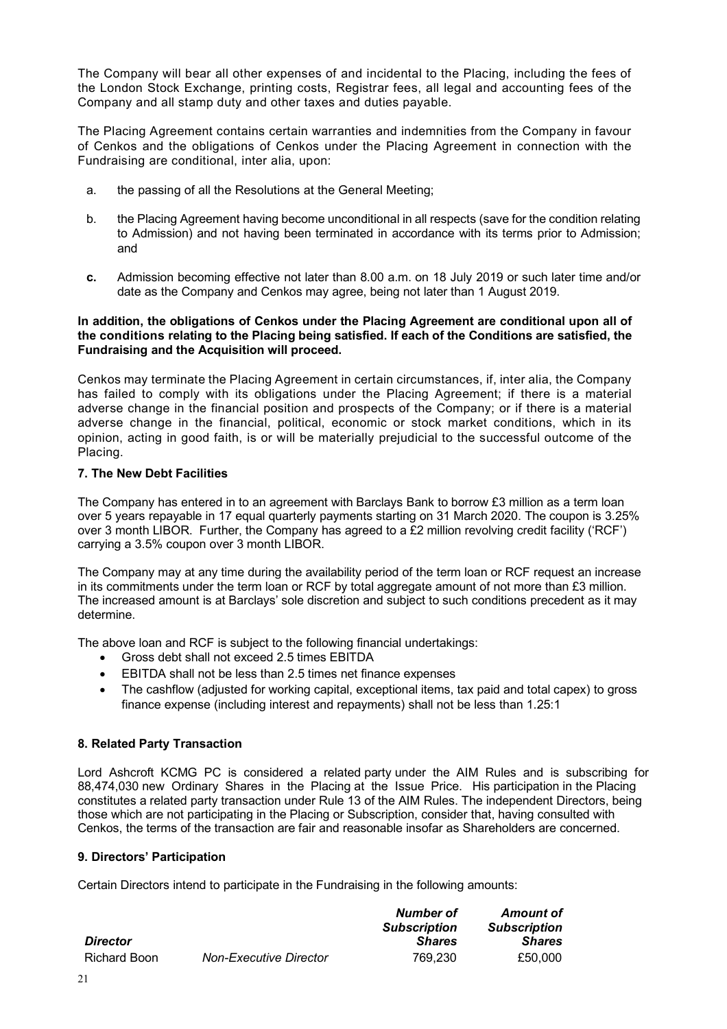The Company will bear all other expenses of and incidental to the Placing, including the fees of the London Stock Exchange, printing costs, Registrar fees, all legal and accounting fees of the Company and all stamp duty and other taxes and duties payable.

The Placing Agreement contains certain warranties and indemnities from the Company in favour of Cenkos and the obligations of Cenkos under the Placing Agreement in connection with the Fundraising are conditional, inter alia, upon:

a. the passing of all the Resolutions at the General Meeting;

b. the Placing Agreement having become unconditional in all respects (save for the condition relating to Admission) and not having been terminated in accordance with its terms prior to Admission; and

**c.** Admission becoming effective not later than 8.00 a.m. on 18 July 2019 or such later time and/or date as the Company and Cenkos may agree, being not later than 1 August 2019.

**In addition, the obligations of Cenkos under the Placing Agreement are conditional upon all of the conditions relating to the Placing being satisfied. If each of the Conditions are satisfied, the Fundraising and the Acquisition will proceed.**

Cenkos may terminate the Placing Agreement in certain circumstances, if, inter alia, the Company has failed to comply with its obligations under the Placing Agreement; if there is a material adverse change in the financial position and prospects of the Company; or if there is a material adverse change in the financial, political, economic or stock market conditions, which in its opinion, acting in good faith, is or will be materially prejudicial to the successful outcome of the Placing.

### 7. The New Debt Facilities

The Company has entered in to an agreement with Barclays Bank to borrow £3 million as a term loan over 5 years repayable in 17 equal quarterly payments starting on 31 March 2020. The coupon is 3.25% over 3 month LIBOR. Further, the Company has agreed to a £2 million revolving credit facility ('RCF') carrying a 3.5% coupon over 3 month LIBOR.

The Company may at any time during the availability period of the term loan or RCF request an increase in its commitments under the term loan or RCF by total aggregate amount of not more than £3 million. The increased amount is at Barclays' sole discretion and subject to such conditions precedent as it may determine.

The above loan and RCF is subject to the following financial undertakings:

- Gross debt shall not exceed 2.5 times EBITDA
- EBITDA shall not be less than 2.5 times net finance expenses
- The cashflow (adjusted for working capital, exceptional items, tax paid and total capex) to gross finance expense (including interest and repayments) shall not be less than 1.25:1

### 8. Related Party Transaction

Lord Ashcroft KCMG PC is considered a related party under the AIM Rules and is subscribing for 88,474,030 new Ordinary Shares in the Placing at the Issue Price. His participation in the Placing constitutes a related party transaction under Rule 13 of the AIM Rules. The independent Directors, being those which are not participating in the Placing or Subscription, consider that, having consulted with Cenkos, the terms of the transaction are fair and reasonable insofar as Shareholders are concerned.

### 9. Directors' Participation

Certain Directors intend to participate in the Fundraising in the following amounts:

| *Director* | | *Number of Subscription Shares* | *Amount of Subscription Shares* |
|---|---|---|---|
| Richard Boon | *Non-Executive Director* | 769,230 | £50,000 |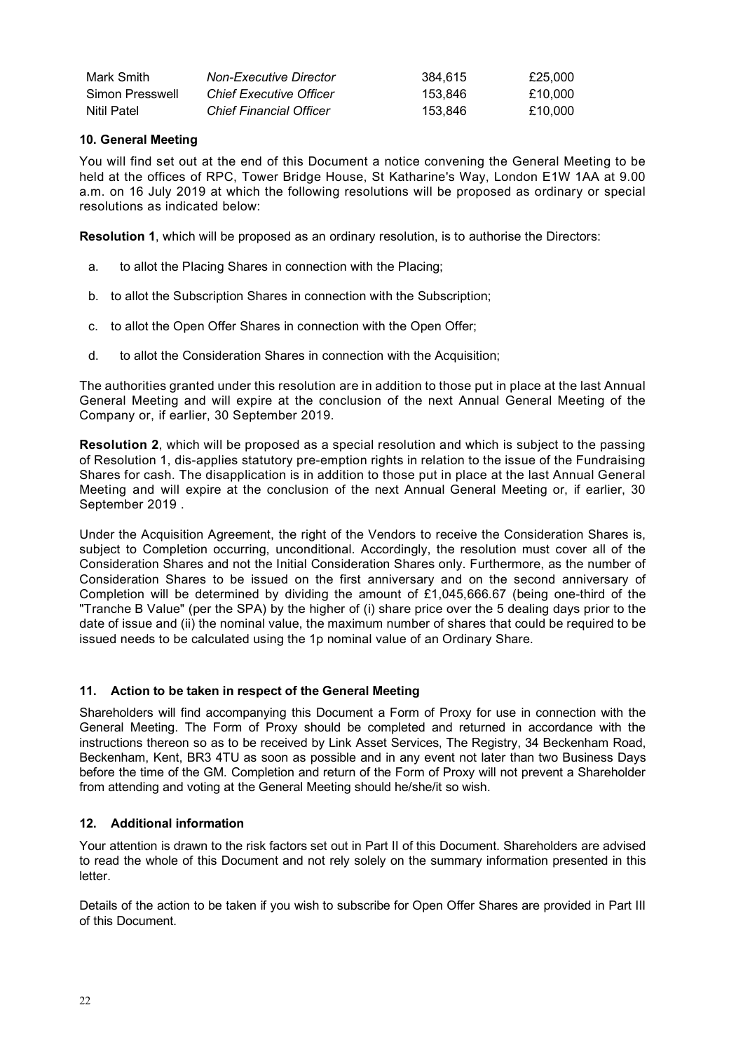| Mark Smith | *Non-Executive Director* | 384,615 | £25,000 |
| --- | --- | --- | --- |
| Simon Presswell | *Chief Executive Officer* | 153,846 | £10,000 |
| Nitil Patel | *Chief Financial Officer* | 153,846 | £10,000 |

### 10. General Meeting

You will find set out at the end of this Document a notice convening the General Meeting to be held at the offices of RPC, Tower Bridge House, St Katharine's Way, London E1W 1AA at 9.00 a.m. on 16 July 2019 at which the following resolutions will be proposed as ordinary or special resolutions as indicated below:

**Resolution 1**, which will be proposed as an ordinary resolution, is to authorise the Directors:

a. to allot the Placing Shares in connection with the Placing;

b. to allot the Subscription Shares in connection with the Subscription;

c. to allot the Open Offer Shares in connection with the Open Offer;

d. to allot the Consideration Shares in connection with the Acquisition;

The authorities granted under this resolution are in addition to those put in place at the last Annual General Meeting and will expire at the conclusion of the next Annual General Meeting of the Company or, if earlier, 30 September 2019.

**Resolution 2**, which will be proposed as a special resolution and which is subject to the passing of Resolution 1, dis-applies statutory pre-emption rights in relation to the issue of the Fundraising Shares for cash. The disapplication is in addition to those put in place at the last Annual General Meeting and will expire at the conclusion of the next Annual General Meeting or, if earlier, 30 September 2019 .

Under the Acquisition Agreement, the right of the Vendors to receive the Consideration Shares is, subject to Completion occurring, unconditional. Accordingly, the resolution must cover all of the Consideration Shares and not the Initial Consideration Shares only. Furthermore, as the number of Consideration Shares to be issued on the first anniversary and on the second anniversary of Completion will be determined by dividing the amount of £1,045,666.67 (being one-third of the "Tranche B Value" (per the SPA) by the higher of (i) share price over the 5 dealing days prior to the date of issue and (ii) the nominal value, the maximum number of shares that could be required to be issued needs to be calculated using the 1p nominal value of an Ordinary Share.

### 11. Action to be taken in respect of the General Meeting

Shareholders will find accompanying this Document a Form of Proxy for use in connection with the General Meeting. The Form of Proxy should be completed and returned in accordance with the instructions thereon so as to be received by Link Asset Services, The Registry, 34 Beckenham Road, Beckenham, Kent, BR3 4TU as soon as possible and in any event not later than two Business Days before the time of the GM. Completion and return of the Form of Proxy will not prevent a Shareholder from attending and voting at the General Meeting should he/she/it so wish.

### 12. Additional information

Your attention is drawn to the risk factors set out in Part II of this Document. Shareholders are advised to read the whole of this Document and not rely solely on the summary information presented in this letter.

Details of the action to be taken if you wish to subscribe for Open Offer Shares are provided in Part III of this Document.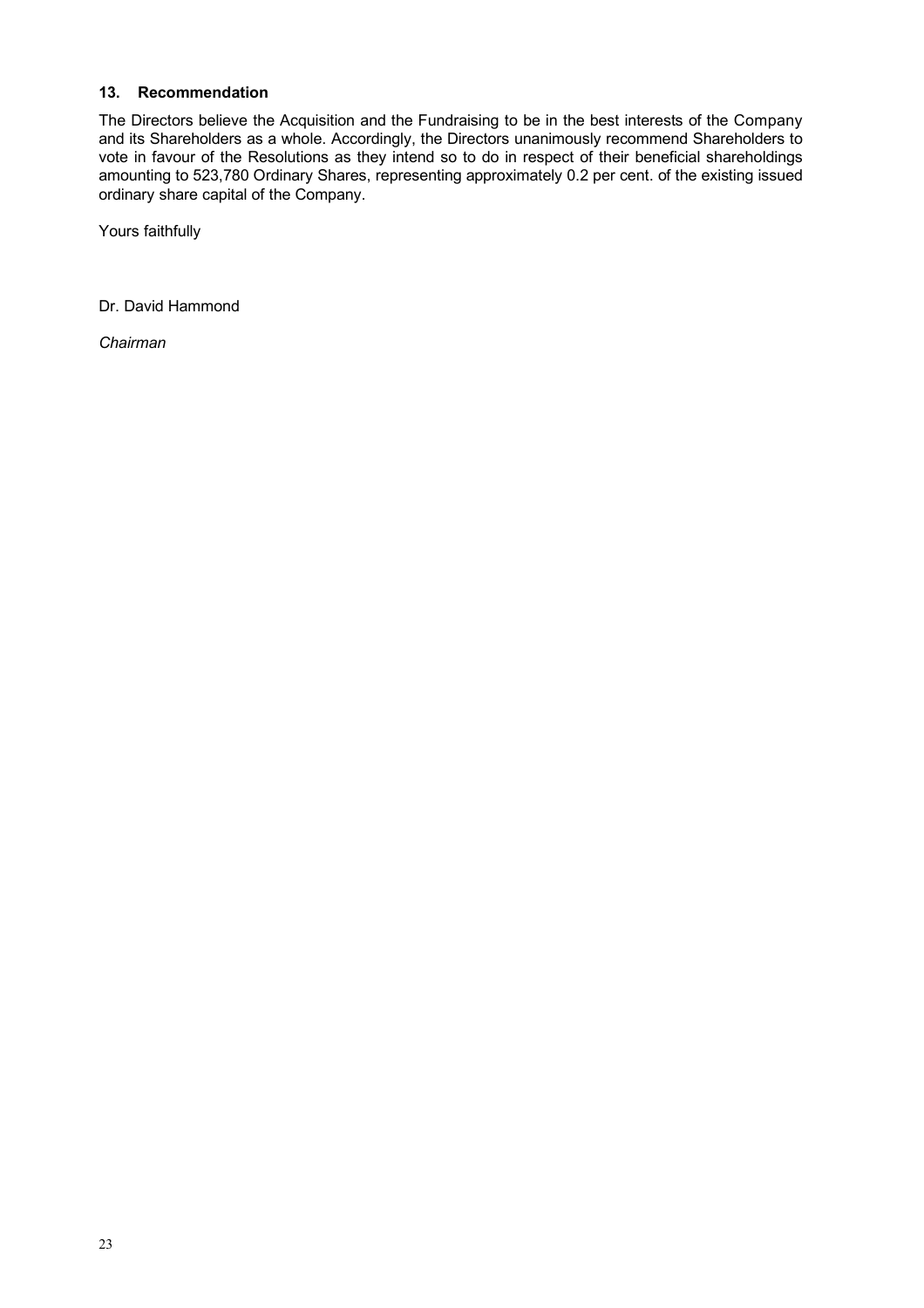### 13. Recommendation

The Directors believe the Acquisition and the Fundraising to be in the best interests of the Company and its Shareholders as a whole. Accordingly, the Directors unanimously recommend Shareholders to vote in favour of the Resolutions as they intend so to do in respect of their beneficial shareholdings amounting to 523,780 Ordinary Shares, representing approximately 0.2 per cent. of the existing issued ordinary share capital of the Company.

Yours faithfully

Dr. David Hammond

*Chairman*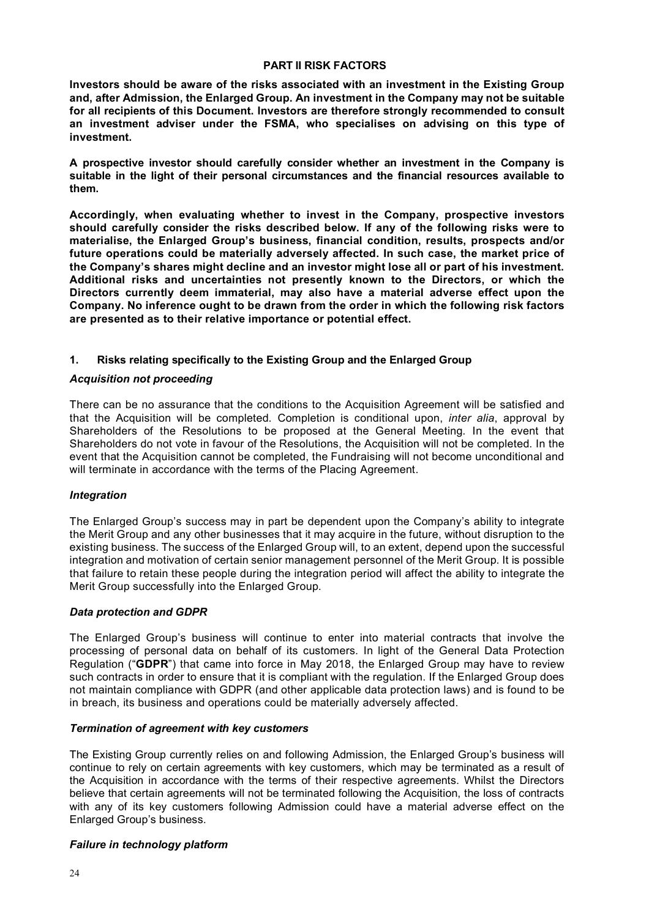# PART II RISK FACTORS

**Investors should be aware of the risks associated with an investment in the Existing Group and, after Admission, the Enlarged Group. An investment in the Company may not be suitable for all recipients of this Document. Investors are therefore strongly recommended to consult an investment adviser under the FSMA, who specialises on advising on this type of investment.**

**A prospective investor should carefully consider whether an investment in the Company is suitable in the light of their personal circumstances and the financial resources available to them.**

**Accordingly, when evaluating whether to invest in the Company, prospective investors should carefully consider the risks described below. If any of the following risks were to materialise, the Enlarged Group's business, financial condition, results, prospects and/or future operations could be materially adversely affected. In such case, the market price of the Company's shares might decline and an investor might lose all or part of his investment. Additional risks and uncertainties not presently known to the Directors, or which the Directors currently deem immaterial, may also have a material adverse effect upon the Company. No inference ought to be drawn from the order in which the following risk factors are presented as to their relative importance or potential effect.**

## 1. Risks relating specifically to the Existing Group and the Enlarged Group

### *Acquisition not proceeding*

There can be no assurance that the conditions to the Acquisition Agreement will be satisfied and that the Acquisition will be completed. Completion is conditional upon, *inter alia*, approval by Shareholders of the Resolutions to be proposed at the General Meeting. In the event that Shareholders do not vote in favour of the Resolutions, the Acquisition will not be completed. In the event that the Acquisition cannot be completed, the Fundraising will not become unconditional and will terminate in accordance with the terms of the Placing Agreement.

### *Integration*

The Enlarged Group's success may in part be dependent upon the Company's ability to integrate the Merit Group and any other businesses that it may acquire in the future, without disruption to the existing business. The success of the Enlarged Group will, to an extent, depend upon the successful integration and motivation of certain senior management personnel of the Merit Group. It is possible that failure to retain these people during the integration period will affect the ability to integrate the Merit Group successfully into the Enlarged Group.

### *Data protection and GDPR*

The Enlarged Group's business will continue to enter into material contracts that involve the processing of personal data on behalf of its customers. In light of the General Data Protection Regulation ("**GDPR**") that came into force in May 2018, the Enlarged Group may have to review such contracts in order to ensure that it is compliant with the regulation. If the Enlarged Group does not maintain compliance with GDPR (and other applicable data protection laws) and is found to be in breach, its business and operations could be materially adversely affected.

### *Termination of agreement with key customers*

The Existing Group currently relies on and following Admission, the Enlarged Group's business will continue to rely on certain agreements with key customers, which may be terminated as a result of the Acquisition in accordance with the terms of their respective agreements. Whilst the Directors believe that certain agreements will not be terminated following the Acquisition, the loss of contracts with any of its key customers following Admission could have a material adverse effect on the Enlarged Group's business.

### *Failure in technology platform*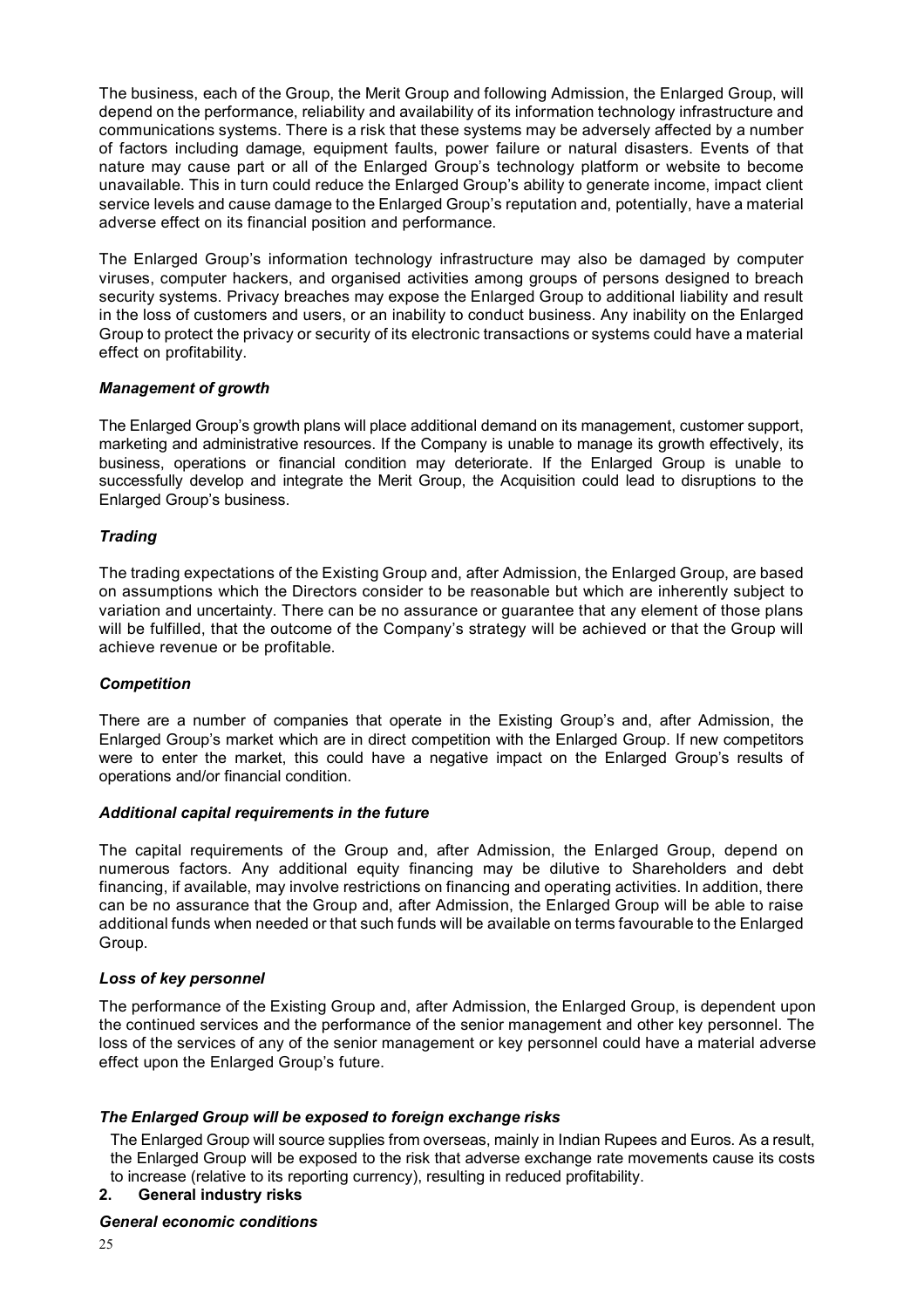The business, each of the Group, the Merit Group and following Admission, the Enlarged Group, will depend on the performance, reliability and availability of its information technology infrastructure and communications systems. There is a risk that these systems may be adversely affected by a number of factors including damage, equipment faults, power failure or natural disasters. Events of that nature may cause part or all of the Enlarged Group's technology platform or website to become unavailable. This in turn could reduce the Enlarged Group's ability to generate income, impact client service levels and cause damage to the Enlarged Group's reputation and, potentially, have a material adverse effect on its financial position and performance.

The Enlarged Group's information technology infrastructure may also be damaged by computer viruses, computer hackers, and organised activities among groups of persons designed to breach security systems. Privacy breaches may expose the Enlarged Group to additional liability and result in the loss of customers and users, or an inability to conduct business. Any inability on the Enlarged Group to protect the privacy or security of its electronic transactions or systems could have a material effect on profitability.

***Management of growth***

The Enlarged Group's growth plans will place additional demand on its management, customer support, marketing and administrative resources. If the Company is unable to manage its growth effectively, its business, operations or financial condition may deteriorate. If the Enlarged Group is unable to successfully develop and integrate the Merit Group, the Acquisition could lead to disruptions to the Enlarged Group's business.

***Trading***

The trading expectations of the Existing Group and, after Admission, the Enlarged Group, are based on assumptions which the Directors consider to be reasonable but which are inherently subject to variation and uncertainty. There can be no assurance or guarantee that any element of those plans will be fulfilled, that the outcome of the Company's strategy will be achieved or that the Group will achieve revenue or be profitable.

***Competition***

There are a number of companies that operate in the Existing Group's and, after Admission, the Enlarged Group's market which are in direct competition with the Enlarged Group. If new competitors were to enter the market, this could have a negative impact on the Enlarged Group's results of operations and/or financial condition.

***Additional capital requirements in the future***

The capital requirements of the Group and, after Admission, the Enlarged Group, depend on numerous factors. Any additional equity financing may be dilutive to Shareholders and debt financing, if available, may involve restrictions on financing and operating activities. In addition, there can be no assurance that the Group and, after Admission, the Enlarged Group will be able to raise additional funds when needed or that such funds will be available on terms favourable to the Enlarged Group.

***Loss of key personnel***

The performance of the Existing Group and, after Admission, the Enlarged Group, is dependent upon the continued services and the performance of the senior management and other key personnel. The loss of the services of any of the senior management or key personnel could have a material adverse effect upon the Enlarged Group's future.

***The Enlarged Group will be exposed to foreign exchange risks***

The Enlarged Group will source supplies from overseas, mainly in Indian Rupees and Euros. As a result, the Enlarged Group will be exposed to the risk that adverse exchange rate movements cause its costs to increase (relative to its reporting currency), resulting in reduced profitability.

**2. General industry risks**

***General economic conditions***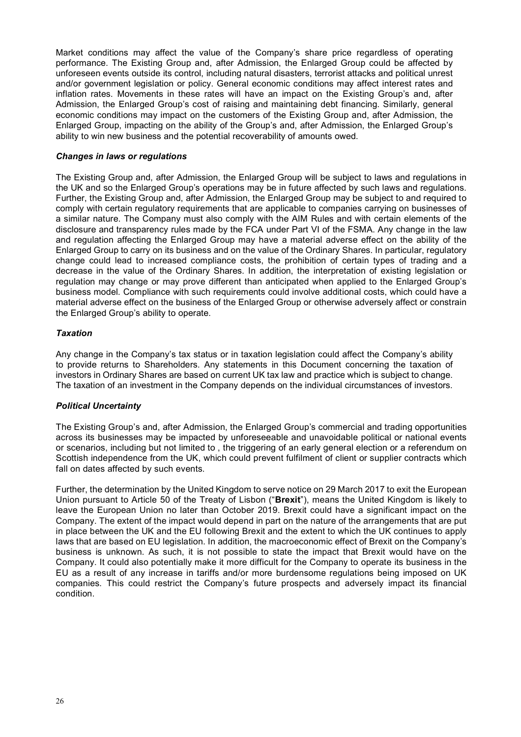Market conditions may affect the value of the Company's share price regardless of operating performance. The Existing Group and, after Admission, the Enlarged Group could be affected by unforeseen events outside its control, including natural disasters, terrorist attacks and political unrest and/or government legislation or policy. General economic conditions may affect interest rates and inflation rates. Movements in these rates will have an impact on the Existing Group's and, after Admission, the Enlarged Group's cost of raising and maintaining debt financing. Similarly, general economic conditions may impact on the customers of the Existing Group and, after Admission, the Enlarged Group, impacting on the ability of the Group's and, after Admission, the Enlarged Group's ability to win new business and the potential recoverability of amounts owed.

***Changes in laws or regulations***

The Existing Group and, after Admission, the Enlarged Group will be subject to laws and regulations in the UK and so the Enlarged Group's operations may be in future affected by such laws and regulations. Further, the Existing Group and, after Admission, the Enlarged Group may be subject to and required to comply with certain regulatory requirements that are applicable to companies carrying on businesses of a similar nature. The Company must also comply with the AIM Rules and with certain elements of the disclosure and transparency rules made by the FCA under Part VI of the FSMA. Any change in the law and regulation affecting the Enlarged Group may have a material adverse effect on the ability of the Enlarged Group to carry on its business and on the value of the Ordinary Shares. In particular, regulatory change could lead to increased compliance costs, the prohibition of certain types of trading and a decrease in the value of the Ordinary Shares. In addition, the interpretation of existing legislation or regulation may change or may prove different than anticipated when applied to the Enlarged Group's business model. Compliance with such requirements could involve additional costs, which could have a material adverse effect on the business of the Enlarged Group or otherwise adversely affect or constrain the Enlarged Group's ability to operate.

***Taxation***

Any change in the Company's tax status or in taxation legislation could affect the Company's ability to provide returns to Shareholders. Any statements in this Document concerning the taxation of investors in Ordinary Shares are based on current UK tax law and practice which is subject to change. The taxation of an investment in the Company depends on the individual circumstances of investors.

***Political Uncertainty***

The Existing Group's and, after Admission, the Enlarged Group's commercial and trading opportunities across its businesses may be impacted by unforeseeable and unavoidable political or national events or scenarios, including but not limited to , the triggering of an early general election or a referendum on Scottish independence from the UK, which could prevent fulfilment of client or supplier contracts which fall on dates affected by such events.

Further, the determination by the United Kingdom to serve notice on 29 March 2017 to exit the European Union pursuant to Article 50 of the Treaty of Lisbon ("**Brexit**"), means the United Kingdom is likely to leave the European Union no later than October 2019. Brexit could have a significant impact on the Company. The extent of the impact would depend in part on the nature of the arrangements that are put in place between the UK and the EU following Brexit and the extent to which the UK continues to apply laws that are based on EU legislation. In addition, the macroeconomic effect of Brexit on the Company's business is unknown. As such, it is not possible to state the impact that Brexit would have on the Company. It could also potentially make it more difficult for the Company to operate its business in the EU as a result of any increase in tariffs and/or more burdensome regulations being imposed on UK companies. This could restrict the Company's future prospects and adversely impact its financial condition.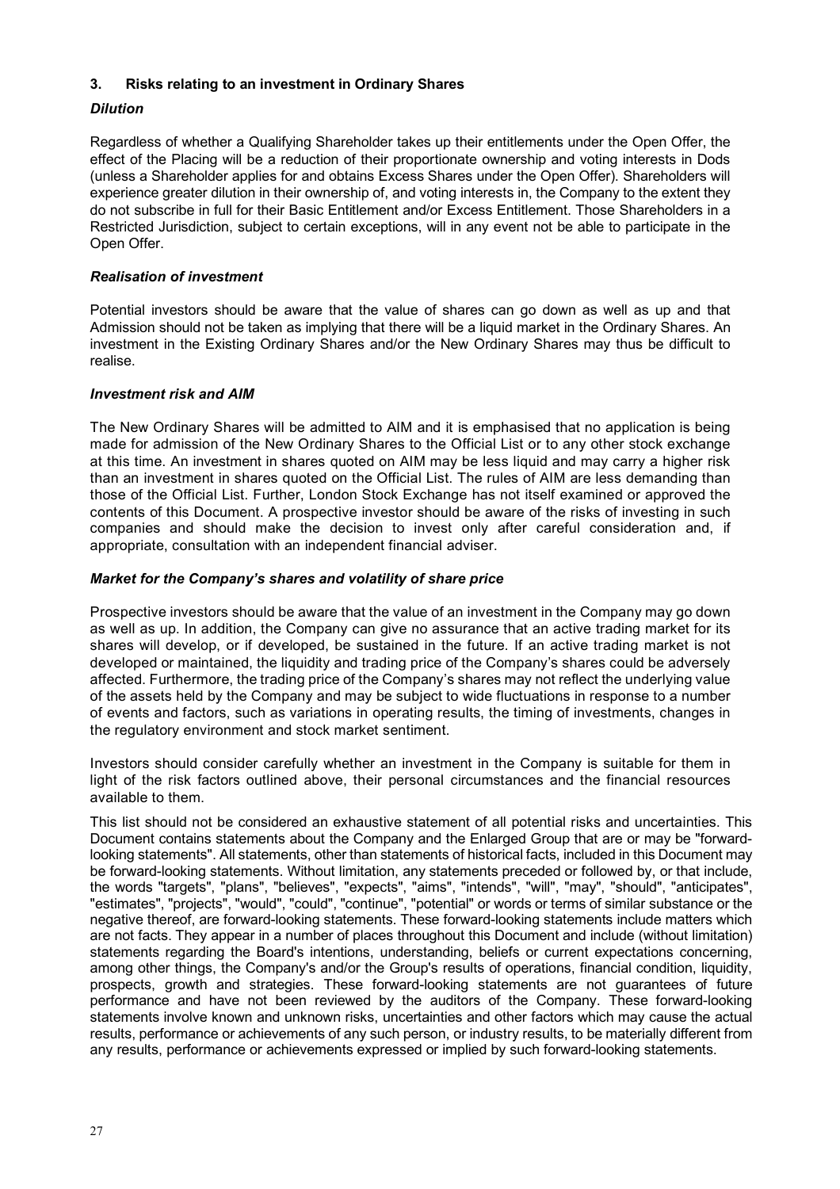### 3. Risks relating to an investment in Ordinary Shares

***Dilution***

Regardless of whether a Qualifying Shareholder takes up their entitlements under the Open Offer, the effect of the Placing will be a reduction of their proportionate ownership and voting interests in Dods (unless a Shareholder applies for and obtains Excess Shares under the Open Offer). Shareholders will experience greater dilution in their ownership of, and voting interests in, the Company to the extent they do not subscribe in full for their Basic Entitlement and/or Excess Entitlement. Those Shareholders in a Restricted Jurisdiction, subject to certain exceptions, will in any event not be able to participate in the Open Offer.

***Realisation of investment***

Potential investors should be aware that the value of shares can go down as well as up and that Admission should not be taken as implying that there will be a liquid market in the Ordinary Shares. An investment in the Existing Ordinary Shares and/or the New Ordinary Shares may thus be difficult to realise.

***Investment risk and AIM***

The New Ordinary Shares will be admitted to AIM and it is emphasised that no application is being made for admission of the New Ordinary Shares to the Official List or to any other stock exchange at this time. An investment in shares quoted on AIM may be less liquid and may carry a higher risk than an investment in shares quoted on the Official List. The rules of AIM are less demanding than those of the Official List. Further, London Stock Exchange has not itself examined or approved the contents of this Document. A prospective investor should be aware of the risks of investing in such companies and should make the decision to invest only after careful consideration and, if appropriate, consultation with an independent financial adviser.

***Market for the Company's shares and volatility of share price***

Prospective investors should be aware that the value of an investment in the Company may go down as well as up. In addition, the Company can give no assurance that an active trading market for its shares will develop, or if developed, be sustained in the future. If an active trading market is not developed or maintained, the liquidity and trading price of the Company's shares could be adversely affected. Furthermore, the trading price of the Company's shares may not reflect the underlying value of the assets held by the Company and may be subject to wide fluctuations in response to a number of events and factors, such as variations in operating results, the timing of investments, changes in the regulatory environment and stock market sentiment.

Investors should consider carefully whether an investment in the Company is suitable for them in light of the risk factors outlined above, their personal circumstances and the financial resources available to them.

This list should not be considered an exhaustive statement of all potential risks and uncertainties. This Document contains statements about the Company and the Enlarged Group that are or may be "forward-looking statements". All statements, other than statements of historical facts, included in this Document may be forward-looking statements. Without limitation, any statements preceded or followed by, or that include, the words "targets", "plans", "believes", "expects", "aims", "intends", "will", "may", "should", "anticipates", "estimates", "projects", "would", "could", "continue", "potential" or words or terms of similar substance or the negative thereof, are forward-looking statements. These forward-looking statements include matters which are not facts. They appear in a number of places throughout this Document and include (without limitation) statements regarding the Board's intentions, understanding, beliefs or current expectations concerning, among other things, the Company's and/or the Group's results of operations, financial condition, liquidity, prospects, growth and strategies. These forward-looking statements are not guarantees of future performance and have not been reviewed by the auditors of the Company. These forward-looking statements involve known and unknown risks, uncertainties and other factors which may cause the actual results, performance or achievements of any such person, or industry results, to be materially different from any results, performance or achievements expressed or implied by such forward-looking statements.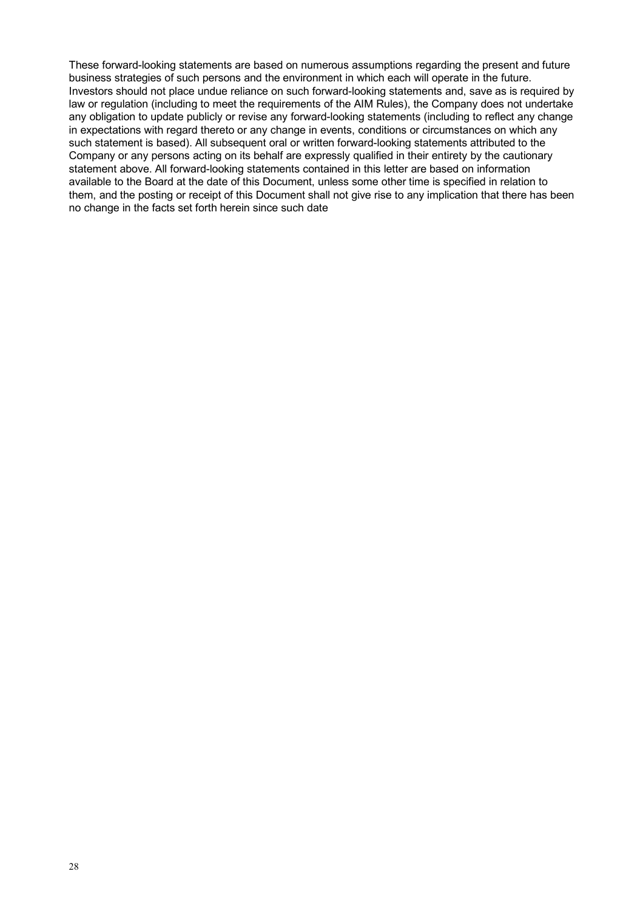These forward-looking statements are based on numerous assumptions regarding the present and future business strategies of such persons and the environment in which each will operate in the future. Investors should not place undue reliance on such forward-looking statements and, save as is required by law or regulation (including to meet the requirements of the AIM Rules), the Company does not undertake any obligation to update publicly or revise any forward-looking statements (including to reflect any change in expectations with regard thereto or any change in events, conditions or circumstances on which any such statement is based). All subsequent oral or written forward-looking statements attributed to the Company or any persons acting on its behalf are expressly qualified in their entirety by the cautionary statement above. All forward-looking statements contained in this letter are based on information available to the Board at the date of this Document, unless some other time is specified in relation to them, and the posting or receipt of this Document shall not give rise to any implication that there has been no change in the facts set forth herein since such date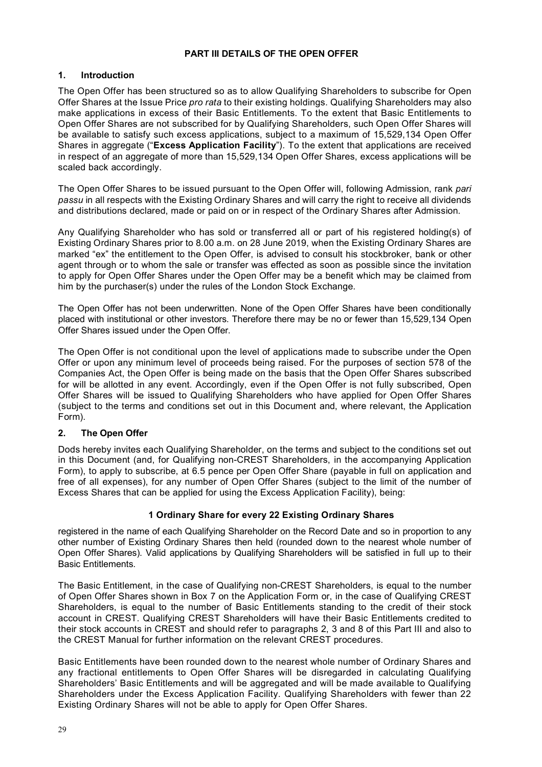# PART III DETAILS OF THE OPEN OFFER

## 1. Introduction

The Open Offer has been structured so as to allow Qualifying Shareholders to subscribe for Open Offer Shares at the Issue Price *pro rata* to their existing holdings. Qualifying Shareholders may also make applications in excess of their Basic Entitlements. To the extent that Basic Entitlements to Open Offer Shares are not subscribed for by Qualifying Shareholders, such Open Offer Shares will be available to satisfy such excess applications, subject to a maximum of 15,529,134 Open Offer Shares in aggregate ("**Excess Application Facility**"). To the extent that applications are received in respect of an aggregate of more than 15,529,134 Open Offer Shares, excess applications will be scaled back accordingly.

The Open Offer Shares to be issued pursuant to the Open Offer will, following Admission, rank *pari passu* in all respects with the Existing Ordinary Shares and will carry the right to receive all dividends and distributions declared, made or paid on or in respect of the Ordinary Shares after Admission.

Any Qualifying Shareholder who has sold or transferred all or part of his registered holding(s) of Existing Ordinary Shares prior to 8.00 a.m. on 28 June 2019, when the Existing Ordinary Shares are marked "ex" the entitlement to the Open Offer, is advised to consult his stockbroker, bank or other agent through or to whom the sale or transfer was effected as soon as possible since the invitation to apply for Open Offer Shares under the Open Offer may be a benefit which may be claimed from him by the purchaser(s) under the rules of the London Stock Exchange.

The Open Offer has not been underwritten. None of the Open Offer Shares have been conditionally placed with institutional or other investors. Therefore there may be no or fewer than 15,529,134 Open Offer Shares issued under the Open Offer.

The Open Offer is not conditional upon the level of applications made to subscribe under the Open Offer or upon any minimum level of proceeds being raised. For the purposes of section 578 of the Companies Act, the Open Offer is being made on the basis that the Open Offer Shares subscribed for will be allotted in any event. Accordingly, even if the Open Offer is not fully subscribed, Open Offer Shares will be issued to Qualifying Shareholders who have applied for Open Offer Shares (subject to the terms and conditions set out in this Document and, where relevant, the Application Form).

## 2. The Open Offer

Dods hereby invites each Qualifying Shareholder, on the terms and subject to the conditions set out in this Document (and, for Qualifying non-CREST Shareholders, in the accompanying Application Form), to apply to subscribe, at 6.5 pence per Open Offer Share (payable in full on application and free of all expenses), for any number of Open Offer Shares (subject to the limit of the number of Excess Shares that can be applied for using the Excess Application Facility), being:

**1 Ordinary Share for every 22 Existing Ordinary Shares**

registered in the name of each Qualifying Shareholder on the Record Date and so in proportion to any other number of Existing Ordinary Shares then held (rounded down to the nearest whole number of Open Offer Shares). Valid applications by Qualifying Shareholders will be satisfied in full up to their Basic Entitlements.

The Basic Entitlement, in the case of Qualifying non-CREST Shareholders, is equal to the number of Open Offer Shares shown in Box 7 on the Application Form or, in the case of Qualifying CREST Shareholders, is equal to the number of Basic Entitlements standing to the credit of their stock account in CREST. Qualifying CREST Shareholders will have their Basic Entitlements credited to their stock accounts in CREST and should refer to paragraphs 2, 3 and 8 of this Part III and also to the CREST Manual for further information on the relevant CREST procedures.

Basic Entitlements have been rounded down to the nearest whole number of Ordinary Shares and any fractional entitlements to Open Offer Shares will be disregarded in calculating Qualifying Shareholders' Basic Entitlements and will be aggregated and will be made available to Qualifying Shareholders under the Excess Application Facility. Qualifying Shareholders with fewer than 22 Existing Ordinary Shares will not be able to apply for Open Offer Shares.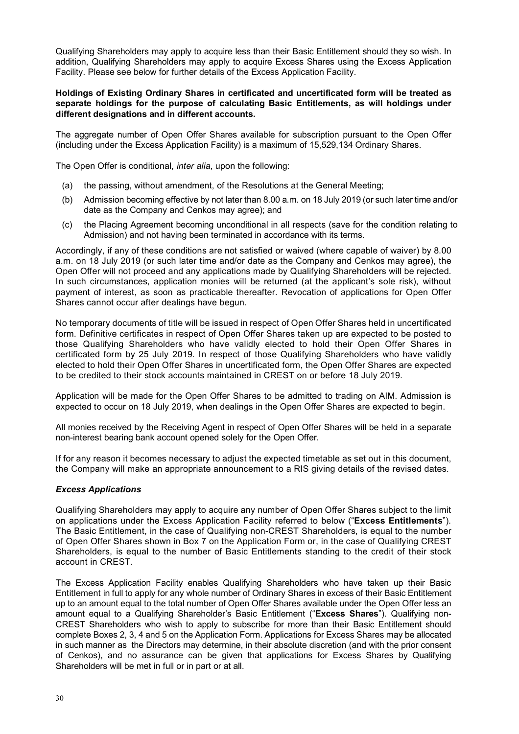Qualifying Shareholders may apply to acquire less than their Basic Entitlement should they so wish. In addition, Qualifying Shareholders may apply to acquire Excess Shares using the Excess Application Facility. Please see below for further details of the Excess Application Facility.

**Holdings of Existing Ordinary Shares in certificated and uncertificated form will be treated as separate holdings for the purpose of calculating Basic Entitlements, as will holdings under different designations and in different accounts.**

The aggregate number of Open Offer Shares available for subscription pursuant to the Open Offer (including under the Excess Application Facility) is a maximum of 15,529,134 Ordinary Shares.

The Open Offer is conditional, *inter alia*, upon the following:

(a) the passing, without amendment, of the Resolutions at the General Meeting;

(b) Admission becoming effective by not later than 8.00 a.m. on 18 July 2019 (or such later time and/or date as the Company and Cenkos may agree); and

(c) the Placing Agreement becoming unconditional in all respects (save for the condition relating to Admission) and not having been terminated in accordance with its terms.

Accordingly, if any of these conditions are not satisfied or waived (where capable of waiver) by 8.00 a.m. on 18 July 2019 (or such later time and/or date as the Company and Cenkos may agree), the Open Offer will not proceed and any applications made by Qualifying Shareholders will be rejected. In such circumstances, application monies will be returned (at the applicant's sole risk), without payment of interest, as soon as practicable thereafter. Revocation of applications for Open Offer Shares cannot occur after dealings have begun.

No temporary documents of title will be issued in respect of Open Offer Shares held in uncertificated form. Definitive certificates in respect of Open Offer Shares taken up are expected to be posted to those Qualifying Shareholders who have validly elected to hold their Open Offer Shares in certificated form by 25 July 2019. In respect of those Qualifying Shareholders who have validly elected to hold their Open Offer Shares in uncertificated form, the Open Offer Shares are expected to be credited to their stock accounts maintained in CREST on or before 18 July 2019.

Application will be made for the Open Offer Shares to be admitted to trading on AIM. Admission is expected to occur on 18 July 2019, when dealings in the Open Offer Shares are expected to begin.

All monies received by the Receiving Agent in respect of Open Offer Shares will be held in a separate non-interest bearing bank account opened solely for the Open Offer.

If for any reason it becomes necessary to adjust the expected timetable as set out in this document, the Company will make an appropriate announcement to a RIS giving details of the revised dates.

### *Excess Applications*

Qualifying Shareholders may apply to acquire any number of Open Offer Shares subject to the limit on applications under the Excess Application Facility referred to below ("**Excess Entitlements**"). The Basic Entitlement, in the case of Qualifying non-CREST Shareholders, is equal to the number of Open Offer Shares shown in Box 7 on the Application Form or, in the case of Qualifying CREST Shareholders, is equal to the number of Basic Entitlements standing to the credit of their stock account in CREST.

The Excess Application Facility enables Qualifying Shareholders who have taken up their Basic Entitlement in full to apply for any whole number of Ordinary Shares in excess of their Basic Entitlement up to an amount equal to the total number of Open Offer Shares available under the Open Offer less an amount equal to a Qualifying Shareholder's Basic Entitlement ("**Excess Shares**"). Qualifying non-CREST Shareholders who wish to apply to subscribe for more than their Basic Entitlement should complete Boxes 2, 3, 4 and 5 on the Application Form. Applications for Excess Shares may be allocated in such manner as the Directors may determine, in their absolute discretion (and with the prior consent of Cenkos), and no assurance can be given that applications for Excess Shares by Qualifying Shareholders will be met in full or in part or at all.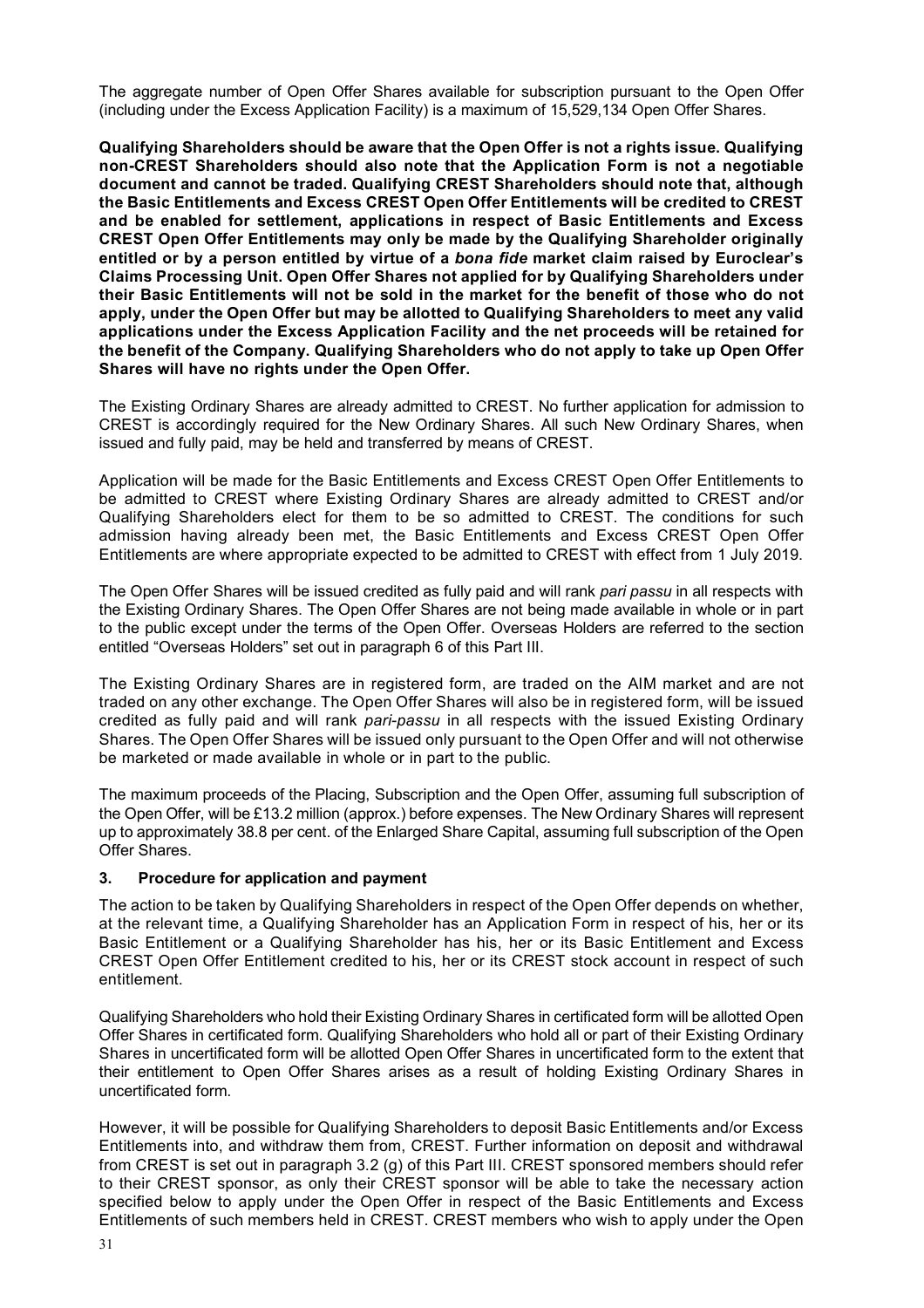The aggregate number of Open Offer Shares available for subscription pursuant to the Open Offer (including under the Excess Application Facility) is a maximum of 15,529,134 Open Offer Shares.

**Qualifying Shareholders should be aware that the Open Offer is not a rights issue. Qualifying non-CREST Shareholders should also note that the Application Form is not a negotiable document and cannot be traded. Qualifying CREST Shareholders should note that, although the Basic Entitlements and Excess CREST Open Offer Entitlements will be credited to CREST and be enabled for settlement, applications in respect of Basic Entitlements and Excess CREST Open Offer Entitlements may only be made by the Qualifying Shareholder originally entitled or by a person entitled by virtue of a *bona fide* market claim raised by Euroclear's Claims Processing Unit. Open Offer Shares not applied for by Qualifying Shareholders under their Basic Entitlements will not be sold in the market for the benefit of those who do not apply, under the Open Offer but may be allotted to Qualifying Shareholders to meet any valid applications under the Excess Application Facility and the net proceeds will be retained for the benefit of the Company. Qualifying Shareholders who do not apply to take up Open Offer Shares will have no rights under the Open Offer.**

The Existing Ordinary Shares are already admitted to CREST. No further application for admission to CREST is accordingly required for the New Ordinary Shares. All such New Ordinary Shares, when issued and fully paid, may be held and transferred by means of CREST.

Application will be made for the Basic Entitlements and Excess CREST Open Offer Entitlements to be admitted to CREST where Existing Ordinary Shares are already admitted to CREST and/or Qualifying Shareholders elect for them to be so admitted to CREST. The conditions for such admission having already been met, the Basic Entitlements and Excess CREST Open Offer Entitlements are where appropriate expected to be admitted to CREST with effect from 1 July 2019.

The Open Offer Shares will be issued credited as fully paid and will rank *pari passu* in all respects with the Existing Ordinary Shares. The Open Offer Shares are not being made available in whole or in part to the public except under the terms of the Open Offer. Overseas Holders are referred to the section entitled "Overseas Holders" set out in paragraph 6 of this Part III.

The Existing Ordinary Shares are in registered form, are traded on the AIM market and are not traded on any other exchange. The Open Offer Shares will also be in registered form, will be issued credited as fully paid and will rank *pari-passu* in all respects with the issued Existing Ordinary Shares. The Open Offer Shares will be issued only pursuant to the Open Offer and will not otherwise be marketed or made available in whole or in part to the public.

The maximum proceeds of the Placing, Subscription and the Open Offer, assuming full subscription of the Open Offer, will be £13.2 million (approx.) before expenses. The New Ordinary Shares will represent up to approximately 38.8 per cent. of the Enlarged Share Capital, assuming full subscription of the Open Offer Shares.

### 3. Procedure for application and payment

The action to be taken by Qualifying Shareholders in respect of the Open Offer depends on whether, at the relevant time, a Qualifying Shareholder has an Application Form in respect of his, her or its Basic Entitlement or a Qualifying Shareholder has his, her or its Basic Entitlement and Excess CREST Open Offer Entitlement credited to his, her or its CREST stock account in respect of such entitlement.

Qualifying Shareholders who hold their Existing Ordinary Shares in certificated form will be allotted Open Offer Shares in certificated form. Qualifying Shareholders who hold all or part of their Existing Ordinary Shares in uncertificated form will be allotted Open Offer Shares in uncertificated form to the extent that their entitlement to Open Offer Shares arises as a result of holding Existing Ordinary Shares in uncertificated form.

However, it will be possible for Qualifying Shareholders to deposit Basic Entitlements and/or Excess Entitlements into, and withdraw them from, CREST. Further information on deposit and withdrawal from CREST is set out in paragraph 3.2 (g) of this Part III. CREST sponsored members should refer to their CREST sponsor, as only their CREST sponsor will be able to take the necessary action specified below to apply under the Open Offer in respect of the Basic Entitlements and Excess Entitlements of such members held in CREST. CREST members who wish to apply under the Open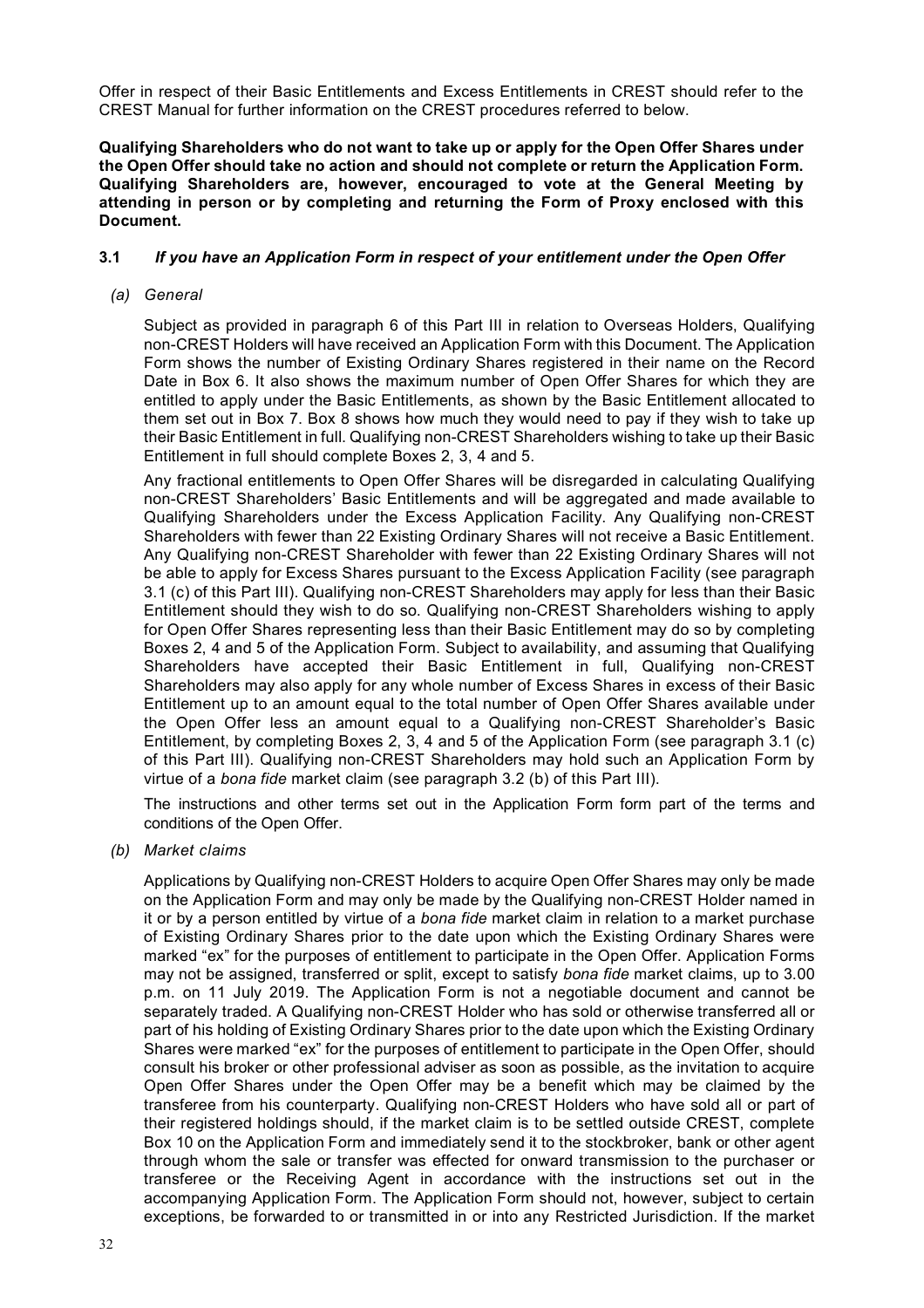Offer in respect of their Basic Entitlements and Excess Entitlements in CREST should refer to the CREST Manual for further information on the CREST procedures referred to below.

**Qualifying Shareholders who do not want to take up or apply for the Open Offer Shares under the Open Offer should take no action and should not complete or return the Application Form. Qualifying Shareholders are, however, encouraged to vote at the General Meeting by attending in person or by completing and returning the Form of Proxy enclosed with this Document.**

### 3.1 *If you have an Application Form in respect of your entitlement under the Open Offer*

*(a) General*

Subject as provided in paragraph 6 of this Part III in relation to Overseas Holders, Qualifying non-CREST Holders will have received an Application Form with this Document. The Application Form shows the number of Existing Ordinary Shares registered in their name on the Record Date in Box 6. It also shows the maximum number of Open Offer Shares for which they are entitled to apply under the Basic Entitlements, as shown by the Basic Entitlement allocated to them set out in Box 7. Box 8 shows how much they would need to pay if they wish to take up their Basic Entitlement in full. Qualifying non-CREST Shareholders wishing to take up their Basic Entitlement in full should complete Boxes 2, 3, 4 and 5.

Any fractional entitlements to Open Offer Shares will be disregarded in calculating Qualifying non-CREST Shareholders' Basic Entitlements and will be aggregated and made available to Qualifying Shareholders under the Excess Application Facility. Any Qualifying non-CREST Shareholders with fewer than 22 Existing Ordinary Shares will not receive a Basic Entitlement. Any Qualifying non-CREST Shareholder with fewer than 22 Existing Ordinary Shares will not be able to apply for Excess Shares pursuant to the Excess Application Facility (see paragraph 3.1 (c) of this Part III). Qualifying non-CREST Shareholders may apply for less than their Basic Entitlement should they wish to do so. Qualifying non-CREST Shareholders wishing to apply for Open Offer Shares representing less than their Basic Entitlement may do so by completing Boxes 2, 4 and 5 of the Application Form. Subject to availability, and assuming that Qualifying Shareholders have accepted their Basic Entitlement in full, Qualifying non-CREST Shareholders may also apply for any whole number of Excess Shares in excess of their Basic Entitlement up to an amount equal to the total number of Open Offer Shares available under the Open Offer less an amount equal to a Qualifying non-CREST Shareholder's Basic Entitlement, by completing Boxes 2, 3, 4 and 5 of the Application Form (see paragraph 3.1 (c) of this Part III). Qualifying non-CREST Shareholders may hold such an Application Form by virtue of a *bona fide* market claim (see paragraph 3.2 (b) of this Part III).

The instructions and other terms set out in the Application Form form part of the terms and conditions of the Open Offer.

*(b) Market claims*

Applications by Qualifying non-CREST Holders to acquire Open Offer Shares may only be made on the Application Form and may only be made by the Qualifying non-CREST Holder named in it or by a person entitled by virtue of a *bona fide* market claim in relation to a market purchase of Existing Ordinary Shares prior to the date upon which the Existing Ordinary Shares were marked "ex" for the purposes of entitlement to participate in the Open Offer. Application Forms may not be assigned, transferred or split, except to satisfy *bona fide* market claims, up to 3.00 p.m. on 11 July 2019. The Application Form is not a negotiable document and cannot be separately traded. A Qualifying non-CREST Holder who has sold or otherwise transferred all or part of his holding of Existing Ordinary Shares prior to the date upon which the Existing Ordinary Shares were marked "ex" for the purposes of entitlement to participate in the Open Offer, should consult his broker or other professional adviser as soon as possible, as the invitation to acquire Open Offer Shares under the Open Offer may be a benefit which may be claimed by the transferee from his counterparty. Qualifying non-CREST Holders who have sold all or part of their registered holdings should, if the market claim is to be settled outside CREST, complete Box 10 on the Application Form and immediately send it to the stockbroker, bank or other agent through whom the sale or transfer was effected for onward transmission to the purchaser or transferee or the Receiving Agent in accordance with the instructions set out in the accompanying Application Form. The Application Form should not, however, subject to certain exceptions, be forwarded to or transmitted in or into any Restricted Jurisdiction. If the market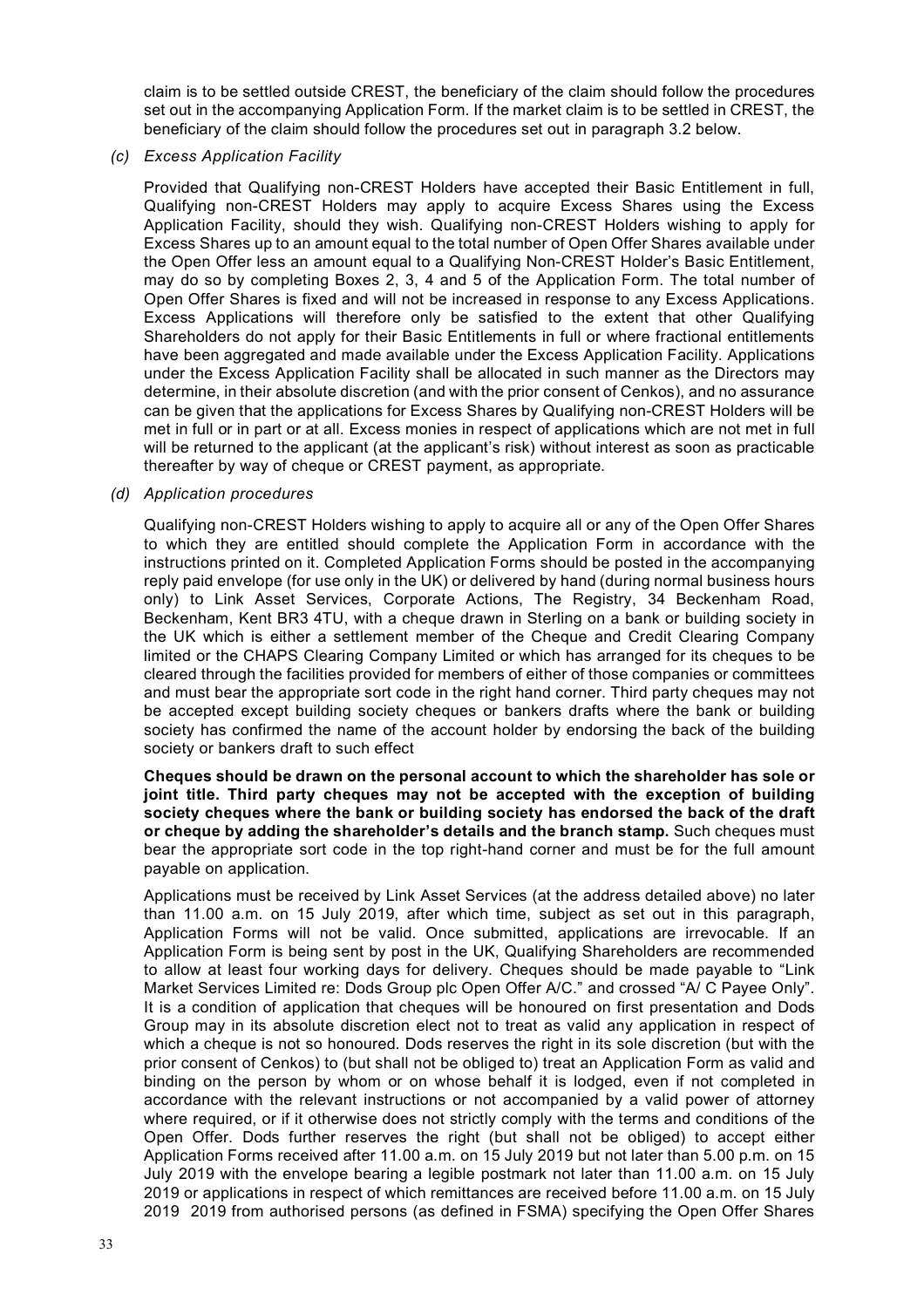claim is to be settled outside CREST, the beneficiary of the claim should follow the procedures set out in the accompanying Application Form. If the market claim is to be settled in CREST, the beneficiary of the claim should follow the procedures set out in paragraph 3.2 below.

*(c) Excess Application Facility*

Provided that Qualifying non-CREST Holders have accepted their Basic Entitlement in full, Qualifying non-CREST Holders may apply to acquire Excess Shares using the Excess Application Facility, should they wish. Qualifying non-CREST Holders wishing to apply for Excess Shares up to an amount equal to the total number of Open Offer Shares available under the Open Offer less an amount equal to a Qualifying Non-CREST Holder's Basic Entitlement, may do so by completing Boxes 2, 3, 4 and 5 of the Application Form. The total number of Open Offer Shares is fixed and will not be increased in response to any Excess Applications. Excess Applications will therefore only be satisfied to the extent that other Qualifying Shareholders do not apply for their Basic Entitlements in full or where fractional entitlements have been aggregated and made available under the Excess Application Facility. Applications under the Excess Application Facility shall be allocated in such manner as the Directors may determine, in their absolute discretion (and with the prior consent of Cenkos), and no assurance can be given that the applications for Excess Shares by Qualifying non-CREST Holders will be met in full or in part or at all. Excess monies in respect of applications which are not met in full will be returned to the applicant (at the applicant's risk) without interest as soon as practicable thereafter by way of cheque or CREST payment, as appropriate.

*(d) Application procedures*

Qualifying non-CREST Holders wishing to apply to acquire all or any of the Open Offer Shares to which they are entitled should complete the Application Form in accordance with the instructions printed on it. Completed Application Forms should be posted in the accompanying reply paid envelope (for use only in the UK) or delivered by hand (during normal business hours only) to Link Asset Services, Corporate Actions, The Registry, 34 Beckenham Road, Beckenham, Kent BR3 4TU, with a cheque drawn in Sterling on a bank or building society in the UK which is either a settlement member of the Cheque and Credit Clearing Company limited or the CHAPS Clearing Company Limited or which has arranged for its cheques to be cleared through the facilities provided for members of either of those companies or committees and must bear the appropriate sort code in the right hand corner. Third party cheques may not be accepted except building society cheques or bankers drafts where the bank or building society has confirmed the name of the account holder by endorsing the back of the building society or bankers draft to such effect

**Cheques should be drawn on the personal account to which the shareholder has sole or joint title. Third party cheques may not be accepted with the exception of building society cheques where the bank or building society has endorsed the back of the draft or cheque by adding the shareholder's details and the branch stamp.** Such cheques must bear the appropriate sort code in the top right-hand corner and must be for the full amount payable on application.

Applications must be received by Link Asset Services (at the address detailed above) no later than 11.00 a.m. on 15 July 2019, after which time, subject as set out in this paragraph, Application Forms will not be valid. Once submitted, applications are irrevocable. If an Application Form is being sent by post in the UK, Qualifying Shareholders are recommended to allow at least four working days for delivery. Cheques should be made payable to "Link Market Services Limited re: Dods Group plc Open Offer A/C." and crossed "A/ C Payee Only". It is a condition of application that cheques will be honoured on first presentation and Dods Group may in its absolute discretion elect not to treat as valid any application in respect of which a cheque is not so honoured. Dods reserves the right in its sole discretion (but with the prior consent of Cenkos) to (but shall not be obliged to) treat an Application Form as valid and binding on the person by whom or on whose behalf it is lodged, even if not completed in accordance with the relevant instructions or not accompanied by a valid power of attorney where required, or if it otherwise does not strictly comply with the terms and conditions of the Open Offer. Dods further reserves the right (but shall not be obliged) to accept either Application Forms received after 11.00 a.m. on 15 July 2019 but not later than 5.00 p.m. on 15 July 2019 with the envelope bearing a legible postmark not later than 11.00 a.m. on 15 July 2019 or applications in respect of which remittances are received before 11.00 a.m. on 15 July 2019 2019 from authorised persons (as defined in FSMA) specifying the Open Offer Shares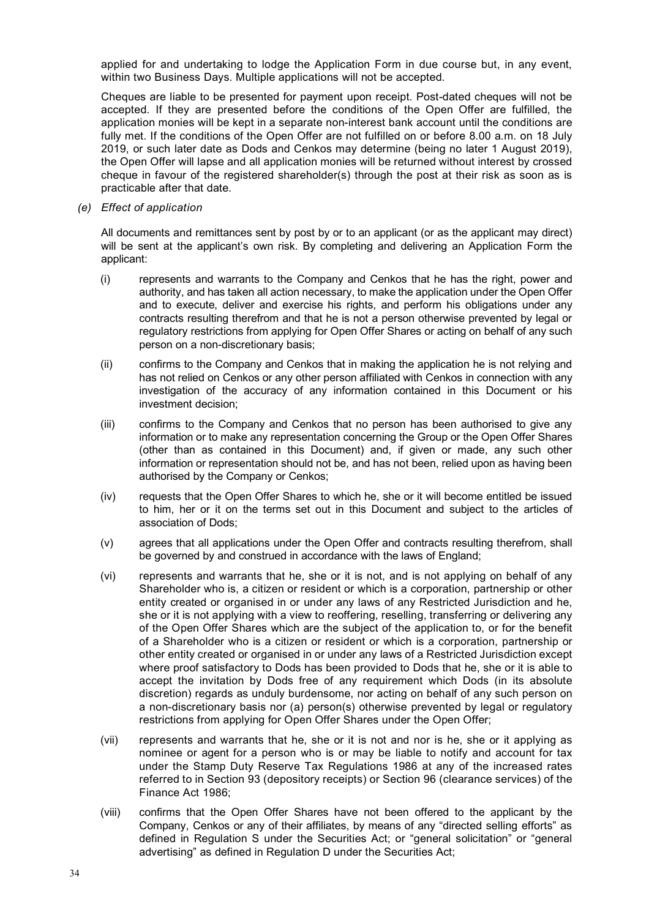applied for and undertaking to lodge the Application Form in due course but, in any event, within two Business Days. Multiple applications will not be accepted.

Cheques are liable to be presented for payment upon receipt. Post-dated cheques will not be accepted. If they are presented before the conditions of the Open Offer are fulfilled, the application monies will be kept in a separate non-interest bank account until the conditions are fully met. If the conditions of the Open Offer are not fulfilled on or before 8.00 a.m. on 18 July 2019, or such later date as Dods and Cenkos may determine (being no later 1 August 2019), the Open Offer will lapse and all application monies will be returned without interest by crossed cheque in favour of the registered shareholder(s) through the post at their risk as soon as is practicable after that date.

*(e) Effect of application*

All documents and remittances sent by post by or to an applicant (or as the applicant may direct) will be sent at the applicant's own risk. By completing and delivering an Application Form the applicant:

(i) represents and warrants to the Company and Cenkos that he has the right, power and authority, and has taken all action necessary, to make the application under the Open Offer and to execute, deliver and exercise his rights, and perform his obligations under any contracts resulting therefrom and that he is not a person otherwise prevented by legal or regulatory restrictions from applying for Open Offer Shares or acting on behalf of any such person on a non-discretionary basis;

(ii) confirms to the Company and Cenkos that in making the application he is not relying and has not relied on Cenkos or any other person affiliated with Cenkos in connection with any investigation of the accuracy of any information contained in this Document or his investment decision;

(iii) confirms to the Company and Cenkos that no person has been authorised to give any information or to make any representation concerning the Group or the Open Offer Shares (other than as contained in this Document) and, if given or made, any such other information or representation should not be, and has not been, relied upon as having been authorised by the Company or Cenkos;

(iv) requests that the Open Offer Shares to which he, she or it will become entitled be issued to him, her or it on the terms set out in this Document and subject to the articles of association of Dods;

(v) agrees that all applications under the Open Offer and contracts resulting therefrom, shall be governed by and construed in accordance with the laws of England;

(vi) represents and warrants that he, she or it is not, and is not applying on behalf of any Shareholder who is, a citizen or resident or which is a corporation, partnership or other entity created or organised in or under any laws of any Restricted Jurisdiction and he, she or it is not applying with a view to reoffering, reselling, transferring or delivering any of the Open Offer Shares which are the subject of the application to, or for the benefit of a Shareholder who is a citizen or resident or which is a corporation, partnership or other entity created or organised in or under any laws of a Restricted Jurisdiction except where proof satisfactory to Dods has been provided to Dods that he, she or it is able to accept the invitation by Dods free of any requirement which Dods (in its absolute discretion) regards as unduly burdensome, nor acting on behalf of any such person on a non-discretionary basis nor (a) person(s) otherwise prevented by legal or regulatory restrictions from applying for Open Offer Shares under the Open Offer;

(vii) represents and warrants that he, she or it is not and nor is he, she or it applying as nominee or agent for a person who is or may be liable to notify and account for tax under the Stamp Duty Reserve Tax Regulations 1986 at any of the increased rates referred to in Section 93 (depository receipts) or Section 96 (clearance services) of the Finance Act 1986;

(viii) confirms that the Open Offer Shares have not been offered to the applicant by the Company, Cenkos or any of their affiliates, by means of any "directed selling efforts" as defined in Regulation S under the Securities Act; or "general solicitation" or "general advertising" as defined in Regulation D under the Securities Act;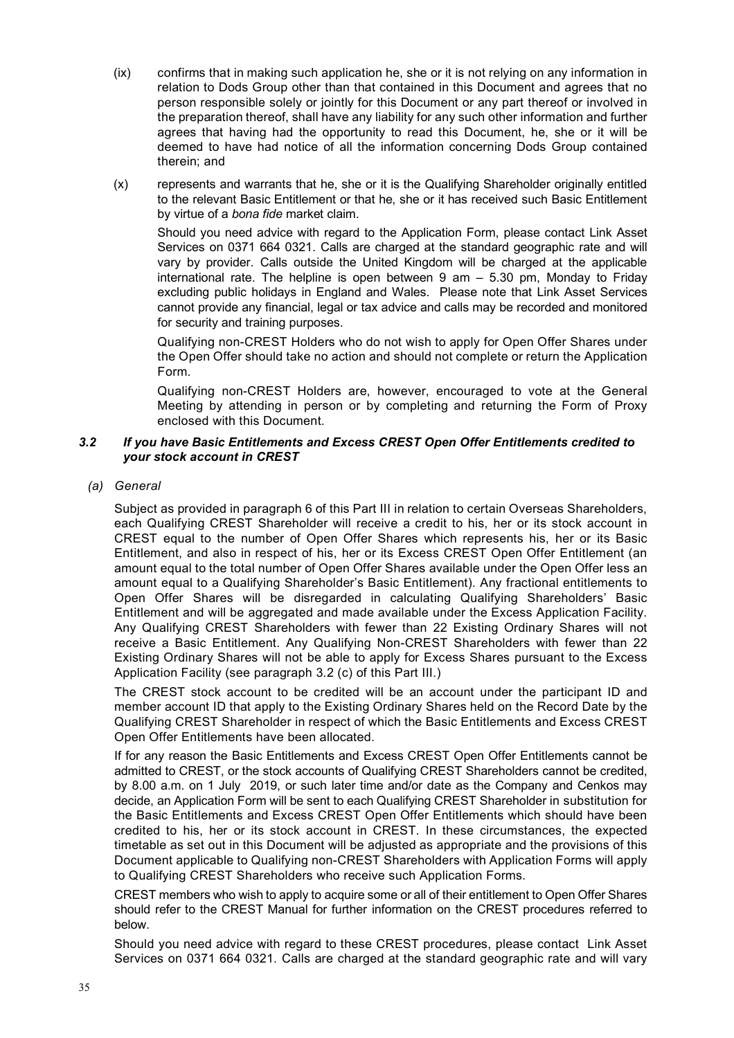(ix) confirms that in making such application he, she or it is not relying on any information in relation to Dods Group other than that contained in this Document and agrees that no person responsible solely or jointly for this Document or any part thereof or involved in the preparation thereof, shall have any liability for any such other information and further agrees that having had the opportunity to read this Document, he, she or it will be deemed to have had notice of all the information concerning Dods Group contained therein; and

(x) represents and warrants that he, she or it is the Qualifying Shareholder originally entitled to the relevant Basic Entitlement or that he, she or it has received such Basic Entitlement by virtue of a *bona fide* market claim.

Should you need advice with regard to the Application Form, please contact Link Asset Services on 0371 664 0321. Calls are charged at the standard geographic rate and will vary by provider. Calls outside the United Kingdom will be charged at the applicable international rate. The helpline is open between 9 am – 5.30 pm, Monday to Friday excluding public holidays in England and Wales. Please note that Link Asset Services cannot provide any financial, legal or tax advice and calls may be recorded and monitored for security and training purposes.

Qualifying non-CREST Holders who do not wish to apply for Open Offer Shares under the Open Offer should take no action and should not complete or return the Application Form.

Qualifying non-CREST Holders are, however, encouraged to vote at the General Meeting by attending in person or by completing and returning the Form of Proxy enclosed with this Document.

### *3.2 If you have Basic Entitlements and Excess CREST Open Offer Entitlements credited to your stock account in CREST*

*(a) General*

Subject as provided in paragraph 6 of this Part III in relation to certain Overseas Shareholders, each Qualifying CREST Shareholder will receive a credit to his, her or its stock account in CREST equal to the number of Open Offer Shares which represents his, her or its Basic Entitlement, and also in respect of his, her or its Excess CREST Open Offer Entitlement (an amount equal to the total number of Open Offer Shares available under the Open Offer less an amount equal to a Qualifying Shareholder's Basic Entitlement). Any fractional entitlements to Open Offer Shares will be disregarded in calculating Qualifying Shareholders' Basic Entitlement and will be aggregated and made available under the Excess Application Facility. Any Qualifying CREST Shareholders with fewer than 22 Existing Ordinary Shares will not receive a Basic Entitlement. Any Qualifying Non-CREST Shareholders with fewer than 22 Existing Ordinary Shares will not be able to apply for Excess Shares pursuant to the Excess Application Facility (see paragraph 3.2 (c) of this Part III.)

The CREST stock account to be credited will be an account under the participant ID and member account ID that apply to the Existing Ordinary Shares held on the Record Date by the Qualifying CREST Shareholder in respect of which the Basic Entitlements and Excess CREST Open Offer Entitlements have been allocated.

If for any reason the Basic Entitlements and Excess CREST Open Offer Entitlements cannot be admitted to CREST, or the stock accounts of Qualifying CREST Shareholders cannot be credited, by 8.00 a.m. on 1 July 2019, or such later time and/or date as the Company and Cenkos may decide, an Application Form will be sent to each Qualifying CREST Shareholder in substitution for the Basic Entitlements and Excess CREST Open Offer Entitlements which should have been credited to his, her or its stock account in CREST. In these circumstances, the expected timetable as set out in this Document will be adjusted as appropriate and the provisions of this Document applicable to Qualifying non-CREST Shareholders with Application Forms will apply to Qualifying CREST Shareholders who receive such Application Forms.

CREST members who wish to apply to acquire some or all of their entitlement to Open Offer Shares should refer to the CREST Manual for further information on the CREST procedures referred to below.

Should you need advice with regard to these CREST procedures, please contact Link Asset Services on 0371 664 0321. Calls are charged at the standard geographic rate and will vary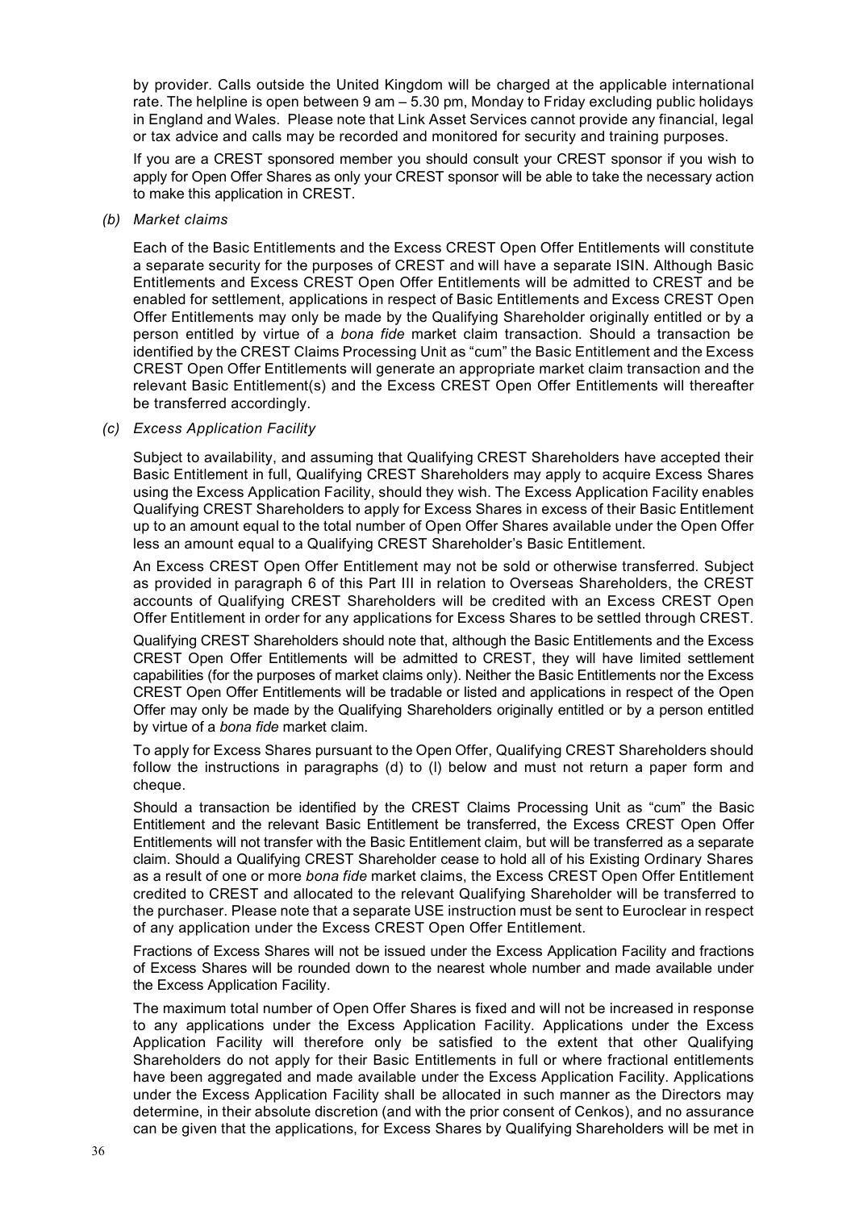by provider. Calls outside the United Kingdom will be charged at the applicable international rate. The helpline is open between 9 am – 5.30 pm, Monday to Friday excluding public holidays in England and Wales. Please note that Link Asset Services cannot provide any financial, legal or tax advice and calls may be recorded and monitored for security and training purposes.

If you are a CREST sponsored member you should consult your CREST sponsor if you wish to apply for Open Offer Shares as only your CREST sponsor will be able to take the necessary action to make this application in CREST.

*(b) Market claims*

Each of the Basic Entitlements and the Excess CREST Open Offer Entitlements will constitute a separate security for the purposes of CREST and will have a separate ISIN. Although Basic Entitlements and Excess CREST Open Offer Entitlements will be admitted to CREST and be enabled for settlement, applications in respect of Basic Entitlements and Excess CREST Open Offer Entitlements may only be made by the Qualifying Shareholder originally entitled or by a person entitled by virtue of a *bona fide* market claim transaction. Should a transaction be identified by the CREST Claims Processing Unit as "cum" the Basic Entitlement and the Excess CREST Open Offer Entitlements will generate an appropriate market claim transaction and the relevant Basic Entitlement(s) and the Excess CREST Open Offer Entitlements will thereafter be transferred accordingly.

*(c) Excess Application Facility*

Subject to availability, and assuming that Qualifying CREST Shareholders have accepted their Basic Entitlement in full, Qualifying CREST Shareholders may apply to acquire Excess Shares using the Excess Application Facility, should they wish. The Excess Application Facility enables Qualifying CREST Shareholders to apply for Excess Shares in excess of their Basic Entitlement up to an amount equal to the total number of Open Offer Shares available under the Open Offer less an amount equal to a Qualifying CREST Shareholder's Basic Entitlement.

An Excess CREST Open Offer Entitlement may not be sold or otherwise transferred. Subject as provided in paragraph 6 of this Part III in relation to Overseas Shareholders, the CREST accounts of Qualifying CREST Shareholders will be credited with an Excess CREST Open Offer Entitlement in order for any applications for Excess Shares to be settled through CREST.

Qualifying CREST Shareholders should note that, although the Basic Entitlements and the Excess CREST Open Offer Entitlements will be admitted to CREST, they will have limited settlement capabilities (for the purposes of market claims only). Neither the Basic Entitlements nor the Excess CREST Open Offer Entitlements will be tradable or listed and applications in respect of the Open Offer may only be made by the Qualifying Shareholders originally entitled or by a person entitled by virtue of a *bona fide* market claim.

To apply for Excess Shares pursuant to the Open Offer, Qualifying CREST Shareholders should follow the instructions in paragraphs (d) to (l) below and must not return a paper form and cheque.

Should a transaction be identified by the CREST Claims Processing Unit as "cum" the Basic Entitlement and the relevant Basic Entitlement be transferred, the Excess CREST Open Offer Entitlements will not transfer with the Basic Entitlement claim, but will be transferred as a separate claim. Should a Qualifying CREST Shareholder cease to hold all of his Existing Ordinary Shares as a result of one or more *bona fide* market claims, the Excess CREST Open Offer Entitlement credited to CREST and allocated to the relevant Qualifying Shareholder will be transferred to the purchaser. Please note that a separate USE instruction must be sent to Euroclear in respect of any application under the Excess CREST Open Offer Entitlement.

Fractions of Excess Shares will not be issued under the Excess Application Facility and fractions of Excess Shares will be rounded down to the nearest whole number and made available under the Excess Application Facility.

The maximum total number of Open Offer Shares is fixed and will not be increased in response to any applications under the Excess Application Facility. Applications under the Excess Application Facility will therefore only be satisfied to the extent that other Qualifying Shareholders do not apply for their Basic Entitlements in full or where fractional entitlements have been aggregated and made available under the Excess Application Facility. Applications under the Excess Application Facility shall be allocated in such manner as the Directors may determine, in their absolute discretion (and with the prior consent of Cenkos), and no assurance can be given that the applications, for Excess Shares by Qualifying Shareholders will be met in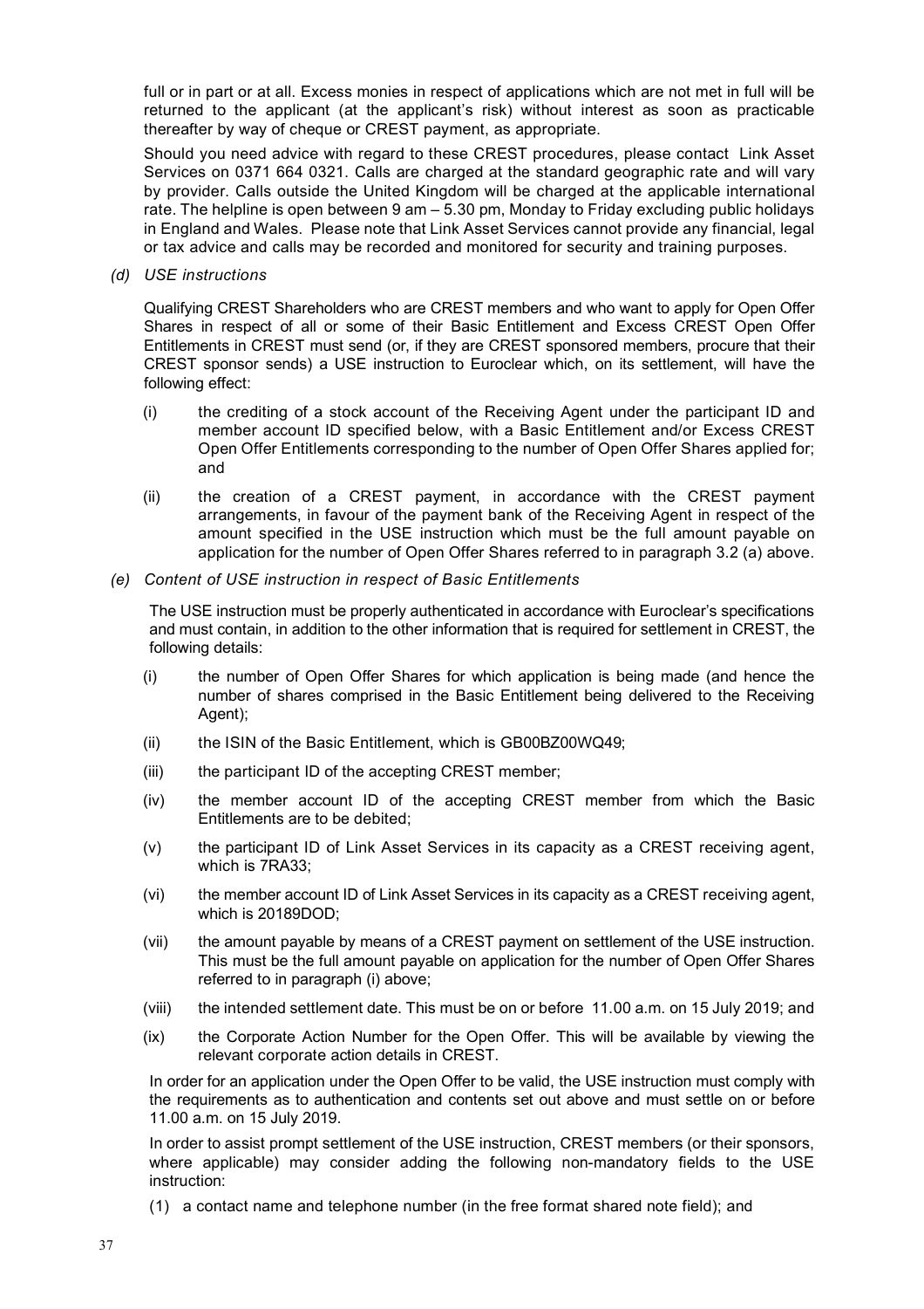full or in part or at all. Excess monies in respect of applications which are not met in full will be returned to the applicant (at the applicant's risk) without interest as soon as practicable thereafter by way of cheque or CREST payment, as appropriate.

Should you need advice with regard to these CREST procedures, please contact Link Asset Services on 0371 664 0321. Calls are charged at the standard geographic rate and will vary by provider. Calls outside the United Kingdom will be charged at the applicable international rate. The helpline is open between 9 am – 5.30 pm, Monday to Friday excluding public holidays in England and Wales. Please note that Link Asset Services cannot provide any financial, legal or tax advice and calls may be recorded and monitored for security and training purposes.

*(d) USE instructions*

Qualifying CREST Shareholders who are CREST members and who want to apply for Open Offer Shares in respect of all or some of their Basic Entitlement and Excess CREST Open Offer Entitlements in CREST must send (or, if they are CREST sponsored members, procure that their CREST sponsor sends) a USE instruction to Euroclear which, on its settlement, will have the following effect:

(i) the crediting of a stock account of the Receiving Agent under the participant ID and member account ID specified below, with a Basic Entitlement and/or Excess CREST Open Offer Entitlements corresponding to the number of Open Offer Shares applied for; and

(ii) the creation of a CREST payment, in accordance with the CREST payment arrangements, in favour of the payment bank of the Receiving Agent in respect of the amount specified in the USE instruction which must be the full amount payable on application for the number of Open Offer Shares referred to in paragraph 3.2 (a) above.

*(e) Content of USE instruction in respect of Basic Entitlements*

The USE instruction must be properly authenticated in accordance with Euroclear's specifications and must contain, in addition to the other information that is required for settlement in CREST, the following details:

(i) the number of Open Offer Shares for which application is being made (and hence the number of shares comprised in the Basic Entitlement being delivered to the Receiving Agent);

(ii) the ISIN of the Basic Entitlement, which is GB00BZ00WQ49;

(iii) the participant ID of the accepting CREST member;

(iv) the member account ID of the accepting CREST member from which the Basic Entitlements are to be debited;

(v) the participant ID of Link Asset Services in its capacity as a CREST receiving agent, which is 7RA33;

(vi) the member account ID of Link Asset Services in its capacity as a CREST receiving agent, which is 20189DOD;

(vii) the amount payable by means of a CREST payment on settlement of the USE instruction. This must be the full amount payable on application for the number of Open Offer Shares referred to in paragraph (i) above;

(viii) the intended settlement date. This must be on or before 11.00 a.m. on 15 July 2019; and

(ix) the Corporate Action Number for the Open Offer. This will be available by viewing the relevant corporate action details in CREST.

In order for an application under the Open Offer to be valid, the USE instruction must comply with the requirements as to authentication and contents set out above and must settle on or before 11.00 a.m. on 15 July 2019.

In order to assist prompt settlement of the USE instruction, CREST members (or their sponsors, where applicable) may consider adding the following non-mandatory fields to the USE instruction:

(1) a contact name and telephone number (in the free format shared note field); and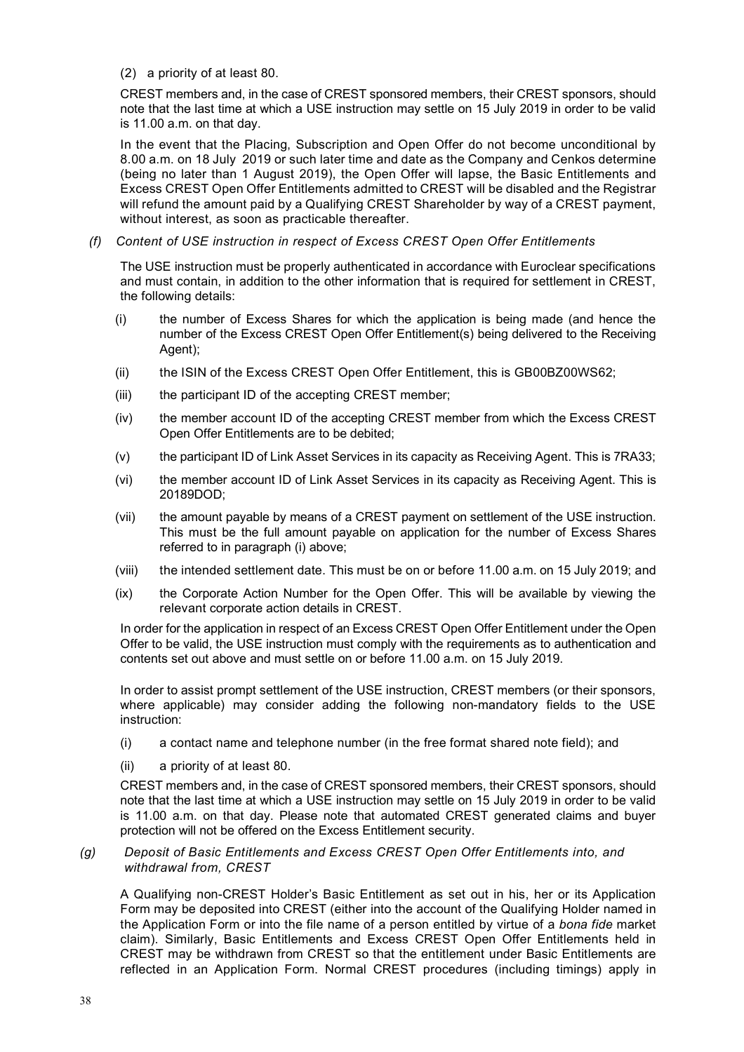(2) a priority of at least 80.

CREST members and, in the case of CREST sponsored members, their CREST sponsors, should note that the last time at which a USE instruction may settle on 15 July 2019 in order to be valid is 11.00 a.m. on that day.

In the event that the Placing, Subscription and Open Offer do not become unconditional by 8.00 a.m. on 18 July 2019 or such later time and date as the Company and Cenkos determine (being no later than 1 August 2019), the Open Offer will lapse, the Basic Entitlements and Excess CREST Open Offer Entitlements admitted to CREST will be disabled and the Registrar will refund the amount paid by a Qualifying CREST Shareholder by way of a CREST payment, without interest, as soon as practicable thereafter.

*(f) Content of USE instruction in respect of Excess CREST Open Offer Entitlements*

The USE instruction must be properly authenticated in accordance with Euroclear specifications and must contain, in addition to the other information that is required for settlement in CREST, the following details:

(i) the number of Excess Shares for which the application is being made (and hence the number of the Excess CREST Open Offer Entitlement(s) being delivered to the Receiving Agent);

(ii) the ISIN of the Excess CREST Open Offer Entitlement, this is GB00BZ00WS62;

(iii) the participant ID of the accepting CREST member;

(iv) the member account ID of the accepting CREST member from which the Excess CREST Open Offer Entitlements are to be debited;

(v) the participant ID of Link Asset Services in its capacity as Receiving Agent. This is 7RA33;

(vi) the member account ID of Link Asset Services in its capacity as Receiving Agent. This is 20189DOD;

(vii) the amount payable by means of a CREST payment on settlement of the USE instruction. This must be the full amount payable on application for the number of Excess Shares referred to in paragraph (i) above;

(viii) the intended settlement date. This must be on or before 11.00 a.m. on 15 July 2019; and

(ix) the Corporate Action Number for the Open Offer. This will be available by viewing the relevant corporate action details in CREST.

In order for the application in respect of an Excess CREST Open Offer Entitlement under the Open Offer to be valid, the USE instruction must comply with the requirements as to authentication and contents set out above and must settle on or before 11.00 a.m. on 15 July 2019.

In order to assist prompt settlement of the USE instruction, CREST members (or their sponsors, where applicable) may consider adding the following non-mandatory fields to the USE instruction:

(i) a contact name and telephone number (in the free format shared note field); and

(ii) a priority of at least 80.

CREST members and, in the case of CREST sponsored members, their CREST sponsors, should note that the last time at which a USE instruction may settle on 15 July 2019 in order to be valid is 11.00 a.m. on that day. Please note that automated CREST generated claims and buyer protection will not be offered on the Excess Entitlement security.

*(g) Deposit of Basic Entitlements and Excess CREST Open Offer Entitlements into, and withdrawal from, CREST*

A Qualifying non-CREST Holder's Basic Entitlement as set out in his, her or its Application Form may be deposited into CREST (either into the account of the Qualifying Holder named in the Application Form or into the file name of a person entitled by virtue of a *bona fide* market claim). Similarly, Basic Entitlements and Excess CREST Open Offer Entitlements held in CREST may be withdrawn from CREST so that the entitlement under Basic Entitlements are reflected in an Application Form. Normal CREST procedures (including timings) apply in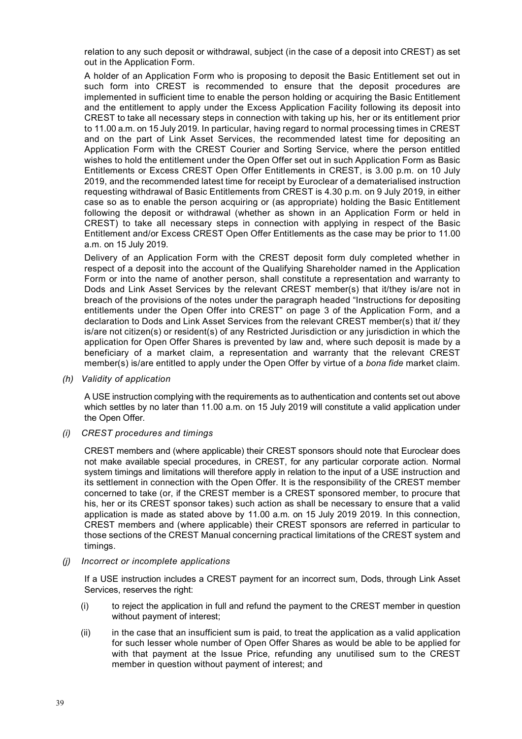relation to any such deposit or withdrawal, subject (in the case of a deposit into CREST) as set out in the Application Form.

A holder of an Application Form who is proposing to deposit the Basic Entitlement set out in such form into CREST is recommended to ensure that the deposit procedures are implemented in sufficient time to enable the person holding or acquiring the Basic Entitlement and the entitlement to apply under the Excess Application Facility following its deposit into CREST to take all necessary steps in connection with taking up his, her or its entitlement prior to 11.00 a.m. on 15 July 2019. In particular, having regard to normal processing times in CREST and on the part of Link Asset Services, the recommended latest time for depositing an Application Form with the CREST Courier and Sorting Service, where the person entitled wishes to hold the entitlement under the Open Offer set out in such Application Form as Basic Entitlements or Excess CREST Open Offer Entitlements in CREST, is 3.00 p.m. on 10 July 2019, and the recommended latest time for receipt by Euroclear of a dematerialised instruction requesting withdrawal of Basic Entitlements from CREST is 4.30 p.m. on 9 July 2019, in either case so as to enable the person acquiring or (as appropriate) holding the Basic Entitlement following the deposit or withdrawal (whether as shown in an Application Form or held in CREST) to take all necessary steps in connection with applying in respect of the Basic Entitlement and/or Excess CREST Open Offer Entitlements as the case may be prior to 11.00 a.m. on 15 July 2019.

Delivery of an Application Form with the CREST deposit form duly completed whether in respect of a deposit into the account of the Qualifying Shareholder named in the Application Form or into the name of another person, shall constitute a representation and warranty to Dods and Link Asset Services by the relevant CREST member(s) that it/they is/are not in breach of the provisions of the notes under the paragraph headed "Instructions for depositing entitlements under the Open Offer into CREST" on page 3 of the Application Form, and a declaration to Dods and Link Asset Services from the relevant CREST member(s) that it/ they is/are not citizen(s) or resident(s) of any Restricted Jurisdiction or any jurisdiction in which the application for Open Offer Shares is prevented by law and, where such deposit is made by a beneficiary of a market claim, a representation and warranty that the relevant CREST member(s) is/are entitled to apply under the Open Offer by virtue of a *bona fide* market claim.

*(h) Validity of application*

A USE instruction complying with the requirements as to authentication and contents set out above which settles by no later than 11.00 a.m. on 15 July 2019 will constitute a valid application under the Open Offer.

*(i) CREST procedures and timings*

CREST members and (where applicable) their CREST sponsors should note that Euroclear does not make available special procedures, in CREST, for any particular corporate action. Normal system timings and limitations will therefore apply in relation to the input of a USE instruction and its settlement in connection with the Open Offer. It is the responsibility of the CREST member concerned to take (or, if the CREST member is a CREST sponsored member, to procure that his, her or its CREST sponsor takes) such action as shall be necessary to ensure that a valid application is made as stated above by 11.00 a.m. on 15 July 2019 2019. In this connection, CREST members and (where applicable) their CREST sponsors are referred in particular to those sections of the CREST Manual concerning practical limitations of the CREST system and timings.

*(j) Incorrect or incomplete applications*

If a USE instruction includes a CREST payment for an incorrect sum, Dods, through Link Asset Services, reserves the right:

(i) to reject the application in full and refund the payment to the CREST member in question without payment of interest;

(ii) in the case that an insufficient sum is paid, to treat the application as a valid application for such lesser whole number of Open Offer Shares as would be able to be applied for with that payment at the Issue Price, refunding any unutilised sum to the CREST member in question without payment of interest; and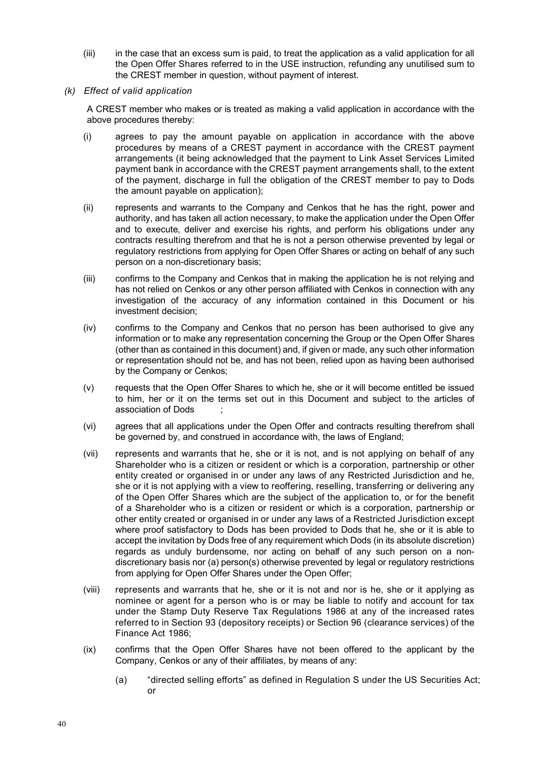(iii) in the case that an excess sum is paid, to treat the application as a valid application for all the Open Offer Shares referred to in the USE instruction, refunding any unutilised sum to the CREST member in question, without payment of interest.

*(k) Effect of valid application*

A CREST member who makes or is treated as making a valid application in accordance with the above procedures thereby:

(i) agrees to pay the amount payable on application in accordance with the above procedures by means of a CREST payment in accordance with the CREST payment arrangements (it being acknowledged that the payment to Link Asset Services Limited payment bank in accordance with the CREST payment arrangements shall, to the extent of the payment, discharge in full the obligation of the CREST member to pay to Dods the amount payable on application);

(ii) represents and warrants to the Company and Cenkos that he has the right, power and authority, and has taken all action necessary, to make the application under the Open Offer and to execute, deliver and exercise his rights, and perform his obligations under any contracts resulting therefrom and that he is not a person otherwise prevented by legal or regulatory restrictions from applying for Open Offer Shares or acting on behalf of any such person on a non-discretionary basis;

(iii) confirms to the Company and Cenkos that in making the application he is not relying and has not relied on Cenkos or any other person affiliated with Cenkos in connection with any investigation of the accuracy of any information contained in this Document or his investment decision;

(iv) confirms to the Company and Cenkos that no person has been authorised to give any information or to make any representation concerning the Group or the Open Offer Shares (other than as contained in this document) and, if given or made, any such other information or representation should not be, and has not been, relied upon as having been authorised by the Company or Cenkos;

(v) requests that the Open Offer Shares to which he, she or it will become entitled be issued to him, her or it on the terms set out in this Document and subject to the articles of association of Dods ;

(vi) agrees that all applications under the Open Offer and contracts resulting therefrom shall be governed by, and construed in accordance with, the laws of England;

(vii) represents and warrants that he, she or it is not, and is not applying on behalf of any Shareholder who is a citizen or resident or which is a corporation, partnership or other entity created or organised in or under any laws of any Restricted Jurisdiction and he, she or it is not applying with a view to reoffering, reselling, transferring or delivering any of the Open Offer Shares which are the subject of the application to, or for the benefit of a Shareholder who is a citizen or resident or which is a corporation, partnership or other entity created or organised in or under any laws of a Restricted Jurisdiction except where proof satisfactory to Dods has been provided to Dods that he, she or it is able to accept the invitation by Dods free of any requirement which Dods (in its absolute discretion) regards as unduly burdensome, nor acting on behalf of any such person on a non-discretionary basis nor (a) person(s) otherwise prevented by legal or regulatory restrictions from applying for Open Offer Shares under the Open Offer;

(viii) represents and warrants that he, she or it is not and nor is he, she or it applying as nominee or agent for a person who is or may be liable to notify and account for tax under the Stamp Duty Reserve Tax Regulations 1986 at any of the increased rates referred to in Section 93 (depository receipts) or Section 96 (clearance services) of the Finance Act 1986;

(ix) confirms that the Open Offer Shares have not been offered to the applicant by the Company, Cenkos or any of their affiliates, by means of any:

(a) "directed selling efforts" as defined in Regulation S under the US Securities Act; or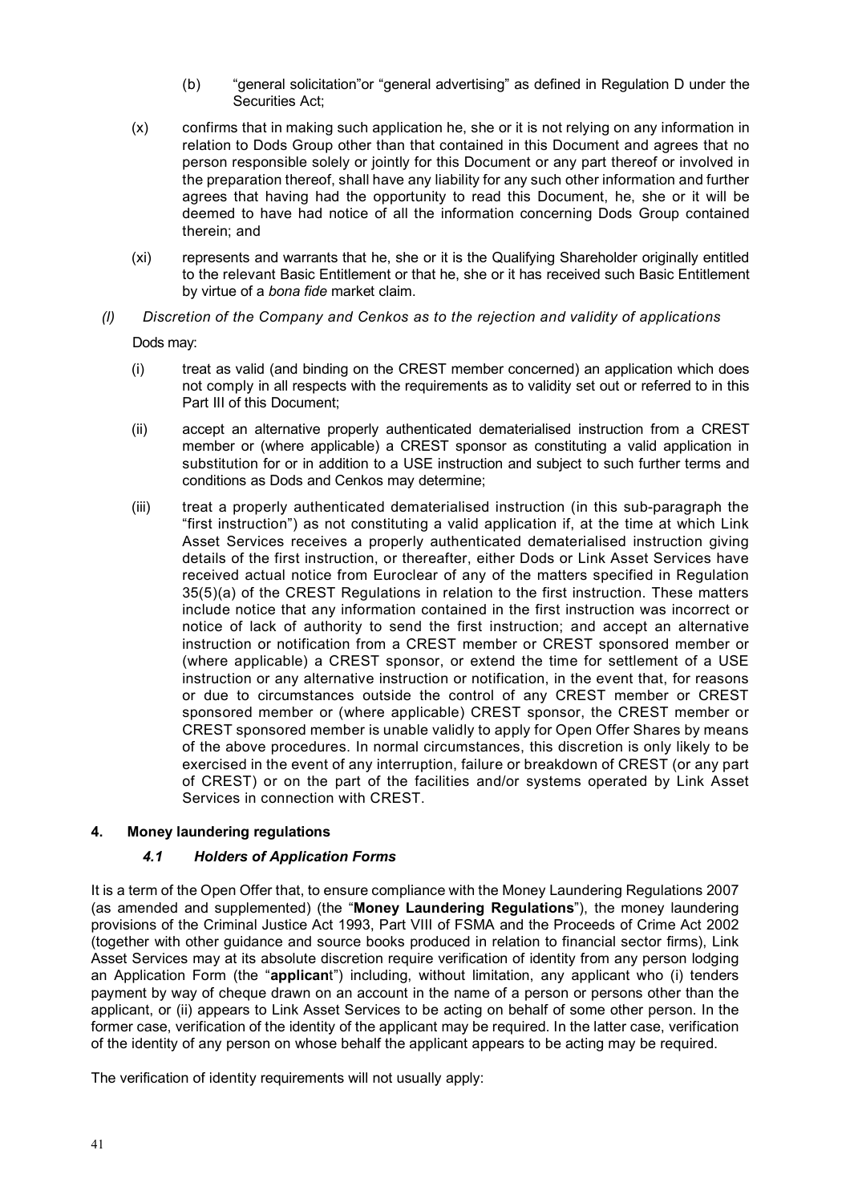(b) "general solicitation"or "general advertising" as defined in Regulation D under the Securities Act;

(x) confirms that in making such application he, she or it is not relying on any information in relation to Dods Group other than that contained in this Document and agrees that no person responsible solely or jointly for this Document or any part thereof or involved in the preparation thereof, shall have any liability for any such other information and further agrees that having had the opportunity to read this Document, he, she or it will be deemed to have had notice of all the information concerning Dods Group contained therein; and

(xi) represents and warrants that he, she or it is the Qualifying Shareholder originally entitled to the relevant Basic Entitlement or that he, she or it has received such Basic Entitlement by virtue of a *bona fide* market claim.

*(l) Discretion of the Company and Cenkos as to the rejection and validity of applications*

Dods may:

(i) treat as valid (and binding on the CREST member concerned) an application which does not comply in all respects with the requirements as to validity set out or referred to in this Part III of this Document;

(ii) accept an alternative properly authenticated dematerialised instruction from a CREST member or (where applicable) a CREST sponsor as constituting a valid application in substitution for or in addition to a USE instruction and subject to such further terms and conditions as Dods and Cenkos may determine;

(iii) treat a properly authenticated dematerialised instruction (in this sub-paragraph the "first instruction") as not constituting a valid application if, at the time at which Link Asset Services receives a properly authenticated dematerialised instruction giving details of the first instruction, or thereafter, either Dods or Link Asset Services have received actual notice from Euroclear of any of the matters specified in Regulation 35(5)(a) of the CREST Regulations in relation to the first instruction. These matters include notice that any information contained in the first instruction was incorrect or notice of lack of authority to send the first instruction; and accept an alternative instruction or notification from a CREST member or CREST sponsored member or (where applicable) a CREST sponsor, or extend the time for settlement of a USE instruction or any alternative instruction or notification, in the event that, for reasons or due to circumstances outside the control of any CREST member or CREST sponsored member or (where applicable) CREST sponsor, the CREST member or CREST sponsored member is unable validly to apply for Open Offer Shares by means of the above procedures. In normal circumstances, this discretion is only likely to be exercised in the event of any interruption, failure or breakdown of CREST (or any part of CREST) or on the part of the facilities and/or systems operated by Link Asset Services in connection with CREST.

## 4. Money laundering regulations

### *4.1 Holders of Application Forms*

It is a term of the Open Offer that, to ensure compliance with the Money Laundering Regulations 2007 (as amended and supplemented) (the "**Money Laundering Regulations**"), the money laundering provisions of the Criminal Justice Act 1993, Part VIII of FSMA and the Proceeds of Crime Act 2002 (together with other guidance and source books produced in relation to financial sector firms), Link Asset Services may at its absolute discretion require verification of identity from any person lodging an Application Form (the "**applicant**") including, without limitation, any applicant who (i) tenders payment by way of cheque drawn on an account in the name of a person or persons other than the applicant, or (ii) appears to Link Asset Services to be acting on behalf of some other person. In the former case, verification of the identity of the applicant may be required. In the latter case, verification of the identity of any person on whose behalf the applicant appears to be acting may be required.

The verification of identity requirements will not usually apply: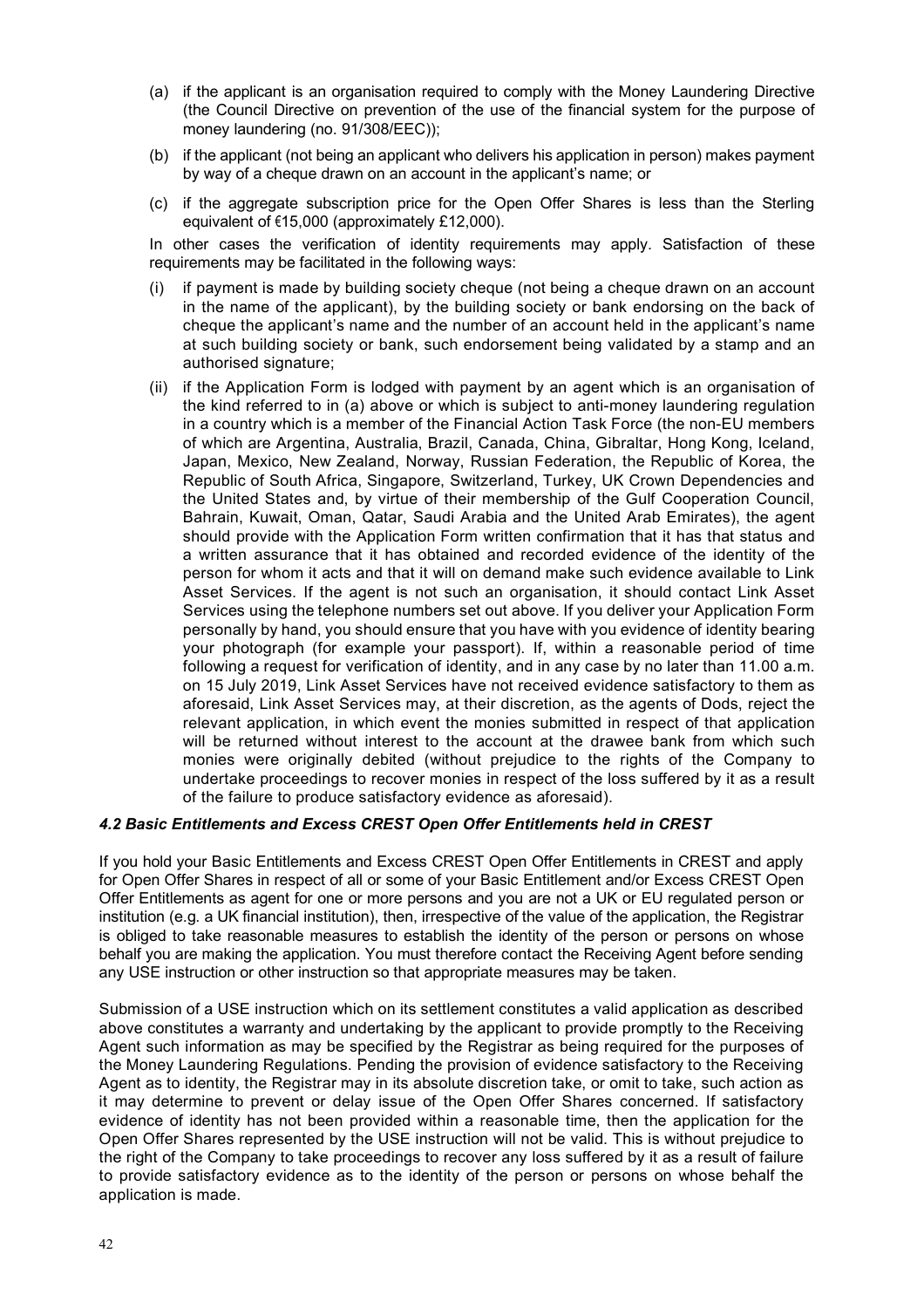(a) if the applicant is an organisation required to comply with the Money Laundering Directive (the Council Directive on prevention of the use of the financial system for the purpose of money laundering (no. 91/308/EEC));

(b) if the applicant (not being an applicant who delivers his application in person) makes payment by way of a cheque drawn on an account in the applicant's name; or

(c) if the aggregate subscription price for the Open Offer Shares is less than the Sterling equivalent of €15,000 (approximately £12,000).

In other cases the verification of identity requirements may apply. Satisfaction of these requirements may be facilitated in the following ways:

(i) if payment is made by building society cheque (not being a cheque drawn on an account in the name of the applicant), by the building society or bank endorsing on the back of cheque the applicant's name and the number of an account held in the applicant's name at such building society or bank, such endorsement being validated by a stamp and an authorised signature;

(ii) if the Application Form is lodged with payment by an agent which is an organisation of the kind referred to in (a) above or which is subject to anti-money laundering regulation in a country which is a member of the Financial Action Task Force (the non-EU members of which are Argentina, Australia, Brazil, Canada, China, Gibraltar, Hong Kong, Iceland, Japan, Mexico, New Zealand, Norway, Russian Federation, the Republic of Korea, the Republic of South Africa, Singapore, Switzerland, Turkey, UK Crown Dependencies and the United States and, by virtue of their membership of the Gulf Cooperation Council, Bahrain, Kuwait, Oman, Qatar, Saudi Arabia and the United Arab Emirates), the agent should provide with the Application Form written confirmation that it has that status and a written assurance that it has obtained and recorded evidence of the identity of the person for whom it acts and that it will on demand make such evidence available to Link Asset Services. If the agent is not such an organisation, it should contact Link Asset Services using the telephone numbers set out above. If you deliver your Application Form personally by hand, you should ensure that you have with you evidence of identity bearing your photograph (for example your passport). If, within a reasonable period of time following a request for verification of identity, and in any case by no later than 11.00 a.m. on 15 July 2019, Link Asset Services have not received evidence satisfactory to them as aforesaid, Link Asset Services may, at their discretion, as the agents of Dods, reject the relevant application, in which event the monies submitted in respect of that application will be returned without interest to the account at the drawee bank from which such monies were originally debited (without prejudice to the rights of the Company to undertake proceedings to recover monies in respect of the loss suffered by it as a result of the failure to produce satisfactory evidence as aforesaid).

### *4.2 Basic Entitlements and Excess CREST Open Offer Entitlements held in CREST*

If you hold your Basic Entitlements and Excess CREST Open Offer Entitlements in CREST and apply for Open Offer Shares in respect of all or some of your Basic Entitlement and/or Excess CREST Open Offer Entitlements as agent for one or more persons and you are not a UK or EU regulated person or institution (e.g. a UK financial institution), then, irrespective of the value of the application, the Registrar is obliged to take reasonable measures to establish the identity of the person or persons on whose behalf you are making the application. You must therefore contact the Receiving Agent before sending any USE instruction or other instruction so that appropriate measures may be taken.

Submission of a USE instruction which on its settlement constitutes a valid application as described above constitutes a warranty and undertaking by the applicant to provide promptly to the Receiving Agent such information as may be specified by the Registrar as being required for the purposes of the Money Laundering Regulations. Pending the provision of evidence satisfactory to the Receiving Agent as to identity, the Registrar may in its absolute discretion take, or omit to take, such action as it may determine to prevent or delay issue of the Open Offer Shares concerned. If satisfactory evidence of identity has not been provided within a reasonable time, then the application for the Open Offer Shares represented by the USE instruction will not be valid. This is without prejudice to the right of the Company to take proceedings to recover any loss suffered by it as a result of failure to provide satisfactory evidence as to the identity of the person or persons on whose behalf the application is made.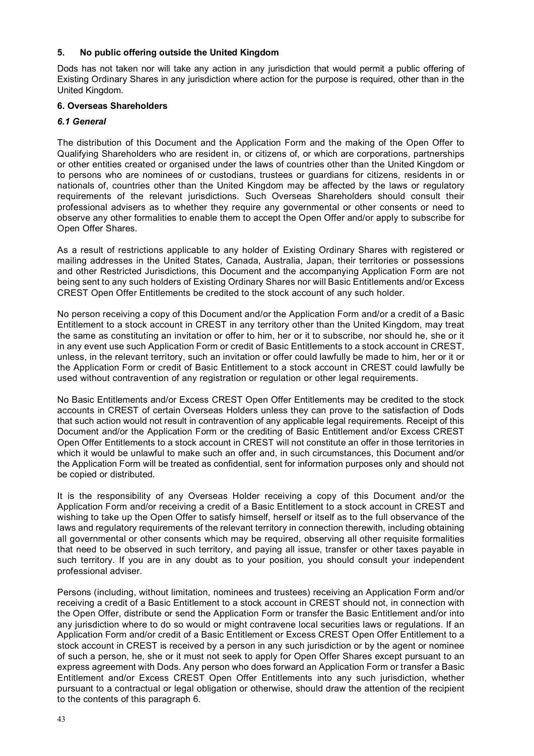## 5. No public offering outside the United Kingdom

Dods has not taken nor will take any action in any jurisdiction that would permit a public offering of Existing Ordinary Shares in any jurisdiction where action for the purpose is required, other than in the United Kingdom.

## 6. Overseas Shareholders

### *6.1 General*

The distribution of this Document and the Application Form and the making of the Open Offer to Qualifying Shareholders who are resident in, or citizens of, or which are corporations, partnerships or other entities created or organised under the laws of countries other than the United Kingdom or to persons who are nominees of or custodians, trustees or guardians for citizens, residents in or nationals of, countries other than the United Kingdom may be affected by the laws or regulatory requirements of the relevant jurisdictions. Such Overseas Shareholders should consult their professional advisers as to whether they require any governmental or other consents or need to observe any other formalities to enable them to accept the Open Offer and/or apply to subscribe for Open Offer Shares.

As a result of restrictions applicable to any holder of Existing Ordinary Shares with registered or mailing addresses in the United States, Canada, Australia, Japan, their territories or possessions and other Restricted Jurisdictions, this Document and the accompanying Application Form are not being sent to any such holders of Existing Ordinary Shares nor will Basic Entitlements and/or Excess CREST Open Offer Entitlements be credited to the stock account of any such holder.

No person receiving a copy of this Document and/or the Application Form and/or a credit of a Basic Entitlement to a stock account in CREST in any territory other than the United Kingdom, may treat the same as constituting an invitation or offer to him, her or it to subscribe, nor should he, she or it in any event use such Application Form or credit of Basic Entitlements to a stock account in CREST, unless, in the relevant territory, such an invitation or offer could lawfully be made to him, her or it or the Application Form or credit of Basic Entitlement to a stock account in CREST could lawfully be used without contravention of any registration or regulation or other legal requirements.

No Basic Entitlements and/or Excess CREST Open Offer Entitlements may be credited to the stock accounts in CREST of certain Overseas Holders unless they can prove to the satisfaction of Dods that such action would not result in contravention of any applicable legal requirements. Receipt of this Document and/or the Application Form or the crediting of Basic Entitlement and/or Excess CREST Open Offer Entitlements to a stock account in CREST will not constitute an offer in those territories in which it would be unlawful to make such an offer and, in such circumstances, this Document and/or the Application Form will be treated as confidential, sent for information purposes only and should not be copied or distributed.

It is the responsibility of any Overseas Holder receiving a copy of this Document and/or the Application Form and/or receiving a credit of a Basic Entitlement to a stock account in CREST and wishing to take up the Open Offer to satisfy himself, herself or itself as to the full observance of the laws and regulatory requirements of the relevant territory in connection therewith, including obtaining all governmental or other consents which may be required, observing all other requisite formalities that need to be observed in such territory, and paying all issue, transfer or other taxes payable in such territory. If you are in any doubt as to your position, you should consult your independent professional adviser.

Persons (including, without limitation, nominees and trustees) receiving an Application Form and/or receiving a credit of a Basic Entitlement to a stock account in CREST should not, in connection with the Open Offer, distribute or send the Application Form or transfer the Basic Entitlement and/or into any jurisdiction where to do so would or might contravene local securities laws or regulations. If an Application Form and/or credit of a Basic Entitlement or Excess CREST Open Offer Entitlement to a stock account in CREST is received by a person in any such jurisdiction or by the agent or nominee of such a person, he, she or it must not seek to apply for Open Offer Shares except pursuant to an express agreement with Dods. Any person who does forward an Application Form or transfer a Basic Entitlement and/or Excess CREST Open Offer Entitlements into any such jurisdiction, whether pursuant to a contractual or legal obligation or otherwise, should draw the attention of the recipient to the contents of this paragraph 6.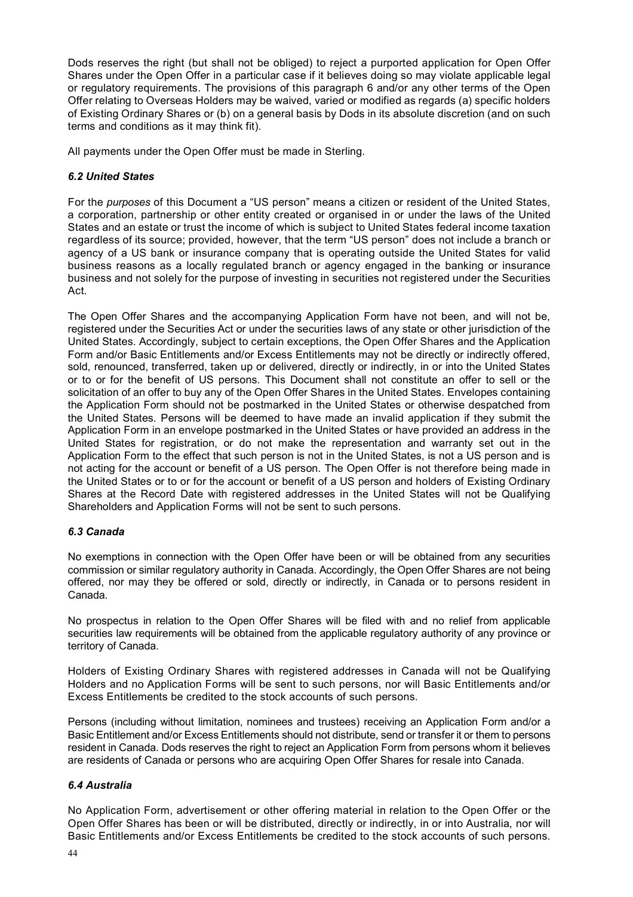Dods reserves the right (but shall not be obliged) to reject a purported application for Open Offer Shares under the Open Offer in a particular case if it believes doing so may violate applicable legal or regulatory requirements. The provisions of this paragraph 6 and/or any other terms of the Open Offer relating to Overseas Holders may be waived, varied or modified as regards (a) specific holders of Existing Ordinary Shares or (b) on a general basis by Dods in its absolute discretion (and on such terms and conditions as it may think fit).

All payments under the Open Offer must be made in Sterling.

### *6.2 United States*

For the *purposes* of this Document a "US person" means a citizen or resident of the United States, a corporation, partnership or other entity created or organised in or under the laws of the United States and an estate or trust the income of which is subject to United States federal income taxation regardless of its source; provided, however, that the term "US person" does not include a branch or agency of a US bank or insurance company that is operating outside the United States for valid business reasons as a locally regulated branch or agency engaged in the banking or insurance business and not solely for the purpose of investing in securities not registered under the Securities Act.

The Open Offer Shares and the accompanying Application Form have not been, and will not be, registered under the Securities Act or under the securities laws of any state or other jurisdiction of the United States. Accordingly, subject to certain exceptions, the Open Offer Shares and the Application Form and/or Basic Entitlements and/or Excess Entitlements may not be directly or indirectly offered, sold, renounced, transferred, taken up or delivered, directly or indirectly, in or into the United States or to or for the benefit of US persons. This Document shall not constitute an offer to sell or the solicitation of an offer to buy any of the Open Offer Shares in the United States. Envelopes containing the Application Form should not be postmarked in the United States or otherwise despatched from the United States. Persons will be deemed to have made an invalid application if they submit the Application Form in an envelope postmarked in the United States or have provided an address in the United States for registration, or do not make the representation and warranty set out in the Application Form to the effect that such person is not in the United States, is not a US person and is not acting for the account or benefit of a US person. The Open Offer is not therefore being made in the United States or to or for the account or benefit of a US person and holders of Existing Ordinary Shares at the Record Date with registered addresses in the United States will not be Qualifying Shareholders and Application Forms will not be sent to such persons.

### *6.3 Canada*

No exemptions in connection with the Open Offer have been or will be obtained from any securities commission or similar regulatory authority in Canada. Accordingly, the Open Offer Shares are not being offered, nor may they be offered or sold, directly or indirectly, in Canada or to persons resident in Canada.

No prospectus in relation to the Open Offer Shares will be filed with and no relief from applicable securities law requirements will be obtained from the applicable regulatory authority of any province or territory of Canada.

Holders of Existing Ordinary Shares with registered addresses in Canada will not be Qualifying Holders and no Application Forms will be sent to such persons, nor will Basic Entitlements and/or Excess Entitlements be credited to the stock accounts of such persons.

Persons (including without limitation, nominees and trustees) receiving an Application Form and/or a Basic Entitlement and/or Excess Entitlements should not distribute, send or transfer it or them to persons resident in Canada. Dods reserves the right to reject an Application Form from persons whom it believes are residents of Canada or persons who are acquiring Open Offer Shares for resale into Canada.

### *6.4 Australia*

No Application Form, advertisement or other offering material in relation to the Open Offer or the Open Offer Shares has been or will be distributed, directly or indirectly, in or into Australia, nor will Basic Entitlements and/or Excess Entitlements be credited to the stock accounts of such persons.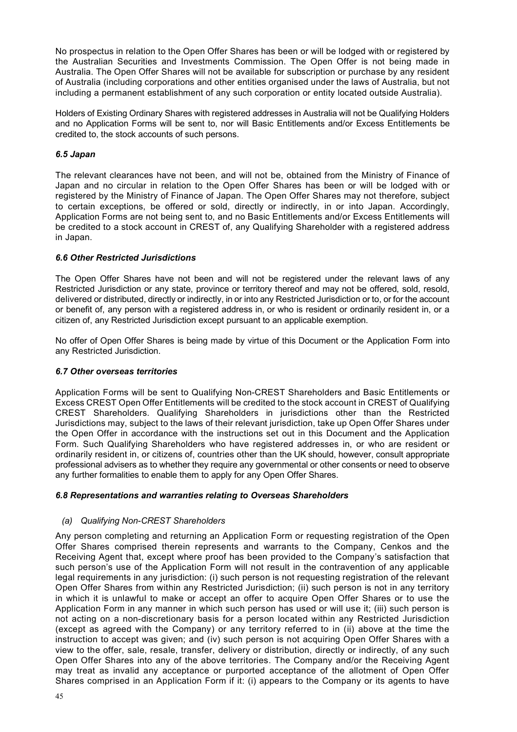No prospectus in relation to the Open Offer Shares has been or will be lodged with or registered by the Australian Securities and Investments Commission. The Open Offer is not being made in Australia. The Open Offer Shares will not be available for subscription or purchase by any resident of Australia (including corporations and other entities organised under the laws of Australia, but not including a permanent establishment of any such corporation or entity located outside Australia).

Holders of Existing Ordinary Shares with registered addresses in Australia will not be Qualifying Holders and no Application Forms will be sent to, nor will Basic Entitlements and/or Excess Entitlements be credited to, the stock accounts of such persons.

### *6.5 Japan*

The relevant clearances have not been, and will not be, obtained from the Ministry of Finance of Japan and no circular in relation to the Open Offer Shares has been or will be lodged with or registered by the Ministry of Finance of Japan. The Open Offer Shares may not therefore, subject to certain exceptions, be offered or sold, directly or indirectly, in or into Japan. Accordingly, Application Forms are not being sent to, and no Basic Entitlements and/or Excess Entitlements will be credited to a stock account in CREST of, any Qualifying Shareholder with a registered address in Japan.

### *6.6 Other Restricted Jurisdictions*

The Open Offer Shares have not been and will not be registered under the relevant laws of any Restricted Jurisdiction or any state, province or territory thereof and may not be offered, sold, resold, delivered or distributed, directly or indirectly, in or into any Restricted Jurisdiction or to, or for the account or benefit of, any person with a registered address in, or who is resident or ordinarily resident in, or a citizen of, any Restricted Jurisdiction except pursuant to an applicable exemption.

No offer of Open Offer Shares is being made by virtue of this Document or the Application Form into any Restricted Jurisdiction.

### *6.7 Other overseas territories*

Application Forms will be sent to Qualifying Non-CREST Shareholders and Basic Entitlements or Excess CREST Open Offer Entitlements will be credited to the stock account in CREST of Qualifying CREST Shareholders. Qualifying Shareholders in jurisdictions other than the Restricted Jurisdictions may, subject to the laws of their relevant jurisdiction, take up Open Offer Shares under the Open Offer in accordance with the instructions set out in this Document and the Application Form. Such Qualifying Shareholders who have registered addresses in, or who are resident or ordinarily resident in, or citizens of, countries other than the UK should, however, consult appropriate professional advisers as to whether they require any governmental or other consents or need to observe any further formalities to enable them to apply for any Open Offer Shares.

### *6.8 Representations and warranties relating to Overseas Shareholders*

*(a) Qualifying Non-CREST Shareholders*

Any person completing and returning an Application Form or requesting registration of the Open Offer Shares comprised therein represents and warrants to the Company, Cenkos and the Receiving Agent that, except where proof has been provided to the Company's satisfaction that such person's use of the Application Form will not result in the contravention of any applicable legal requirements in any jurisdiction: (i) such person is not requesting registration of the relevant Open Offer Shares from within any Restricted Jurisdiction; (ii) such person is not in any territory in which it is unlawful to make or accept an offer to acquire Open Offer Shares or to use the Application Form in any manner in which such person has used or will use it; (iii) such person is not acting on a non-discretionary basis for a person located within any Restricted Jurisdiction (except as agreed with the Company) or any territory referred to in (ii) above at the time the instruction to accept was given; and (iv) such person is not acquiring Open Offer Shares with a view to the offer, sale, resale, transfer, delivery or distribution, directly or indirectly, of any such Open Offer Shares into any of the above territories. The Company and/or the Receiving Agent may treat as invalid any acceptance or purported acceptance of the allotment of Open Offer Shares comprised in an Application Form if it: (i) appears to the Company or its agents to have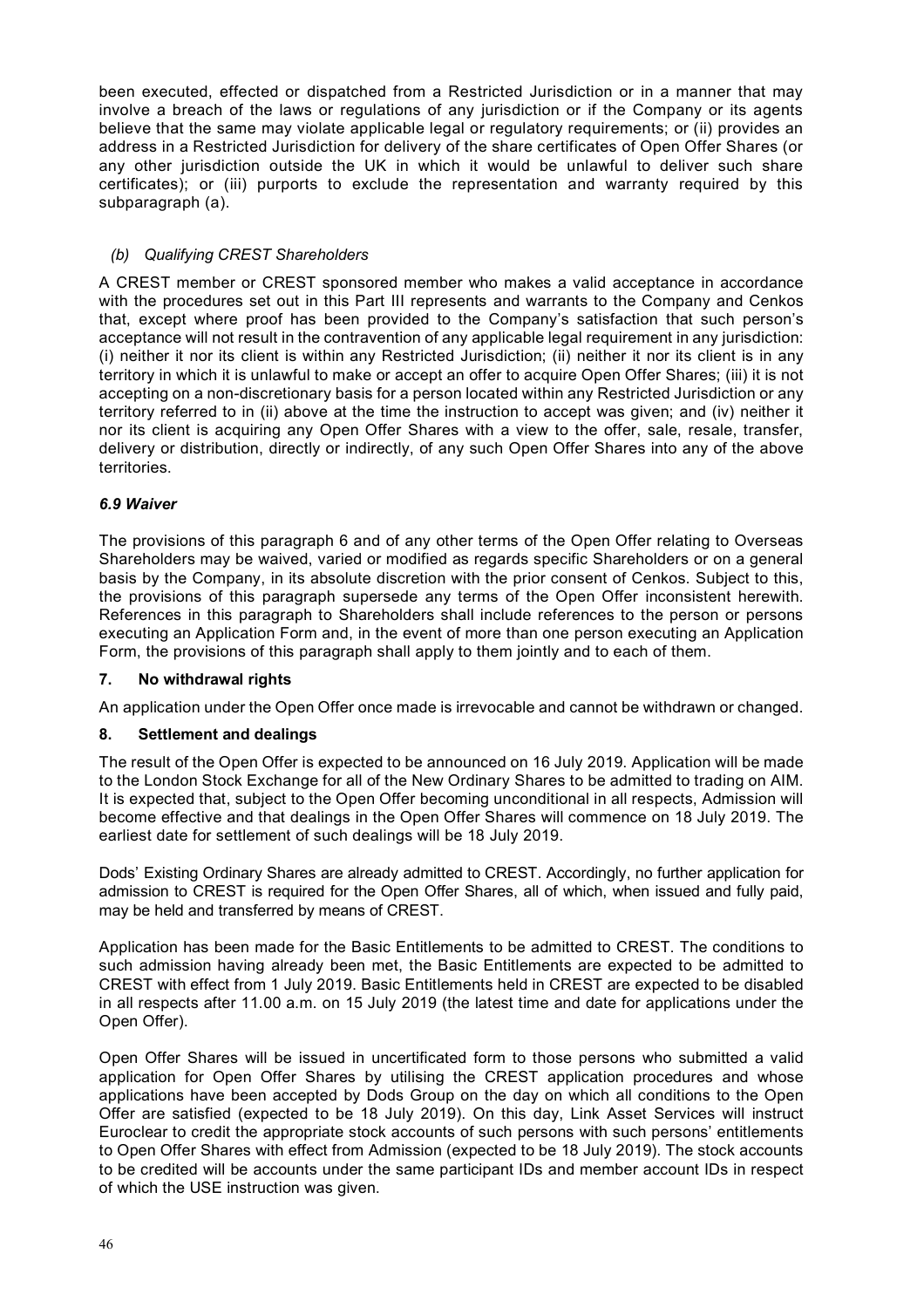been executed, effected or dispatched from a Restricted Jurisdiction or in a manner that may involve a breach of the laws or regulations of any jurisdiction or if the Company or its agents believe that the same may violate applicable legal or regulatory requirements; or (ii) provides an address in a Restricted Jurisdiction for delivery of the share certificates of Open Offer Shares (or any other jurisdiction outside the UK in which it would be unlawful to deliver such share certificates); or (iii) purports to exclude the representation and warranty required by this subparagraph (a).

*(b) Qualifying CREST Shareholders*

A CREST member or CREST sponsored member who makes a valid acceptance in accordance with the procedures set out in this Part III represents and warrants to the Company and Cenkos that, except where proof has been provided to the Company's satisfaction that such person's acceptance will not result in the contravention of any applicable legal requirement in any jurisdiction: (i) neither it nor its client is within any Restricted Jurisdiction; (ii) neither it nor its client is in any territory in which it is unlawful to make or accept an offer to acquire Open Offer Shares; (iii) it is not accepting on a non-discretionary basis for a person located within any Restricted Jurisdiction or any territory referred to in (ii) above at the time the instruction to accept was given; and (iv) neither it nor its client is acquiring any Open Offer Shares with a view to the offer, sale, resale, transfer, delivery or distribution, directly or indirectly, of any such Open Offer Shares into any of the above territories.

***6.9 Waiver***

The provisions of this paragraph 6 and of any other terms of the Open Offer relating to Overseas Shareholders may be waived, varied or modified as regards specific Shareholders or on a general basis by the Company, in its absolute discretion with the prior consent of Cenkos. Subject to this, the provisions of this paragraph supersede any terms of the Open Offer inconsistent herewith. References in this paragraph to Shareholders shall include references to the person or persons executing an Application Form and, in the event of more than one person executing an Application Form, the provisions of this paragraph shall apply to them jointly and to each of them.

## 7. No withdrawal rights

An application under the Open Offer once made is irrevocable and cannot be withdrawn or changed.

## 8. Settlement and dealings

The result of the Open Offer is expected to be announced on 16 July 2019. Application will be made to the London Stock Exchange for all of the New Ordinary Shares to be admitted to trading on AIM. It is expected that, subject to the Open Offer becoming unconditional in all respects, Admission will become effective and that dealings in the Open Offer Shares will commence on 18 July 2019. The earliest date for settlement of such dealings will be 18 July 2019.

Dods' Existing Ordinary Shares are already admitted to CREST. Accordingly, no further application for admission to CREST is required for the Open Offer Shares, all of which, when issued and fully paid, may be held and transferred by means of CREST.

Application has been made for the Basic Entitlements to be admitted to CREST. The conditions to such admission having already been met, the Basic Entitlements are expected to be admitted to CREST with effect from 1 July 2019. Basic Entitlements held in CREST are expected to be disabled in all respects after 11.00 a.m. on 15 July 2019 (the latest time and date for applications under the Open Offer).

Open Offer Shares will be issued in uncertificated form to those persons who submitted a valid application for Open Offer Shares by utilising the CREST application procedures and whose applications have been accepted by Dods Group on the day on which all conditions to the Open Offer are satisfied (expected to be 18 July 2019). On this day, Link Asset Services will instruct Euroclear to credit the appropriate stock accounts of such persons with such persons' entitlements to Open Offer Shares with effect from Admission (expected to be 18 July 2019). The stock accounts to be credited will be accounts under the same participant IDs and member account IDs in respect of which the USE instruction was given.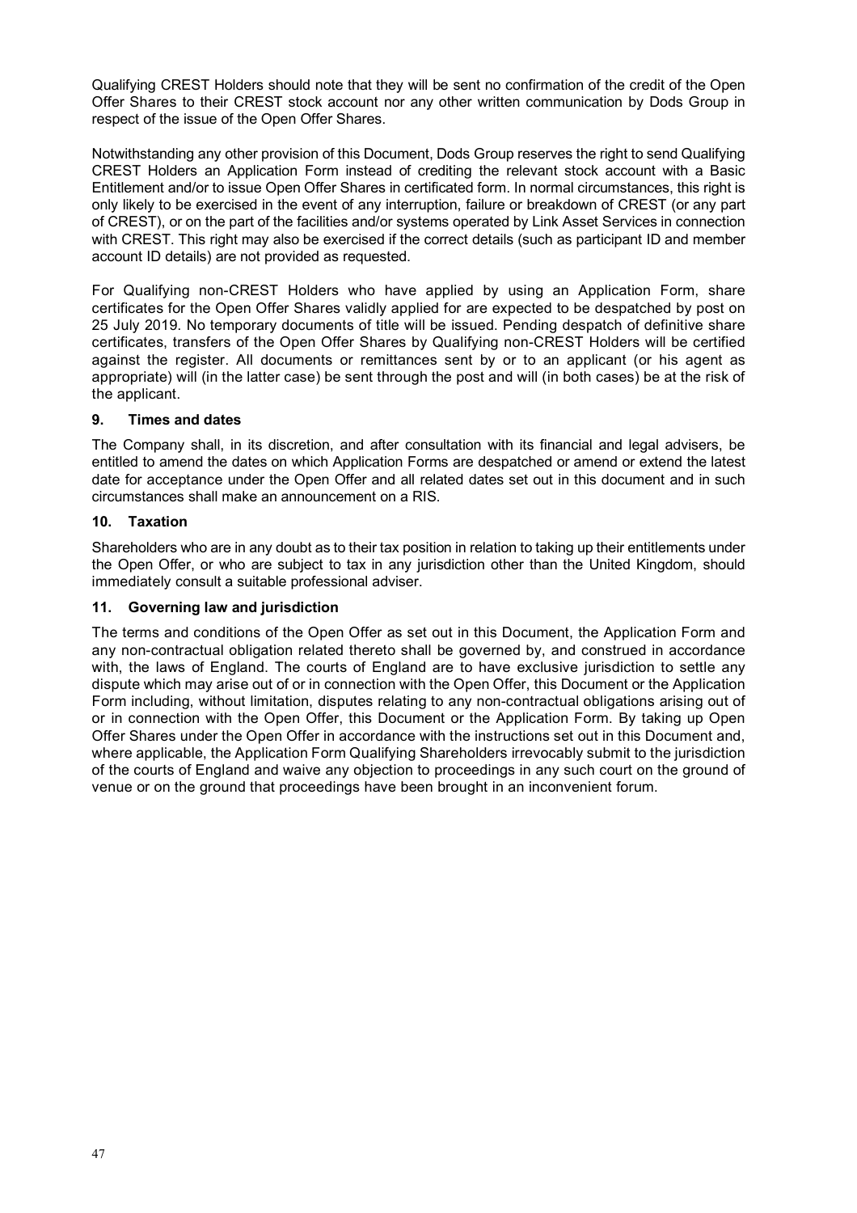Qualifying CREST Holders should note that they will be sent no confirmation of the credit of the Open Offer Shares to their CREST stock account nor any other written communication by Dods Group in respect of the issue of the Open Offer Shares.

Notwithstanding any other provision of this Document, Dods Group reserves the right to send Qualifying CREST Holders an Application Form instead of crediting the relevant stock account with a Basic Entitlement and/or to issue Open Offer Shares in certificated form. In normal circumstances, this right is only likely to be exercised in the event of any interruption, failure or breakdown of CREST (or any part of CREST), or on the part of the facilities and/or systems operated by Link Asset Services in connection with CREST. This right may also be exercised if the correct details (such as participant ID and member account ID details) are not provided as requested.

For Qualifying non-CREST Holders who have applied by using an Application Form, share certificates for the Open Offer Shares validly applied for are expected to be despatched by post on 25 July 2019. No temporary documents of title will be issued. Pending despatch of definitive share certificates, transfers of the Open Offer Shares by Qualifying non-CREST Holders will be certified against the register. All documents or remittances sent by or to an applicant (or his agent as appropriate) will (in the latter case) be sent through the post and will (in both cases) be at the risk of the applicant.

## 9. Times and dates

The Company shall, in its discretion, and after consultation with its financial and legal advisers, be entitled to amend the dates on which Application Forms are despatched or amend or extend the latest date for acceptance under the Open Offer and all related dates set out in this document and in such circumstances shall make an announcement on a RIS.

## 10. Taxation

Shareholders who are in any doubt as to their tax position in relation to taking up their entitlements under the Open Offer, or who are subject to tax in any jurisdiction other than the United Kingdom, should immediately consult a suitable professional adviser.

## 11. Governing law and jurisdiction

The terms and conditions of the Open Offer as set out in this Document, the Application Form and any non-contractual obligation related thereto shall be governed by, and construed in accordance with, the laws of England. The courts of England are to have exclusive jurisdiction to settle any dispute which may arise out of or in connection with the Open Offer, this Document or the Application Form including, without limitation, disputes relating to any non-contractual obligations arising out of or in connection with the Open Offer, this Document or the Application Form. By taking up Open Offer Shares under the Open Offer in accordance with the instructions set out in this Document and, where applicable, the Application Form Qualifying Shareholders irrevocably submit to the jurisdiction of the courts of England and waive any objection to proceedings in any such court on the ground of venue or on the ground that proceedings have been brought in an inconvenient forum.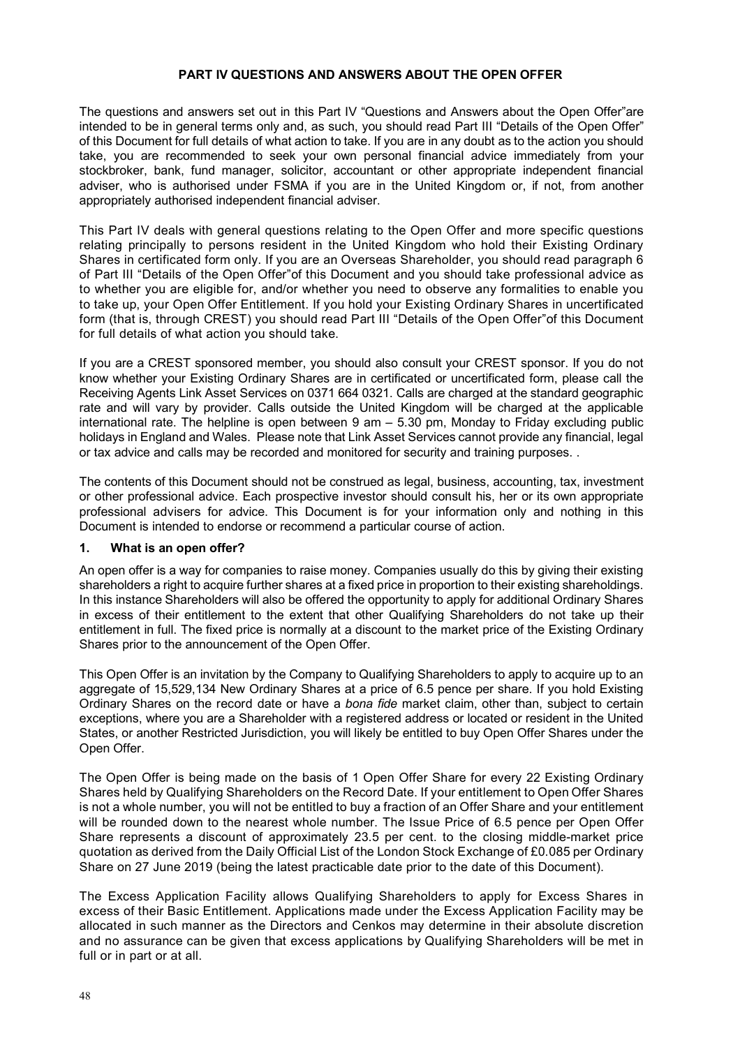## PART IV QUESTIONS AND ANSWERS ABOUT THE OPEN OFFER

The questions and answers set out in this Part IV "Questions and Answers about the Open Offer"are intended to be in general terms only and, as such, you should read Part III "Details of the Open Offer" of this Document for full details of what action to take. If you are in any doubt as to the action you should take, you are recommended to seek your own personal financial advice immediately from your stockbroker, bank, fund manager, solicitor, accountant or other appropriate independent financial adviser, who is authorised under FSMA if you are in the United Kingdom or, if not, from another appropriately authorised independent financial adviser.

This Part IV deals with general questions relating to the Open Offer and more specific questions relating principally to persons resident in the United Kingdom who hold their Existing Ordinary Shares in certificated form only. If you are an Overseas Shareholder, you should read paragraph 6 of Part III "Details of the Open Offer"of this Document and you should take professional advice as to whether you are eligible for, and/or whether you need to observe any formalities to enable you to take up, your Open Offer Entitlement. If you hold your Existing Ordinary Shares in uncertificated form (that is, through CREST) you should read Part III "Details of the Open Offer"of this Document for full details of what action you should take.

If you are a CREST sponsored member, you should also consult your CREST sponsor. If you do not know whether your Existing Ordinary Shares are in certificated or uncertificated form, please call the Receiving Agents Link Asset Services on 0371 664 0321. Calls are charged at the standard geographic rate and will vary by provider. Calls outside the United Kingdom will be charged at the applicable international rate. The helpline is open between 9 am – 5.30 pm, Monday to Friday excluding public holidays in England and Wales. Please note that Link Asset Services cannot provide any financial, legal or tax advice and calls may be recorded and monitored for security and training purposes. .

The contents of this Document should not be construed as legal, business, accounting, tax, investment or other professional advice. Each prospective investor should consult his, her or its own appropriate professional advisers for advice. This Document is for your information only and nothing in this Document is intended to endorse or recommend a particular course of action.

### 1. What is an open offer?

An open offer is a way for companies to raise money. Companies usually do this by giving their existing shareholders a right to acquire further shares at a fixed price in proportion to their existing shareholdings. In this instance Shareholders will also be offered the opportunity to apply for additional Ordinary Shares in excess of their entitlement to the extent that other Qualifying Shareholders do not take up their entitlement in full. The fixed price is normally at a discount to the market price of the Existing Ordinary Shares prior to the announcement of the Open Offer.

This Open Offer is an invitation by the Company to Qualifying Shareholders to apply to acquire up to an aggregate of 15,529,134 New Ordinary Shares at a price of 6.5 pence per share. If you hold Existing Ordinary Shares on the record date or have a *bona fide* market claim, other than, subject to certain exceptions, where you are a Shareholder with a registered address or located or resident in the United States, or another Restricted Jurisdiction, you will likely be entitled to buy Open Offer Shares under the Open Offer.

The Open Offer is being made on the basis of 1 Open Offer Share for every 22 Existing Ordinary Shares held by Qualifying Shareholders on the Record Date. If your entitlement to Open Offer Shares is not a whole number, you will not be entitled to buy a fraction of an Offer Share and your entitlement will be rounded down to the nearest whole number. The Issue Price of 6.5 pence per Open Offer Share represents a discount of approximately 23.5 per cent. to the closing middle-market price quotation as derived from the Daily Official List of the London Stock Exchange of £0.085 per Ordinary Share on 27 June 2019 (being the latest practicable date prior to the date of this Document).

The Excess Application Facility allows Qualifying Shareholders to apply for Excess Shares in excess of their Basic Entitlement. Applications made under the Excess Application Facility may be allocated in such manner as the Directors and Cenkos may determine in their absolute discretion and no assurance can be given that excess applications by Qualifying Shareholders will be met in full or in part or at all.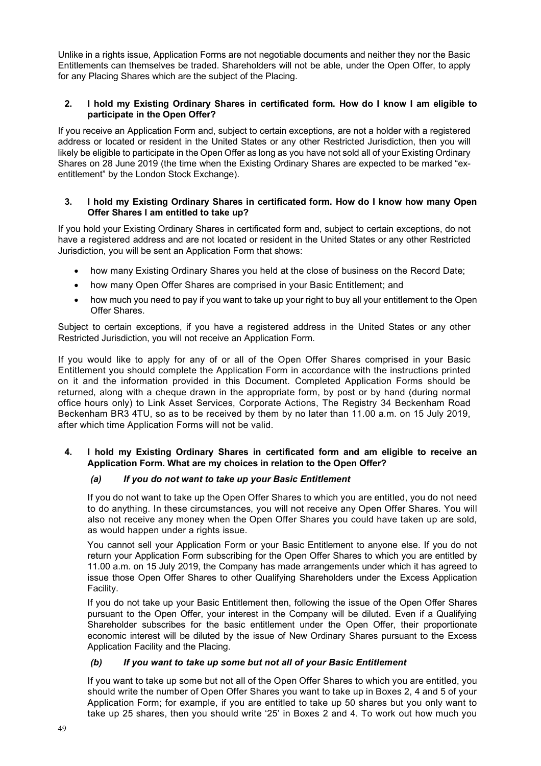Unlike in a rights issue, Application Forms are not negotiable documents and neither they nor the Basic Entitlements can themselves be traded. Shareholders will not be able, under the Open Offer, to apply for any Placing Shares which are the subject of the Placing.

**2. I hold my Existing Ordinary Shares in certificated form. How do I know I am eligible to participate in the Open Offer?**

If you receive an Application Form and, subject to certain exceptions, are not a holder with a registered address or located or resident in the United States or any other Restricted Jurisdiction, then you will likely be eligible to participate in the Open Offer as long as you have not sold all of your Existing Ordinary Shares on 28 June 2019 (the time when the Existing Ordinary Shares are expected to be marked "ex-entitlement" by the London Stock Exchange).

**3. I hold my Existing Ordinary Shares in certificated form. How do I know how many Open Offer Shares I am entitled to take up?**

If you hold your Existing Ordinary Shares in certificated form and, subject to certain exceptions, do not have a registered address and are not located or resident in the United States or any other Restricted Jurisdiction, you will be sent an Application Form that shows:

- how many Existing Ordinary Shares you held at the close of business on the Record Date;
- how many Open Offer Shares are comprised in your Basic Entitlement; and
- how much you need to pay if you want to take up your right to buy all your entitlement to the Open Offer Shares.

Subject to certain exceptions, if you have a registered address in the United States or any other Restricted Jurisdiction, you will not receive an Application Form.

If you would like to apply for any of or all of the Open Offer Shares comprised in your Basic Entitlement you should complete the Application Form in accordance with the instructions printed on it and the information provided in this Document. Completed Application Forms should be returned, along with a cheque drawn in the appropriate form, by post or by hand (during normal office hours only) to Link Asset Services, Corporate Actions, The Registry 34 Beckenham Road Beckenham BR3 4TU, so as to be received by them by no later than 11.00 a.m. on 15 July 2019, after which time Application Forms will not be valid.

**4. I hold my Existing Ordinary Shares in certificated form and am eligible to receive an Application Form. What are my choices in relation to the Open Offer?**

***(a) If you do not want to take up your Basic Entitlement***

If you do not want to take up the Open Offer Shares to which you are entitled, you do not need to do anything. In these circumstances, you will not receive any Open Offer Shares. You will also not receive any money when the Open Offer Shares you could have taken up are sold, as would happen under a rights issue.

You cannot sell your Application Form or your Basic Entitlement to anyone else. If you do not return your Application Form subscribing for the Open Offer Shares to which you are entitled by 11.00 a.m. on 15 July 2019, the Company has made arrangements under which it has agreed to issue those Open Offer Shares to other Qualifying Shareholders under the Excess Application Facility.

If you do not take up your Basic Entitlement then, following the issue of the Open Offer Shares pursuant to the Open Offer, your interest in the Company will be diluted. Even if a Qualifying Shareholder subscribes for the basic entitlement under the Open Offer, their proportionate economic interest will be diluted by the issue of New Ordinary Shares pursuant to the Excess Application Facility and the Placing.

***(b) If you want to take up some but not all of your Basic Entitlement***

If you want to take up some but not all of the Open Offer Shares to which you are entitled, you should write the number of Open Offer Shares you want to take up in Boxes 2, 4 and 5 of your Application Form; for example, if you are entitled to take up 50 shares but you only want to take up 25 shares, then you should write '25' in Boxes 2 and 4. To work out how much you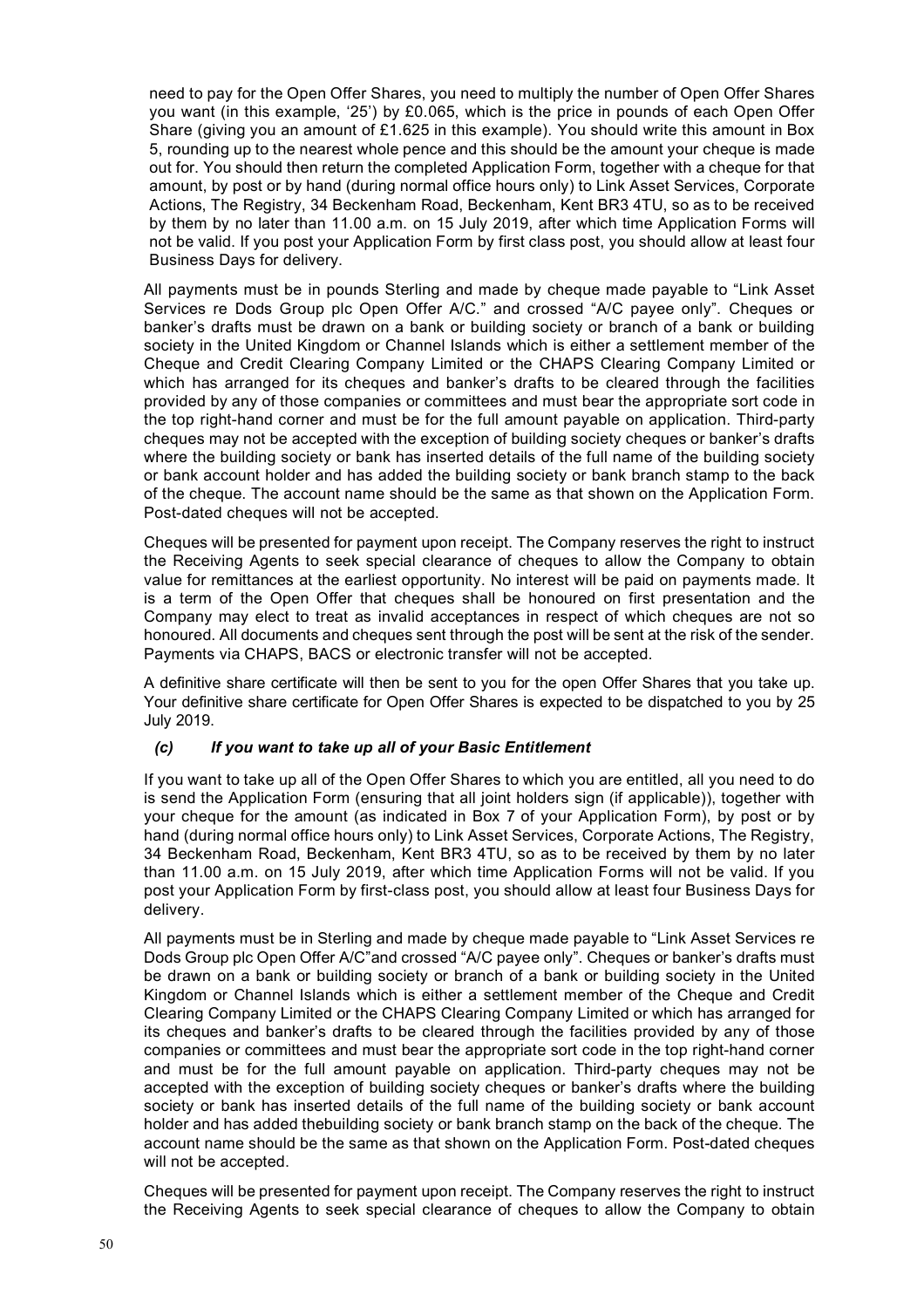need to pay for the Open Offer Shares, you need to multiply the number of Open Offer Shares you want (in this example, '25') by £0.065, which is the price in pounds of each Open Offer Share (giving you an amount of £1.625 in this example). You should write this amount in Box 5, rounding up to the nearest whole pence and this should be the amount your cheque is made out for. You should then return the completed Application Form, together with a cheque for that amount, by post or by hand (during normal office hours only) to Link Asset Services, Corporate Actions, The Registry, 34 Beckenham Road, Beckenham, Kent BR3 4TU, so as to be received by them by no later than 11.00 a.m. on 15 July 2019, after which time Application Forms will not be valid. If you post your Application Form by first class post, you should allow at least four Business Days for delivery.

All payments must be in pounds Sterling and made by cheque made payable to "Link Asset Services re Dods Group plc Open Offer A/C." and crossed "A/C payee only". Cheques or banker's drafts must be drawn on a bank or building society or branch of a bank or building society in the United Kingdom or Channel Islands which is either a settlement member of the Cheque and Credit Clearing Company Limited or the CHAPS Clearing Company Limited or which has arranged for its cheques and banker's drafts to be cleared through the facilities provided by any of those companies or committees and must bear the appropriate sort code in the top right-hand corner and must be for the full amount payable on application. Third-party cheques may not be accepted with the exception of building society cheques or banker's drafts where the building society or bank has inserted details of the full name of the building society or bank account holder and has added the building society or bank branch stamp to the back of the cheque. The account name should be the same as that shown on the Application Form. Post-dated cheques will not be accepted.

Cheques will be presented for payment upon receipt. The Company reserves the right to instruct the Receiving Agents to seek special clearance of cheques to allow the Company to obtain value for remittances at the earliest opportunity. No interest will be paid on payments made. It is a term of the Open Offer that cheques shall be honoured on first presentation and the Company may elect to treat as invalid acceptances in respect of which cheques are not so honoured. All documents and cheques sent through the post will be sent at the risk of the sender. Payments via CHAPS, BACS or electronic transfer will not be accepted.

A definitive share certificate will then be sent to you for the open Offer Shares that you take up. Your definitive share certificate for Open Offer Shares is expected to be dispatched to you by 25 July 2019.

### *(c) If you want to take up all of your Basic Entitlement*

If you want to take up all of the Open Offer Shares to which you are entitled, all you need to do is send the Application Form (ensuring that all joint holders sign (if applicable)), together with your cheque for the amount (as indicated in Box 7 of your Application Form), by post or by hand (during normal office hours only) to Link Asset Services, Corporate Actions, The Registry, 34 Beckenham Road, Beckenham, Kent BR3 4TU, so as to be received by them by no later than 11.00 a.m. on 15 July 2019, after which time Application Forms will not be valid. If you post your Application Form by first-class post, you should allow at least four Business Days for delivery.

All payments must be in Sterling and made by cheque made payable to "Link Asset Services re Dods Group plc Open Offer A/C"and crossed "A/C payee only". Cheques or banker's drafts must be drawn on a bank or building society or branch of a bank or building society in the United Kingdom or Channel Islands which is either a settlement member of the Cheque and Credit Clearing Company Limited or the CHAPS Clearing Company Limited or which has arranged for its cheques and banker's drafts to be cleared through the facilities provided by any of those companies or committees and must bear the appropriate sort code in the top right-hand corner and must be for the full amount payable on application. Third-party cheques may not be accepted with the exception of building society cheques or banker's drafts where the building society or bank has inserted details of the full name of the building society or bank account holder and has added thebuilding society or bank branch stamp on the back of the cheque. The account name should be the same as that shown on the Application Form. Post-dated cheques will not be accepted.

Cheques will be presented for payment upon receipt. The Company reserves the right to instruct the Receiving Agents to seek special clearance of cheques to allow the Company to obtain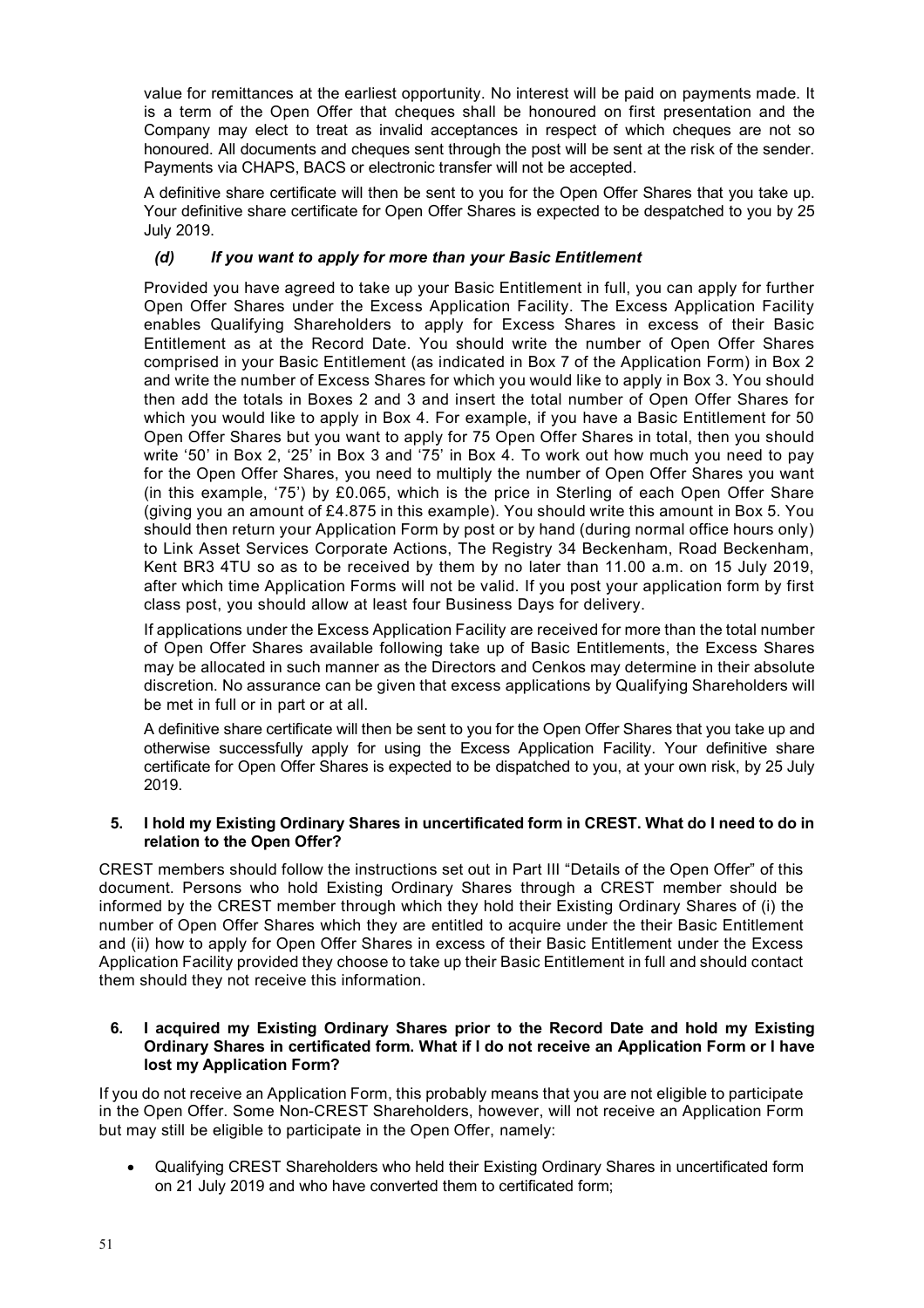value for remittances at the earliest opportunity. No interest will be paid on payments made. It is a term of the Open Offer that cheques shall be honoured on first presentation and the Company may elect to treat as invalid acceptances in respect of which cheques are not so honoured. All documents and cheques sent through the post will be sent at the risk of the sender. Payments via CHAPS, BACS or electronic transfer will not be accepted.

A definitive share certificate will then be sent to you for the Open Offer Shares that you take up. Your definitive share certificate for Open Offer Shares is expected to be despatched to you by 25 July 2019.

### *(d) If you want to apply for more than your Basic Entitlement*

Provided you have agreed to take up your Basic Entitlement in full, you can apply for further Open Offer Shares under the Excess Application Facility. The Excess Application Facility enables Qualifying Shareholders to apply for Excess Shares in excess of their Basic Entitlement as at the Record Date. You should write the number of Open Offer Shares comprised in your Basic Entitlement (as indicated in Box 7 of the Application Form) in Box 2 and write the number of Excess Shares for which you would like to apply in Box 3. You should then add the totals in Boxes 2 and 3 and insert the total number of Open Offer Shares for which you would like to apply in Box 4. For example, if you have a Basic Entitlement for 50 Open Offer Shares but you want to apply for 75 Open Offer Shares in total, then you should write '50' in Box 2, '25' in Box 3 and '75' in Box 4. To work out how much you need to pay for the Open Offer Shares, you need to multiply the number of Open Offer Shares you want (in this example, '75') by £0.065, which is the price in Sterling of each Open Offer Share (giving you an amount of £4.875 in this example). You should write this amount in Box 5. You should then return your Application Form by post or by hand (during normal office hours only) to Link Asset Services Corporate Actions, The Registry 34 Beckenham, Road Beckenham, Kent BR3 4TU so as to be received by them by no later than 11.00 a.m. on 15 July 2019, after which time Application Forms will not be valid. If you post your application form by first class post, you should allow at least four Business Days for delivery.

If applications under the Excess Application Facility are received for more than the total number of Open Offer Shares available following take up of Basic Entitlements, the Excess Shares may be allocated in such manner as the Directors and Cenkos may determine in their absolute discretion. No assurance can be given that excess applications by Qualifying Shareholders will be met in full or in part or at all.

A definitive share certificate will then be sent to you for the Open Offer Shares that you take up and otherwise successfully apply for using the Excess Application Facility. Your definitive share certificate for Open Offer Shares is expected to be dispatched to you, at your own risk, by 25 July 2019.

**5. I hold my Existing Ordinary Shares in uncertificated form in CREST. What do I need to do in relation to the Open Offer?**

CREST members should follow the instructions set out in Part III "Details of the Open Offer" of this document. Persons who hold Existing Ordinary Shares through a CREST member should be informed by the CREST member through which they hold their Existing Ordinary Shares of (i) the number of Open Offer Shares which they are entitled to acquire under the their Basic Entitlement and (ii) how to apply for Open Offer Shares in excess of their Basic Entitlement under the Excess Application Facility provided they choose to take up their Basic Entitlement in full and should contact them should they not receive this information.

**6. I acquired my Existing Ordinary Shares prior to the Record Date and hold my Existing Ordinary Shares in certificated form. What if I do not receive an Application Form or I have lost my Application Form?**

If you do not receive an Application Form, this probably means that you are not eligible to participate in the Open Offer. Some Non-CREST Shareholders, however, will not receive an Application Form but may still be eligible to participate in the Open Offer, namely:

- Qualifying CREST Shareholders who held their Existing Ordinary Shares in uncertificated form on 21 July 2019 and who have converted them to certificated form;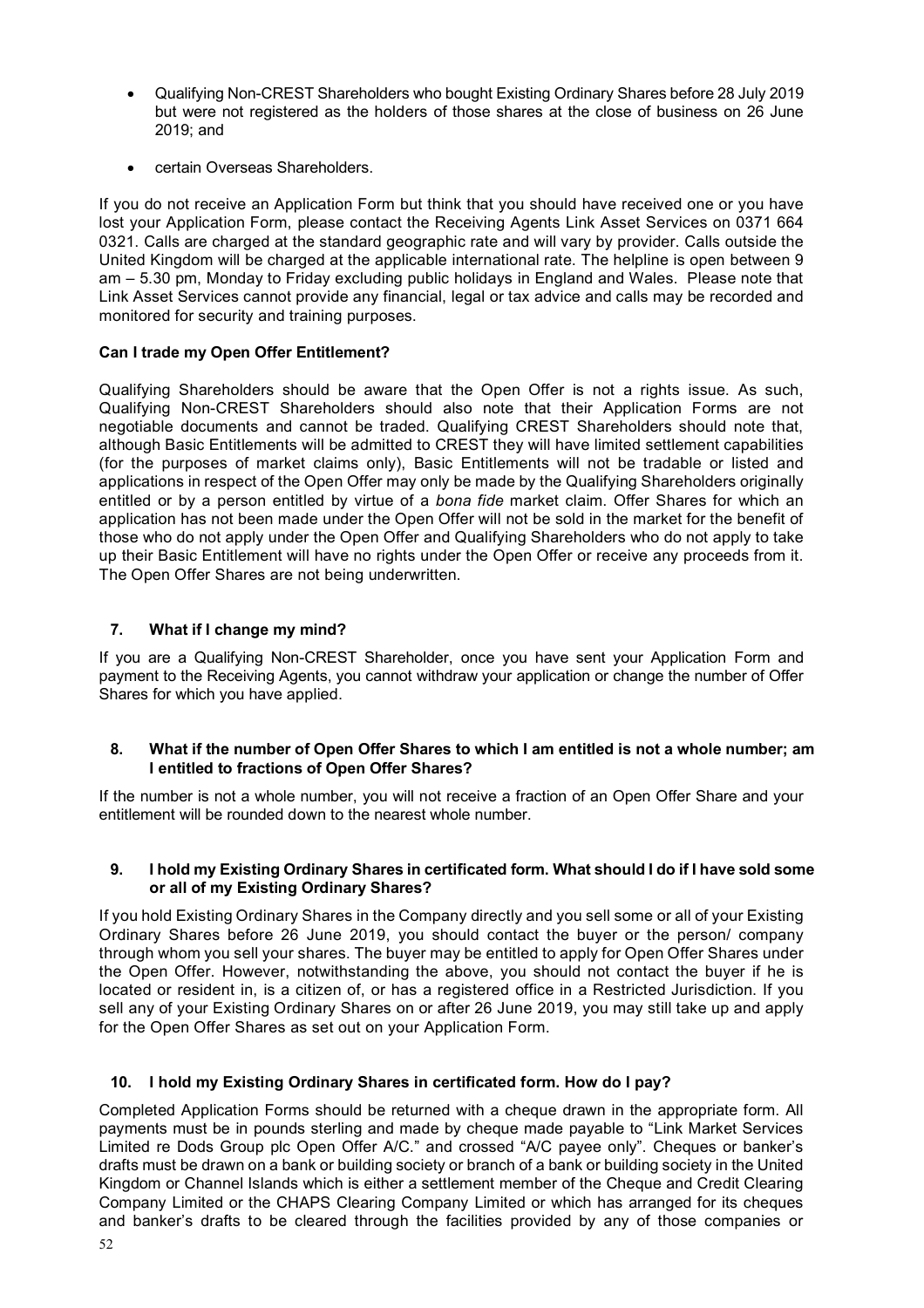- Qualifying Non-CREST Shareholders who bought Existing Ordinary Shares before 28 July 2019 but were not registered as the holders of those shares at the close of business on 26 June 2019; and
- certain Overseas Shareholders.

If you do not receive an Application Form but think that you should have received one or you have lost your Application Form, please contact the Receiving Agents Link Asset Services on 0371 664 0321. Calls are charged at the standard geographic rate and will vary by provider. Calls outside the United Kingdom will be charged at the applicable international rate. The helpline is open between 9 am – 5.30 pm, Monday to Friday excluding public holidays in England and Wales. Please note that Link Asset Services cannot provide any financial, legal or tax advice and calls may be recorded and monitored for security and training purposes.

**Can I trade my Open Offer Entitlement?**

Qualifying Shareholders should be aware that the Open Offer is not a rights issue. As such, Qualifying Non-CREST Shareholders should also note that their Application Forms are not negotiable documents and cannot be traded. Qualifying CREST Shareholders should note that, although Basic Entitlements will be admitted to CREST they will have limited settlement capabilities (for the purposes of market claims only), Basic Entitlements will not be tradable or listed and applications in respect of the Open Offer may only be made by the Qualifying Shareholders originally entitled or by a person entitled by virtue of a *bona fide* market claim. Offer Shares for which an application has not been made under the Open Offer will not be sold in the market for the benefit of those who do not apply under the Open Offer and Qualifying Shareholders who do not apply to take up their Basic Entitlement will have no rights under the Open Offer or receive any proceeds from it. The Open Offer Shares are not being underwritten.

## 7. What if I change my mind?

If you are a Qualifying Non-CREST Shareholder, once you have sent your Application Form and payment to the Receiving Agents, you cannot withdraw your application or change the number of Offer Shares for which you have applied.

## 8. What if the number of Open Offer Shares to which I am entitled is not a whole number; am I entitled to fractions of Open Offer Shares?

If the number is not a whole number, you will not receive a fraction of an Open Offer Share and your entitlement will be rounded down to the nearest whole number.

## 9. I hold my Existing Ordinary Shares in certificated form. What should I do if I have sold some or all of my Existing Ordinary Shares?

If you hold Existing Ordinary Shares in the Company directly and you sell some or all of your Existing Ordinary Shares before 26 June 2019, you should contact the buyer or the person/ company through whom you sell your shares. The buyer may be entitled to apply for Open Offer Shares under the Open Offer. However, notwithstanding the above, you should not contact the buyer if he is located or resident in, is a citizen of, or has a registered office in a Restricted Jurisdiction. If you sell any of your Existing Ordinary Shares on or after 26 June 2019, you may still take up and apply for the Open Offer Shares as set out on your Application Form.

## 10. I hold my Existing Ordinary Shares in certificated form. How do I pay?

Completed Application Forms should be returned with a cheque drawn in the appropriate form. All payments must be in pounds sterling and made by cheque made payable to "Link Market Services Limited re Dods Group plc Open Offer A/C." and crossed "A/C payee only". Cheques or banker's drafts must be drawn on a bank or building society or branch of a bank or building society in the United Kingdom or Channel Islands which is either a settlement member of the Cheque and Credit Clearing Company Limited or the CHAPS Clearing Company Limited or which has arranged for its cheques and banker's drafts to be cleared through the facilities provided by any of those companies or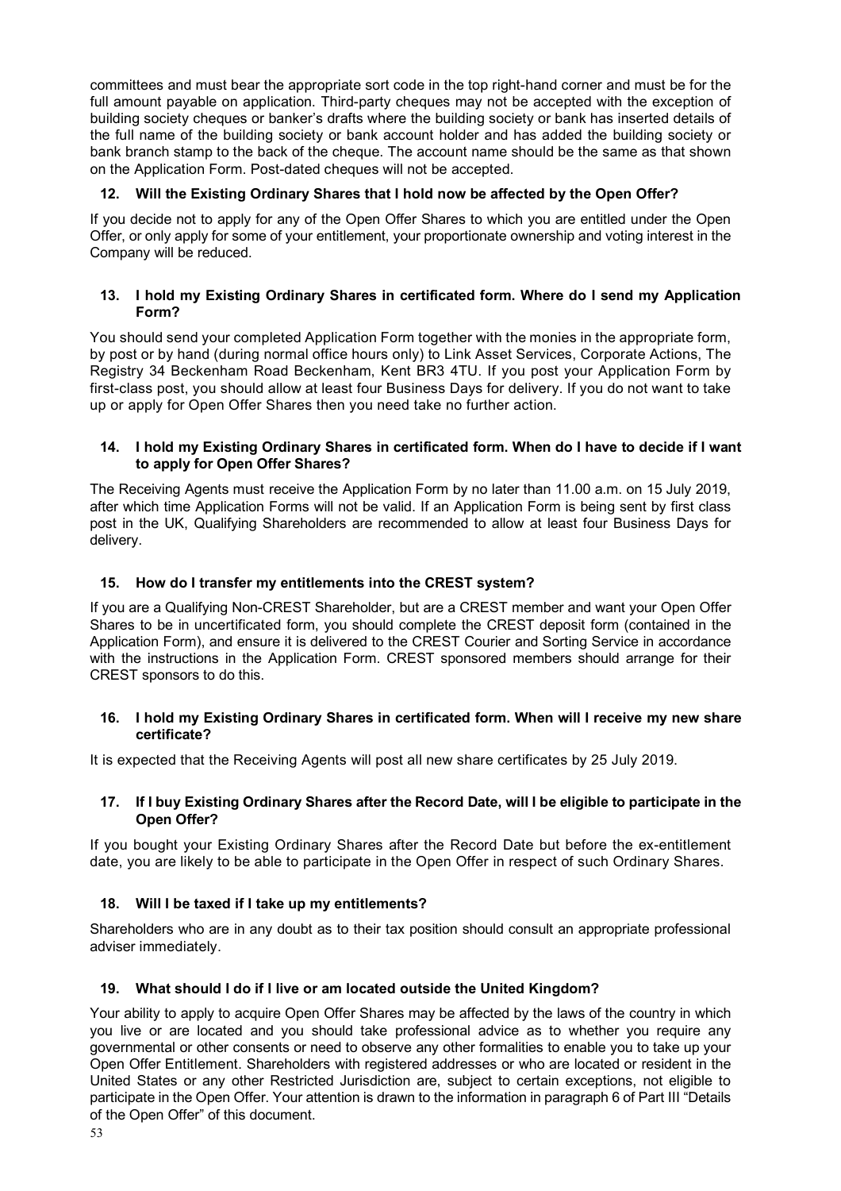committees and must bear the appropriate sort code in the top right-hand corner and must be for the full amount payable on application. Third-party cheques may not be accepted with the exception of building society cheques or banker's drafts where the building society or bank has inserted details of the full name of the building society or bank account holder and has added the building society or bank branch stamp to the back of the cheque. The account name should be the same as that shown on the Application Form. Post-dated cheques will not be accepted.

### 12. Will the Existing Ordinary Shares that I hold now be affected by the Open Offer?

If you decide not to apply for any of the Open Offer Shares to which you are entitled under the Open Offer, or only apply for some of your entitlement, your proportionate ownership and voting interest in the Company will be reduced.

### 13. I hold my Existing Ordinary Shares in certificated form. Where do I send my Application Form?

You should send your completed Application Form together with the monies in the appropriate form, by post or by hand (during normal office hours only) to Link Asset Services, Corporate Actions, The Registry 34 Beckenham Road Beckenham, Kent BR3 4TU. If you post your Application Form by first-class post, you should allow at least four Business Days for delivery. If you do not want to take up or apply for Open Offer Shares then you need take no further action.

### 14. I hold my Existing Ordinary Shares in certificated form. When do I have to decide if I want to apply for Open Offer Shares?

The Receiving Agents must receive the Application Form by no later than 11.00 a.m. on 15 July 2019, after which time Application Forms will not be valid. If an Application Form is being sent by first class post in the UK, Qualifying Shareholders are recommended to allow at least four Business Days for delivery.

### 15. How do I transfer my entitlements into the CREST system?

If you are a Qualifying Non-CREST Shareholder, but are a CREST member and want your Open Offer Shares to be in uncertificated form, you should complete the CREST deposit form (contained in the Application Form), and ensure it is delivered to the CREST Courier and Sorting Service in accordance with the instructions in the Application Form. CREST sponsored members should arrange for their CREST sponsors to do this.

### 16. I hold my Existing Ordinary Shares in certificated form. When will I receive my new share certificate?

It is expected that the Receiving Agents will post all new share certificates by 25 July 2019.

### 17. If I buy Existing Ordinary Shares after the Record Date, will I be eligible to participate in the Open Offer?

If you bought your Existing Ordinary Shares after the Record Date but before the ex-entitlement date, you are likely to be able to participate in the Open Offer in respect of such Ordinary Shares.

### 18. Will I be taxed if I take up my entitlements?

Shareholders who are in any doubt as to their tax position should consult an appropriate professional adviser immediately.

### 19. What should I do if I live or am located outside the United Kingdom?

Your ability to apply to acquire Open Offer Shares may be affected by the laws of the country in which you live or are located and you should take professional advice as to whether you require any governmental or other consents or need to observe any other formalities to enable you to take up your Open Offer Entitlement. Shareholders with registered addresses or who are located or resident in the United States or any other Restricted Jurisdiction are, subject to certain exceptions, not eligible to participate in the Open Offer. Your attention is drawn to the information in paragraph 6 of Part III "Details of the Open Offer" of this document.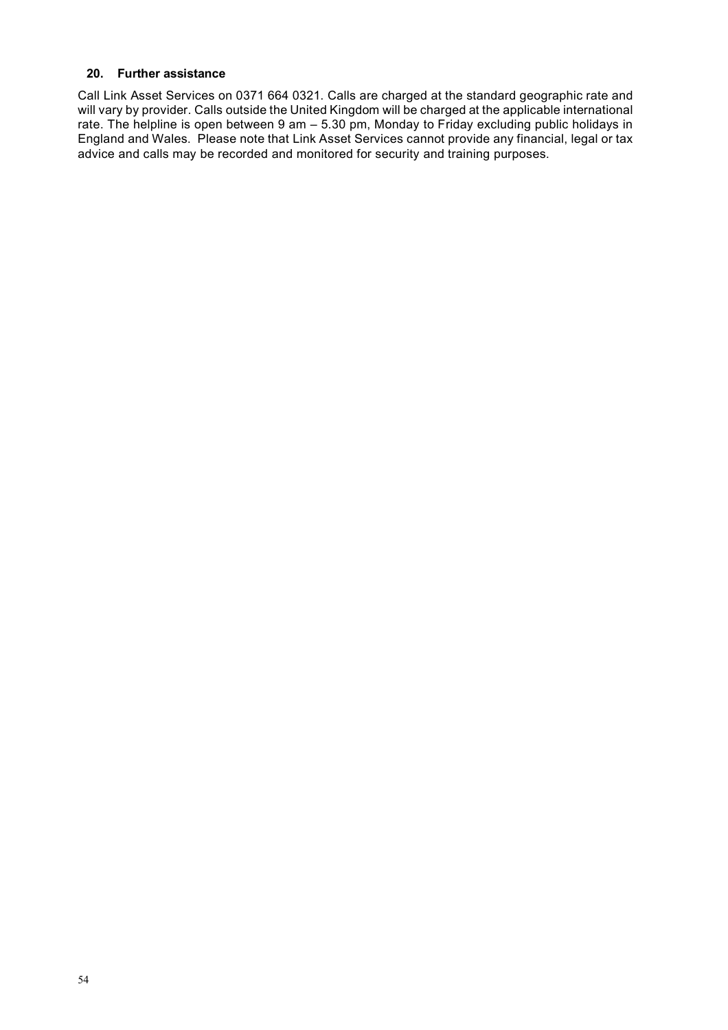#### 20. Further assistance

Call Link Asset Services on 0371 664 0321. Calls are charged at the standard geographic rate and will vary by provider. Calls outside the United Kingdom will be charged at the applicable international rate. The helpline is open between 9 am – 5.30 pm, Monday to Friday excluding public holidays in England and Wales. Please note that Link Asset Services cannot provide any financial, legal or tax advice and calls may be recorded and monitored for security and training purposes.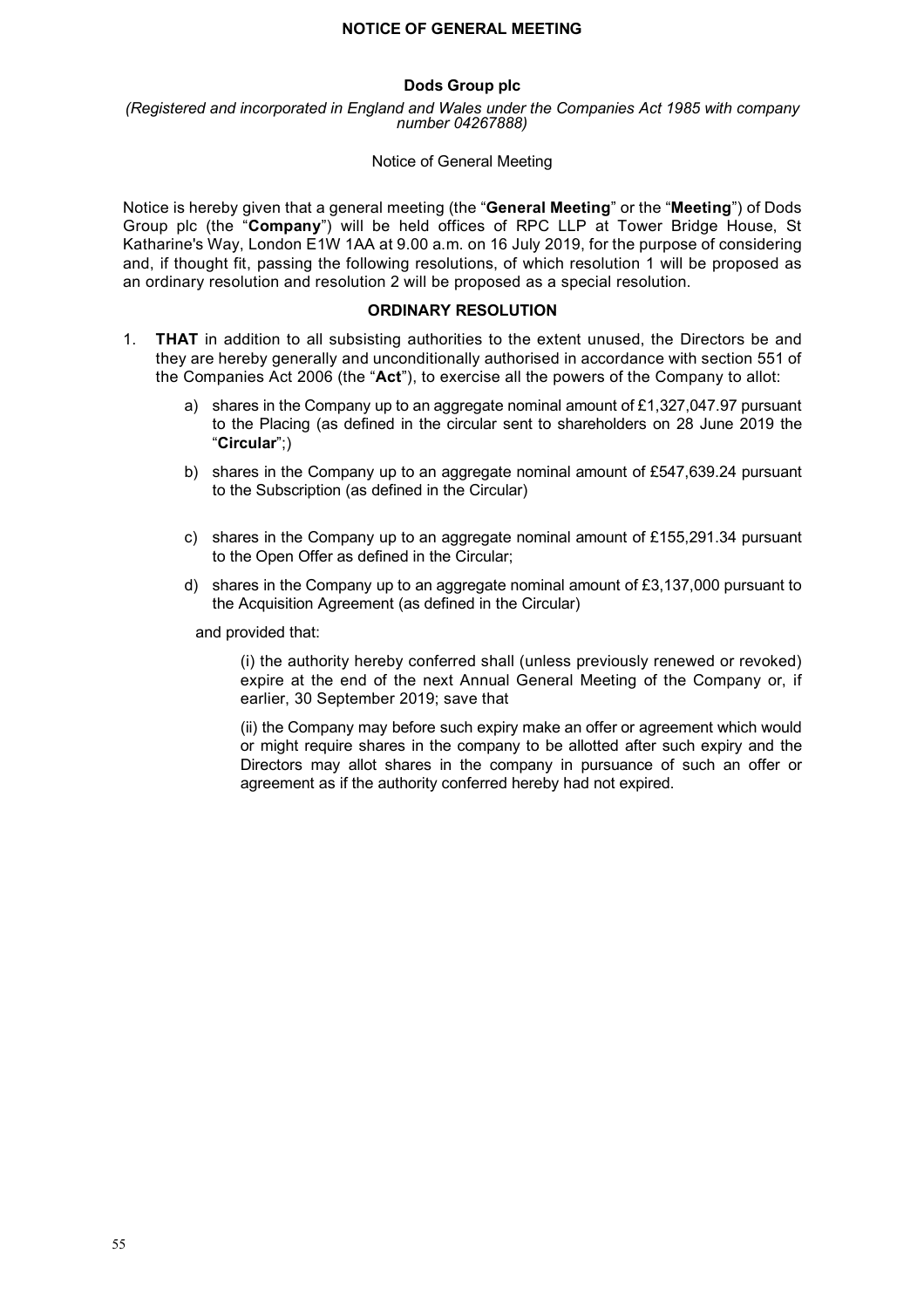**NOTICE OF GENERAL MEETING**

**Dods Group plc**

*(Registered and incorporated in England and Wales under the Companies Act 1985 with company number 04267888)*

Notice of General Meeting

Notice is hereby given that a general meeting (the "**General Meeting**" or the "**Meeting**") of Dods Group plc (the "**Company**") will be held offices of RPC LLP at Tower Bridge House, St Katharine's Way, London E1W 1AA at 9.00 a.m. on 16 July 2019, for the purpose of considering and, if thought fit, passing the following resolutions, of which resolution 1 will be proposed as an ordinary resolution and resolution 2 will be proposed as a special resolution.

**ORDINARY RESOLUTION**

1. **THAT** in addition to all subsisting authorities to the extent unused, the Directors be and they are hereby generally and unconditionally authorised in accordance with section 551 of the Companies Act 2006 (the "**Act**"), to exercise all the powers of the Company to allot:

   a) shares in the Company up to an aggregate nominal amount of £1,327,047.97 pursuant to the Placing (as defined in the circular sent to shareholders on 28 June 2019 the "**Circular**";)

   b) shares in the Company up to an aggregate nominal amount of £547,639.24 pursuant to the Subscription (as defined in the Circular)

   c) shares in the Company up to an aggregate nominal amount of £155,291.34 pursuant to the Open Offer as defined in the Circular;

   d) shares in the Company up to an aggregate nominal amount of £3,137,000 pursuant to the Acquisition Agreement (as defined in the Circular)

   and provided that:

   (i) the authority hereby conferred shall (unless previously renewed or revoked) expire at the end of the next Annual General Meeting of the Company or, if earlier, 30 September 2019; save that

   (ii) the Company may before such expiry make an offer or agreement which would or might require shares in the company to be allotted after such expiry and the Directors may allot shares in the company in pursuance of such an offer or agreement as if the authority conferred hereby had not expired.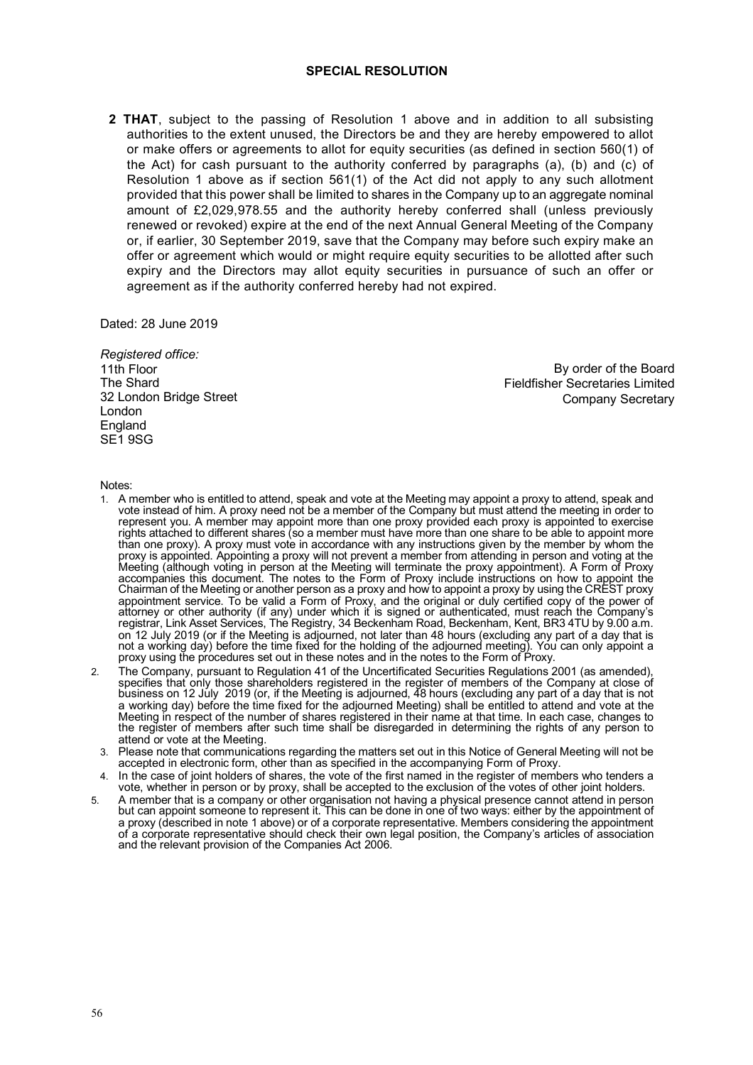## SPECIAL RESOLUTION

**2 THAT**, subject to the passing of Resolution 1 above and in addition to all subsisting authorities to the extent unused, the Directors be and they are hereby empowered to allot or make offers or agreements to allot for equity securities (as defined in section 560(1) of the Act) for cash pursuant to the authority conferred by paragraphs (a), (b) and (c) of Resolution 1 above as if section 561(1) of the Act did not apply to any such allotment provided that this power shall be limited to shares in the Company up to an aggregate nominal amount of £2,029,978.55 and the authority hereby conferred shall (unless previously renewed or revoked) expire at the end of the next Annual General Meeting of the Company or, if earlier, 30 September 2019, save that the Company may before such expiry make an offer or agreement which would or might require equity securities to be allotted after such expiry and the Directors may allot equity securities in pursuance of such an offer or agreement as if the authority conferred hereby had not expired.

Dated: 28 June 2019

*Registered office:*
11th Floor
The Shard
32 London Bridge Street
London
England
SE1 9SG

By order of the Board
Fieldfisher Secretaries Limited
Company Secretary

Notes:

1. A member who is entitled to attend, speak and vote at the Meeting may appoint a proxy to attend, speak and vote instead of him. A proxy need not be a member of the Company but must attend the meeting in order to represent you. A member may appoint more than one proxy provided each proxy is appointed to exercise rights attached to different shares (so a member must have more than one share to be able to appoint more than one proxy). A proxy must vote in accordance with any instructions given by the member by whom the proxy is appointed. Appointing a proxy will not prevent a member from attending in person and voting at the Meeting (although voting in person at the Meeting will terminate the proxy appointment). A Form of Proxy accompanies this document. The notes to the Form of Proxy include instructions on how to appoint the Chairman of the Meeting or another person as a proxy and how to appoint a proxy by using the CREST proxy appointment service. To be valid a Form of Proxy, and the original or duly certified copy of the power of attorney or other authority (if any) under which it is signed or authenticated, must reach the Company's registrar, Link Asset Services, The Registry, 34 Beckenham Road, Beckenham, Kent, BR3 4TU by 9.00 a.m. on 12 July 2019 (or if the Meeting is adjourned, not later than 48 hours (excluding any part of a day that is not a working day) before the time fixed for the holding of the adjourned meeting). You can only appoint a proxy using the procedures set out in these notes and in the notes to the Form of Proxy.
2. The Company, pursuant to Regulation 41 of the Uncertificated Securities Regulations 2001 (as amended), specifies that only those shareholders registered in the register of members of the Company at close of business on 12 July 2019 (or, if the Meeting is adjourned, 48 hours (excluding any part of a day that is not a working day) before the time fixed for the adjourned Meeting) shall be entitled to attend and vote at the Meeting in respect of the number of shares registered in their name at that time. In each case, changes to the register of members after such time shall be disregarded in determining the rights of any person to attend or vote at the Meeting.
3. Please note that communications regarding the matters set out in this Notice of General Meeting will not be accepted in electronic form, other than as specified in the accompanying Form of Proxy.
4. In the case of joint holders of shares, the vote of the first named in the register of members who tenders a vote, whether in person or by proxy, shall be accepted to the exclusion of the votes of other joint holders.
5. A member that is a company or other organisation not having a physical presence cannot attend in person but can appoint someone to represent it. This can be done in one of two ways: either by the appointment of a proxy (described in note 1 above) or of a corporate representative. Members considering the appointment of a corporate representative should check their own legal position, the Company's articles of association and the relevant provision of the Companies Act 2006.